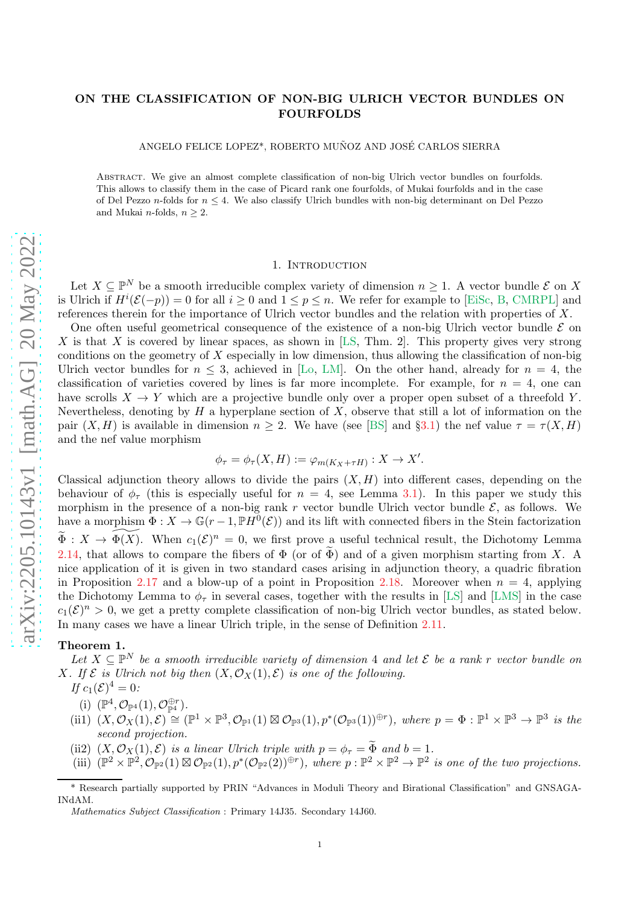# ON THE CLASSIFICATION OF NON-BIG ULRICH VECTOR BUNDLES ON FOURFOLDS

ANGELO FELICE LOPEZ*, ROBERTO MUÑOZ AND JOSÉ CARLOS SIERRA

Abstract. We give an almost complete classification of non-big Ulrich vector bundles on fourfolds. This allows to classify them in the case of Picard rank one fourfolds, of Mukai fourfolds and in the case of Del Pezzo $n$-folds for $n \le 4$. We also classify Ulrich bundles with non-big determinant on Del Pezzo and Mukai $n$-folds, $n \ge 2$.

## 1. Introduction

Let $X \subseteq \mathbb{P}^N$ be a smooth irreducible complex variety of dimension $n \ge 1$. A vector bundle $\mathcal{E}$ on $X$ is Ulrich if $H^i(\mathcal{E}(-p)) = 0$ for all $i \ge 0$ and $1 \le p \le n$. We refer for example to [EiSc, B, CMRPL] and references therein for the importance of Ulrich vector bundles and the relation with properties of $X$.

One often useful geometrical consequence of the existence of a non-big Ulrich vector bundle $\mathcal{E}$ on $X$ is that $X$ is covered by linear spaces, as shown in [LS, Thm. 2]. This property gives very strong conditions on the geometry of $X$ especially in low dimension, thus allowing the classification of non-big Ulrich vector bundles for $n \le 3$, achieved in [Lo, LM]. On the other hand, already for $n = 4$, the classification of varieties covered by lines is far more incomplete. For example, for $n = 4$, one can have scrolls $X \to Y$ which are a projective bundle only over a proper open subset of a threefold $Y$. Nevertheless, denoting by $H$ a hyperplane section of $X$, observe that still a lot of information on the pair $(X, H)$ is available in dimension $n \ge 2$. We have (see [BS] and §3.1) the nef value $\tau = \tau(X, H)$ and the nef value morphism

$$\phi_\tau = \phi_\tau(X, H) := \varphi_{m(K_X + \tau H)} : X \to X'.$$

Classical adjunction theory allows to divide the pairs $(X, H)$ into different cases, depending on the behaviour of $\phi_\tau$ (this is especially useful for $n = 4$, see Lemma 3.1). In this paper we study this morphism in the presence of a non-big rank $r$ vector bundle Ulrich vector bundle $\mathcal{E}$, as follows. We have a morphism $\Phi : X \to \mathbb{G}(r-1, \mathbb{P}H^0(\mathcal{E}))$ and its lift with connected fibers in the Stein factorization $\widetilde{\Phi} : X \to \widetilde{\Phi(X)}$. When $c_1(\mathcal{E})^n = 0$, we first prove a useful technical result, the Dichotomy Lemma 2.14, that allows to compare the fibers of $\Phi$ (or of $\widetilde{\Phi}$) and of a given morphism starting from $X$. A nice application of it is given in two standard cases arising in adjunction theory, a quadric fibration in Proposition 2.17 and a blow-up of a point in Proposition 2.18. Moreover when $n = 4$, applying the Dichotomy Lemma to $\phi_\tau$ in several cases, together with the results in [LS] and [LMS] in the case $c_1(\mathcal{E})^n > 0$, we get a pretty complete classification of non-big Ulrich vector bundles, as stated below. In many cases we have a linear Ulrich triple, in the sense of Definition 2.11.

**Theorem 1.**

*Let $X \subseteq \mathbb{P}^N$ be a smooth irreducible variety of dimension 4 and let $\mathcal{E}$ be a rank $r$ vector bundle on $X$. If $\mathcal{E}$ is Ulrich not big then $(X, \mathcal{O}_X(1), \mathcal{E})$ is one of the following.*

*If $c_1(\mathcal{E})^4 = 0$:*

- (i) $(\mathbb{P}^4, \mathcal{O}_{\mathbb{P}^4}(1), \mathcal{O}_{\mathbb{P}^4}^{\oplus r})$.
- (ii1) $(X, \mathcal{O}_X(1), \mathcal{E}) \cong (\mathbb{P}^1 \times \mathbb{P}^3, \mathcal{O}_{\mathbb{P}^1}(1) \boxtimes \mathcal{O}_{\mathbb{P}^3}(1), p^*(\mathcal{O}_{\mathbb{P}^3}(1))^{\oplus r})$, *where $p = \Phi : \mathbb{P}^1 \times \mathbb{P}^3 \to \mathbb{P}^3$ is the second projection.*
- (ii2) $(X, \mathcal{O}_X(1), \mathcal{E})$ *is a linear Ulrich triple with $p = \phi_\tau = \widetilde{\Phi}$ and $b = 1$.*
- (iii) $(\mathbb{P}^2 \times \mathbb{P}^2, \mathcal{O}_{\mathbb{P}^2}(1) \boxtimes \mathcal{O}_{\mathbb{P}^2}(1), p^*(\mathcal{O}_{\mathbb{P}^2}(2))^{\oplus r})$, *where $p : \mathbb{P}^2 \times \mathbb{P}^2 \to \mathbb{P}^2$ is one of the two projections.*

---

\* Research partially supported by PRIN "Advances in Moduli Theory and Birational Classification" and GNSAGA-INdAM.

*Mathematics Subject Classification* : Primary 14J35. Secondary 14J60.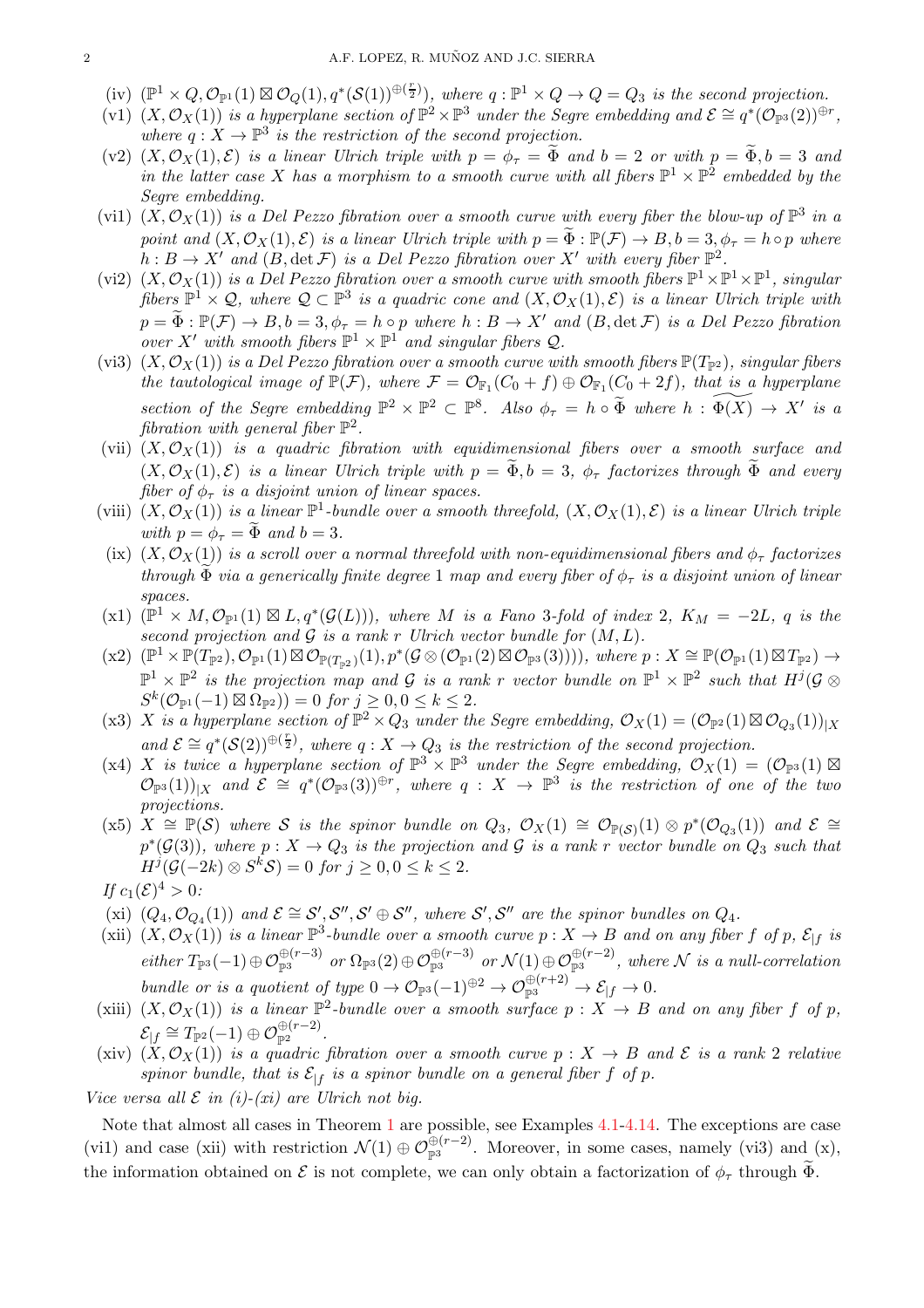(iv) $(\mathbb{P}^1 \times Q, \mathcal{O}_{\mathbb{P}^1}(1) \boxtimes \mathcal{O}_Q(1), q^*(\mathcal{S}(1))^{\oplus(\frac{r}{2})})$, *where* $q : \mathbb{P}^1 \times Q \to Q = Q_3$ *is the second projection.*

(v1) $(X, \mathcal{O}_X(1))$ *is a hyperplane section of* $\mathbb{P}^2 \times \mathbb{P}^3$ *under the Segre embedding and* $\mathcal{E} \cong q^*(\mathcal{O}_{\mathbb{P}^3}(2))^{\oplus r}$, *where* $q : X \to \mathbb{P}^3$ *is the restriction of the second projection.*

(v2) $(X, \mathcal{O}_X(1), \mathcal{E})$ *is a linear Ulrich triple with* $p = \phi_\tau = \widetilde{\Phi}$ *and* $b = 2$ *or with* $p = \widetilde{\Phi}, b = 3$ *and in the latter case* $X$ *has a morphism to a smooth curve with all fibers* $\mathbb{P}^1 \times \mathbb{P}^2$ *embedded by the Segre embedding.*

(vi1) $(X, \mathcal{O}_X(1))$ *is a Del Pezzo fibration over a smooth curve with every fiber the blow-up of* $\mathbb{P}^3$ *in a point and* $(X, \mathcal{O}_X(1), \mathcal{E})$ *is a linear Ulrich triple with* $p = \widetilde{\Phi} : \mathbb{P}(\mathcal{F}) \to B, b = 3, \phi_\tau = h \circ p$ *where* $h : B \to X'$ *and* $(B, \det \mathcal{F})$ *is a Del Pezzo fibration over* $X'$ *with every fiber* $\mathbb{P}^2$.

(vi2) $(X, \mathcal{O}_X(1))$ *is a Del Pezzo fibration over a smooth curve with smooth fibers* $\mathbb{P}^1 \times \mathbb{P}^1 \times \mathbb{P}^1$, *singular fibers* $\mathbb{P}^1 \times \mathcal{Q}$, *where* $\mathcal{Q} \subset \mathbb{P}^3$ *is a quadric cone and* $(X, \mathcal{O}_X(1), \mathcal{E})$ *is a linear Ulrich triple with* $p = \widetilde{\Phi} : \mathbb{P}(\mathcal{F}) \to B, b = 3, \phi_\tau = h \circ p$ *where* $h : B \to X'$ *and* $(B, \det \mathcal{F})$ *is a Del Pezzo fibration over* $X'$ *with smooth fibers* $\mathbb{P}^1 \times \mathbb{P}^1$ *and singular fibers* $\mathcal{Q}$.

(vi3) $(X, \mathcal{O}_X(1))$ *is a Del Pezzo fibration over a smooth curve with smooth fibers* $\mathbb{P}(T_{\mathbb{P}^2})$, *singular fibers the tautological image of* $\mathbb{P}(\mathcal{F})$, *where* $\mathcal{F} = \mathcal{O}_{\mathbb{F}_1}(C_0 + f) \oplus \mathcal{O}_{\mathbb{F}_1}(C_0 + 2f)$, *that is a hyperplane section of the Segre embedding* $\mathbb{P}^2 \times \mathbb{P}^2 \subset \mathbb{P}^8$. *Also* $\phi_\tau = h \circ \widetilde{\Phi}$ *where* $h : \widetilde{\Phi(X)} \to X'$ *is a fibration with general fiber* $\mathbb{P}^2$.

(vii) $(X, \mathcal{O}_X(1))$ *is a quadric fibration with equidimensional fibers over a smooth surface and* $(X, \mathcal{O}_X(1), \mathcal{E})$ *is a linear Ulrich triple with* $p = \widetilde{\Phi}, b = 3$, $\phi_\tau$ *factorizes through* $\widetilde{\Phi}$ *and every fiber of* $\phi_\tau$ *is a disjoint union of linear spaces.*

(viii) $(X, \mathcal{O}_X(1))$ *is a linear* $\mathbb{P}^1$*-bundle over a smooth threefold,* $(X, \mathcal{O}_X(1), \mathcal{E})$ *is a linear Ulrich triple with* $p = \phi_\tau = \widetilde{\Phi}$ *and* $b = 3$.

(ix) $(X, \mathcal{O}_X(1))$ *is a scroll over a normal threefold with non-equidimensional fibers and* $\phi_\tau$ *factorizes through* $\widetilde{\Phi}$ *via a generically finite degree* 1 *map and every fiber of* $\phi_\tau$ *is a disjoint union of linear spaces.*

(x1) $(\mathbb{P}^1 \times M, \mathcal{O}_{\mathbb{P}^1}(1) \boxtimes L, q^*(\mathcal{G}(L)))$, *where* $M$ *is a Fano 3-fold of index* 2, $K_M = -2L$, $q$ *is the second projection and* $\mathcal{G}$ *is a rank* $r$ *Ulrich vector bundle for* $(M, L)$.

(x2) $(\mathbb{P}^1 \times \mathbb{P}(T_{\mathbb{P}^2}), \mathcal{O}_{\mathbb{P}^1}(1) \boxtimes \mathcal{O}_{\mathbb{P}(T_{\mathbb{P}^2})}(1), p^*(\mathcal{G} \otimes (\mathcal{O}_{\mathbb{P}^1}(2) \boxtimes \mathcal{O}_{\mathbb{P}^3}(3))))$, *where* $p : X \cong \mathbb{P}(\mathcal{O}_{\mathbb{P}^1}(1) \boxtimes T_{\mathbb{P}^2}) \to \mathbb{P}^1 \times \mathbb{P}^2$ *is the projection map and* $\mathcal{G}$ *is a rank* $r$ *vector bundle on* $\mathbb{P}^1 \times \mathbb{P}^2$ *such that* $H^j(\mathcal{G} \otimes S^k(\mathcal{O}_{\mathbb{P}^1}(-1) \boxtimes \Omega_{\mathbb{P}^2})) = 0$ *for* $j \ge 0, 0 \le k \le 2$.

(x3) $X$ *is a hyperplane section of* $\mathbb{P}^2 \times Q_3$ *under the Segre embedding,* $\mathcal{O}_X(1) = (\mathcal{O}_{\mathbb{P}^2}(1) \boxtimes \mathcal{O}_{Q_3}(1))_{|X}$ *and* $\mathcal{E} \cong q^*(\mathcal{S}(2))^{\oplus(\frac{r}{2})}$, *where* $q : X \to Q_3$ *is the restriction of the second projection.*

(x4) $X$ *is twice a hyperplane section of* $\mathbb{P}^3 \times \mathbb{P}^3$ *under the Segre embedding,* $\mathcal{O}_X(1) = (\mathcal{O}_{\mathbb{P}^3}(1) \boxtimes \mathcal{O}_{\mathbb{P}^3}(1))_{|X}$ *and* $\mathcal{E} \cong q^*(\mathcal{O}_{\mathbb{P}^3}(3))^{\oplus r}$, *where* $q : X \to \mathbb{P}^3$ *is the restriction of one of the two projections.*

(x5) $X \cong \mathbb{P}(\mathcal{S})$ *where* $\mathcal{S}$ *is the spinor bundle on* $Q_3$, $\mathcal{O}_X(1) \cong \mathcal{O}_{\mathbb{P}(\mathcal{S})}(1) \otimes p^*(\mathcal{O}_{Q_3}(1))$ *and* $\mathcal{E} \cong p^*(\mathcal{G}(3))$, *where* $p : X \to Q_3$ *is the projection and* $\mathcal{G}$ *is a rank* $r$ *vector bundle on* $Q_3$ *such that* $H^j(\mathcal{G}(-2k) \otimes S^k\mathcal{S}) = 0$ *for* $j \ge 0, 0 \le k \le 2$.

*If* $c_1(\mathcal{E})^4 > 0$*:*

(xi) $(Q_4, \mathcal{O}_{Q_4}(1))$ *and* $\mathcal{E} \cong \mathcal{S}', \mathcal{S}'', \mathcal{S}' \oplus \mathcal{S}''$, *where* $\mathcal{S}', \mathcal{S}''$ *are the spinor bundles on* $Q_4$.

(xii) $(X, \mathcal{O}_X(1))$ *is a linear* $\mathbb{P}^3$*-bundle over a smooth curve* $p : X \to B$ *and on any fiber* $f$ *of* $p$, $\mathcal{E}_{|f}$ *is either* $T_{\mathbb{P}^3}(-1) \oplus \mathcal{O}_{\mathbb{P}^3}^{\oplus(r-3)}$ *or* $\Omega_{\mathbb{P}^3}(2) \oplus \mathcal{O}_{\mathbb{P}^3}^{\oplus(r-3)}$ *or* $\mathcal{N}(1) \oplus \mathcal{O}_{\mathbb{P}^3}^{\oplus(r-2)}$, *where* $\mathcal{N}$ *is a null-correlation bundle or is a quotient of type* $0 \to \mathcal{O}_{\mathbb{P}^3}(-1)^{\oplus 2} \to \mathcal{O}_{\mathbb{P}^3}^{\oplus(r+2)} \to \mathcal{E}_{|f} \to 0$.

(xiii) $(X, \mathcal{O}_X(1))$ *is a linear* $\mathbb{P}^2$*-bundle over a smooth surface* $p : X \to B$ *and on any fiber* $f$ *of* $p$, $\mathcal{E}_{|f} \cong T_{\mathbb{P}^2}(-1) \oplus \mathcal{O}_{\mathbb{P}^2}^{\oplus(r-2)}$.

(xiv) $(X, \mathcal{O}_X(1))$ *is a quadric fibration over a smooth curve* $p : X \to B$ *and* $\mathcal{E}$ *is a rank* 2 *relative spinor bundle, that is* $\mathcal{E}_{|f}$ *is a spinor bundle on a general fiber* $f$ *of* $p$.

*Vice versa all* $\mathcal{E}$ *in (i)-(xi) are Ulrich not big.*

Note that almost all cases in Theorem 1 are possible, see Examples 4.1-4.14. The exceptions are case (vi1) and case (xii) with restriction $\mathcal{N}(1) \oplus \mathcal{O}_{\mathbb{P}^3}^{\oplus(r-2)}$. Moreover, in some cases, namely (vi3) and (x), the information obtained on $\mathcal{E}$ is not complete, we can only obtain a factorization of $\phi_\tau$ through $\widetilde{\Phi}$.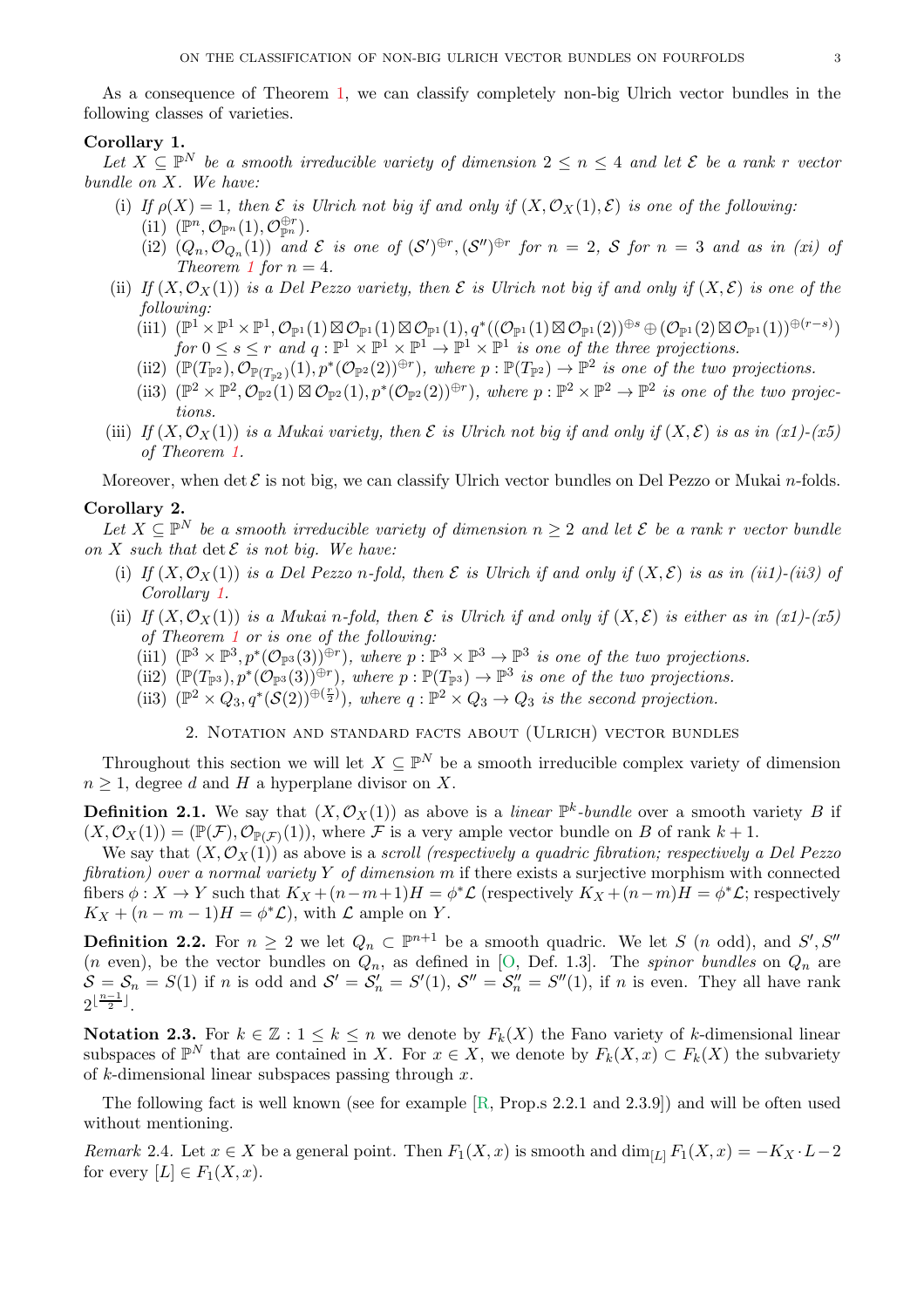As a consequence of Theorem 1, we can classify completely non-big Ulrich vector bundles in the following classes of varieties.

**Corollary 1.**
*Let $X \subseteq \mathbb{P}^N$ be a smooth irreducible variety of dimension $2 \le n \le 4$ and let $\mathcal{E}$ be a rank $r$ vector bundle on $X$. We have:*

(i) *If $\rho(X) = 1$, then $\mathcal{E}$ is Ulrich not big if and only if $(X, \mathcal{O}_X(1), \mathcal{E})$ is one of the following:*
  (i1) $(\mathbb{P}^n, \mathcal{O}_{\mathbb{P}^n}(1), \mathcal{O}_{\mathbb{P}^n}^{\oplus r})$.
  (i2) $(Q_n, \mathcal{O}_{Q_n}(1))$ *and $\mathcal{E}$ is one of $(\mathcal{S}')^{\oplus r}, (\mathcal{S}'')^{\oplus r}$ for $n = 2$, $\mathcal{S}$ for $n = 3$ and as in (xi) of Theorem 1 for $n = 4$.*

(ii) *If $(X, \mathcal{O}_X(1))$ is a Del Pezzo variety, then $\mathcal{E}$ is Ulrich not big if and only if $(X, \mathcal{E})$ is one of the following:*
  (ii1) $(\mathbb{P}^1 \times \mathbb{P}^1 \times \mathbb{P}^1, \mathcal{O}_{\mathbb{P}^1}(1) \boxtimes \mathcal{O}_{\mathbb{P}^1}(1) \boxtimes \mathcal{O}_{\mathbb{P}^1}(1), q^*((\mathcal{O}_{\mathbb{P}^1}(1) \boxtimes \mathcal{O}_{\mathbb{P}^1}(2))^{\oplus s} \oplus (\mathcal{O}_{\mathbb{P}^1}(2) \boxtimes \mathcal{O}_{\mathbb{P}^1}(1))^{\oplus (r-s)})$ *for $0 \le s \le r$ and $q : \mathbb{P}^1 \times \mathbb{P}^1 \times \mathbb{P}^1 \to \mathbb{P}^1 \times \mathbb{P}^1$ is one of the three projections.*
  (ii2) $(\mathbb{P}(T_{\mathbb{P}^2}), \mathcal{O}_{\mathbb{P}(T_{\mathbb{P}^2})}(1), p^*(\mathcal{O}_{\mathbb{P}^2}(2))^{\oplus r})$, *where $p : \mathbb{P}(T_{\mathbb{P}^2}) \to \mathbb{P}^2$ is one of the two projections.*
  (ii3) $(\mathbb{P}^2 \times \mathbb{P}^2, \mathcal{O}_{\mathbb{P}^2}(1) \boxtimes \mathcal{O}_{\mathbb{P}^2}(1), p^*(\mathcal{O}_{\mathbb{P}^2}(2))^{\oplus r})$, *where $p : \mathbb{P}^2 \times \mathbb{P}^2 \to \mathbb{P}^2$ is one of the two projections.*

(iii) *If $(X, \mathcal{O}_X(1))$ is a Mukai variety, then $\mathcal{E}$ is Ulrich not big if and only if $(X, \mathcal{E})$ is as in (x1)-(x5) of Theorem 1.*

Moreover, when $\det \mathcal{E}$ is not big, we can classify Ulrich vector bundles on Del Pezzo or Mukai $n$-folds.

**Corollary 2.**
*Let $X \subseteq \mathbb{P}^N$ be a smooth irreducible variety of dimension $n \ge 2$ and let $\mathcal{E}$ be a rank $r$ vector bundle on $X$ such that $\det \mathcal{E}$ is not big. We have:*

(i) *If $(X, \mathcal{O}_X(1))$ is a Del Pezzo $n$-fold, then $\mathcal{E}$ is Ulrich if and only if $(X, \mathcal{E})$ is as in (ii1)-(ii3) of Corollary 1.*

(ii) *If $(X, \mathcal{O}_X(1))$ is a Mukai $n$-fold, then $\mathcal{E}$ is Ulrich if and only if $(X, \mathcal{E})$ is either as in (x1)-(x5) of Theorem 1 or is one of the following:*
  (ii1) $(\mathbb{P}^3 \times \mathbb{P}^3, p^*(\mathcal{O}_{\mathbb{P}^3}(3))^{\oplus r})$, *where $p : \mathbb{P}^3 \times \mathbb{P}^3 \to \mathbb{P}^3$ is one of the two projections.*
  (ii2) $(\mathbb{P}(T_{\mathbb{P}^3}), p^*(\mathcal{O}_{\mathbb{P}^3}(3))^{\oplus r})$, *where $p : \mathbb{P}(T_{\mathbb{P}^3}) \to \mathbb{P}^3$ is one of the two projections.*
  (ii3) $(\mathbb{P}^2 \times Q_3, q^*(\mathcal{S}(2))^{\oplus (\frac{r}{2})})$, *where $q : \mathbb{P}^2 \times Q_3 \to Q_3$ is the second projection.*

## 2. Notation and standard facts about (Ulrich) vector bundles

Throughout this section we will let $X \subseteq \mathbb{P}^N$ be a smooth irreducible complex variety of dimension $n \ge 1$, degree $d$ and $H$ a hyperplane divisor on $X$.

**Definition 2.1.** We say that $(X, \mathcal{O}_X(1))$ as above is a *linear $\mathbb{P}^k$-bundle* over a smooth variety $B$ if $(X, \mathcal{O}_X(1)) = (\mathbb{P}(\mathcal{F}), \mathcal{O}_{\mathbb{P}(\mathcal{F})}(1))$, where $\mathcal{F}$ is a very ample vector bundle on $B$ of rank $k+1$.

We say that $(X, \mathcal{O}_X(1))$ as above is a *scroll (respectively a quadric fibration; respectively a Del Pezzo fibration) over a normal variety $Y$ of dimension $m$* if there exists a surjective morphism with connected fibers $\phi : X \to Y$ such that $K_X + (n-m+1)H = \phi^*\mathcal{L}$ (respectively $K_X + (n-m)H = \phi^*\mathcal{L}$; respectively $K_X + (n-m-1)H = \phi^*\mathcal{L}$), with $\mathcal{L}$ ample on $Y$.

**Definition 2.2.** For $n \ge 2$ we let $Q_n \subset \mathbb{P}^{n+1}$ be a smooth quadric. We let $S$ ($n$ odd), and $S', S''$ ($n$ even), be the vector bundles on $Q_n$, as defined in [O, Def. 1.3]. The *spinor bundles* on $Q_n$ are $\mathcal{S} = \mathcal{S}_n = S(1)$ if $n$ is odd and $\mathcal{S}' = \mathcal{S}'_n = S'(1)$, $\mathcal{S}'' = \mathcal{S}''_n = S''(1)$, if $n$ is even. They all have rank $2^{\lfloor \frac{n-1}{2} \rfloor}$.

**Notation 2.3.** For $k \in \mathbb{Z} : 1 \le k \le n$ we denote by $F_k(X)$ the Fano variety of $k$-dimensional linear subspaces of $\mathbb{P}^N$ that are contained in $X$. For $x \in X$, we denote by $F_k(X, x) \subset F_k(X)$ the subvariety of $k$-dimensional linear subspaces passing through $x$.

The following fact is well known (see for example [R, Prop.s 2.2.1 and 2.3.9]) and will be often used without mentioning.

*Remark* 2.4. Let $x \in X$ be a general point. Then $F_1(X, x)$ is smooth and $\dim_{[L]} F_1(X, x) = -K_X \cdot L - 2$ for every $[L] \in F_1(X, x)$.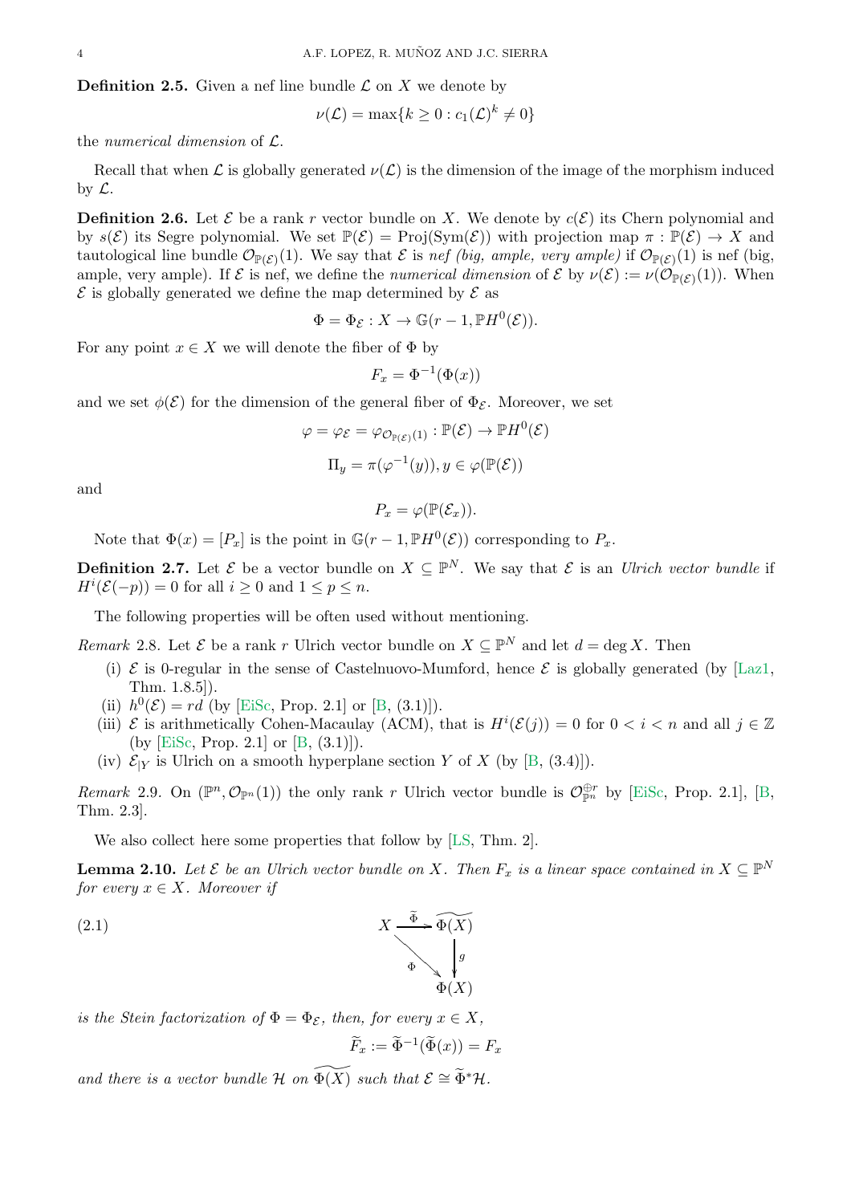**Definition 2.5.** Given a nef line bundle $\mathcal{L}$ on $X$ we denote by

$$\nu(\mathcal{L}) = \max\{k \geq 0 : c_1(\mathcal{L})^k \neq 0\}$$

the *numerical dimension* of $\mathcal{L}$.

Recall that when $\mathcal{L}$ is globally generated $\nu(\mathcal{L})$ is the dimension of the image of the morphism induced by $\mathcal{L}$.

**Definition 2.6.** Let $\mathcal{E}$ be a rank $r$ vector bundle on $X$. We denote by $c(\mathcal{E})$ its Chern polynomial and by $s(\mathcal{E})$ its Segre polynomial. We set $\mathbb{P}(\mathcal{E}) = \operatorname{Proj}(\operatorname{Sym}(\mathcal{E}))$ with projection map $\pi : \mathbb{P}(\mathcal{E}) \to X$ and tautological line bundle $\mathcal{O}_{\mathbb{P}(\mathcal{E})}(1)$. We say that $\mathcal{E}$ is *nef (big, ample, very ample)* if $\mathcal{O}_{\mathbb{P}(\mathcal{E})}(1)$ is nef (big, ample, very ample). If $\mathcal{E}$ is nef, we define the *numerical dimension* of $\mathcal{E}$ by $\nu(\mathcal{E}) := \nu(\mathcal{O}_{\mathbb{P}(\mathcal{E})}(1))$. When $\mathcal{E}$ is globally generated we define the map determined by $\mathcal{E}$ as

$$\Phi = \Phi_{\mathcal{E}} : X \to \mathbb{G}(r-1, \mathbb{P}H^0(\mathcal{E})).$$

For any point $x \in X$ we will denote the fiber of $\Phi$ by

$$F_x = \Phi^{-1}(\Phi(x))$$

and we set $\phi(\mathcal{E})$ for the dimension of the general fiber of $\Phi_{\mathcal{E}}$. Moreover, we set

$$\varphi = \varphi_{\mathcal{E}} = \varphi_{\mathcal{O}_{\mathbb{P}(\mathcal{E})}(1)} : \mathbb{P}(\mathcal{E}) \to \mathbb{P}H^0(\mathcal{E})$$

$$\Pi_y = \pi(\varphi^{-1}(y)), y \in \varphi(\mathbb{P}(\mathcal{E}))$$

and

$$P_x = \varphi(\mathbb{P}(\mathcal{E}_x)).$$

Note that $\Phi(x) = [P_x]$ is the point in $\mathbb{G}(r-1, \mathbb{P}H^0(\mathcal{E}))$ corresponding to $P_x$.

**Definition 2.7.** Let $\mathcal{E}$ be a vector bundle on $X \subseteq \mathbb{P}^N$. We say that $\mathcal{E}$ is an *Ulrich vector bundle* if $H^i(\mathcal{E}(-p)) = 0$ for all $i \geq 0$ and $1 \leq p \leq n$.

The following properties will be often used without mentioning.

*Remark* 2.8. Let $\mathcal{E}$ be a rank $r$ Ulrich vector bundle on $X \subseteq \mathbb{P}^N$ and let $d = \deg X$. Then

- (i) $\mathcal{E}$ is 0-regular in the sense of Castelnuovo-Mumford, hence $\mathcal{E}$ is globally generated (by [Laz1, Thm. 1.8.5]).
- (ii) $h^0(\mathcal{E}) = rd$ (by [EiSc, Prop. 2.1] or [B, (3.1)]).
- (iii) $\mathcal{E}$ is arithmetically Cohen-Macaulay (ACM), that is $H^i(\mathcal{E}(j)) = 0$ for $0 < i < n$ and all $j \in \mathbb{Z}$ (by [EiSc, Prop. 2.1] or [B, (3.1)]).
- (iv) $\mathcal{E}_{|Y}$ is Ulrich on a smooth hyperplane section $Y$ of $X$ (by [B, (3.4)]).

*Remark* 2.9. On $(\mathbb{P}^n, \mathcal{O}_{\mathbb{P}^n}(1))$ the only rank $r$ Ulrich vector bundle is $\mathcal{O}_{\mathbb{P}^n}^{\oplus r}$ by [EiSc, Prop. 2.1], [B, Thm. 2.3].

We also collect here some properties that follow by [LS, Thm. 2].

**Lemma 2.10.** *Let $\mathcal{E}$ be an Ulrich vector bundle on $X$. Then $F_x$ is a linear space contained in $X \subseteq \mathbb{P}^N$ for every $x \in X$. Moreover if*

$$\begin{array}{ccc} X & \xrightarrow{\widetilde{\Phi}} & \widetilde{\Phi(X)} \\ & \searrow_{\Phi} & \downarrow g \\ & & \Phi(X) \end{array} \tag{2.1}$$

*is the Stein factorization of $\Phi = \Phi_{\mathcal{E}}$, then, for every $x \in X$,*

$$\widetilde{F}_x := \widetilde{\Phi}^{-1}(\widetilde{\Phi}(x)) = F_x$$

*and there is a vector bundle $\mathcal{H}$ on $\widetilde{\Phi(X)}$ such that $\mathcal{E} \cong \widetilde{\Phi}^*\mathcal{H}$.*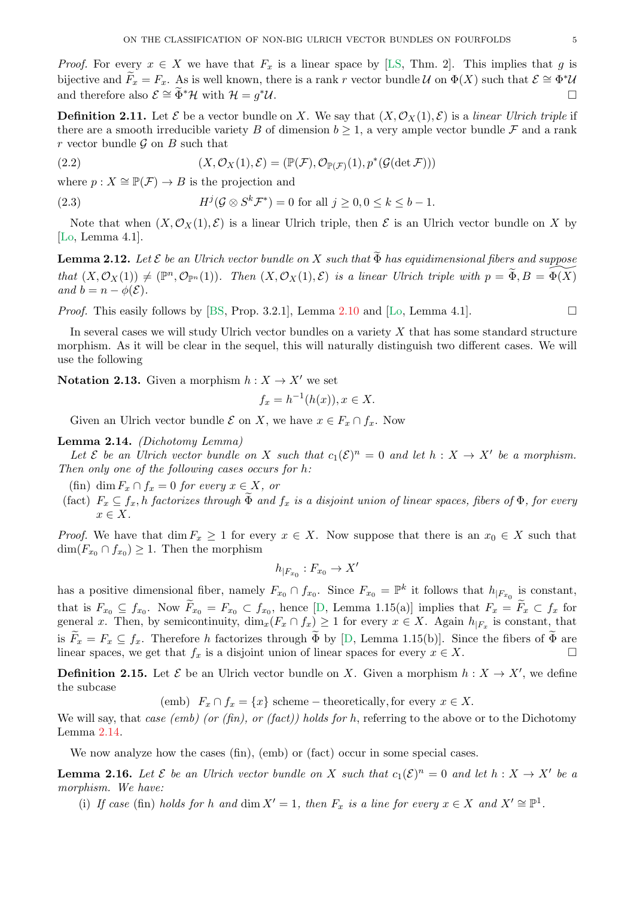*Proof.* For every $x \in X$ we have that $F_x$ is a linear space by [LS, Thm. 2]. This implies that $g$ is bijective and $\widetilde{F}_x = F_x$. As is well known, there is a rank $r$ vector bundle $\mathcal{U}$ on $\Phi(X)$ such that $\mathcal{E} \cong \Phi^*\mathcal{U}$ and therefore also $\mathcal{E} \cong \widetilde{\Phi}^*\mathcal{H}$ with $\mathcal{H} = g^*\mathcal{U}$. □

**Definition 2.11.** Let $\mathcal{E}$ be a vector bundle on $X$. We say that $(X, \mathcal{O}_X(1), \mathcal{E})$ is a *linear Ulrich triple* if there are a smooth irreducible variety $B$ of dimension $b \geq 1$, a very ample vector bundle $\mathcal{F}$ and a rank $r$ vector bundle $\mathcal{G}$ on $B$ such that

$$(X, \mathcal{O}_X(1), \mathcal{E}) = (\mathbb{P}(\mathcal{F}), \mathcal{O}_{\mathbb{P}(\mathcal{F})}(1), p^*(\mathcal{G}(\det \mathcal{F}))) \tag{2.2}$$

where $p : X \cong \mathbb{P}(\mathcal{F}) \to B$ is the projection and

$$H^j(\mathcal{G} \otimes S^k\mathcal{F}^*) = 0 \text{ for all } j \geq 0, 0 \leq k \leq b-1. \tag{2.3}$$

Note that when $(X, \mathcal{O}_X(1), \mathcal{E})$ is a linear Ulrich triple, then $\mathcal{E}$ is an Ulrich vector bundle on $X$ by [Lo, Lemma 4.1].

**Lemma 2.12.** *Let $\mathcal{E}$ be an Ulrich vector bundle on $X$ such that $\widetilde{\Phi}$ has equidimensional fibers and suppose that $(X, \mathcal{O}_X(1)) \neq (\mathbb{P}^n, \mathcal{O}_{\mathbb{P}^n}(1))$. Then $(X, \mathcal{O}_X(1), \mathcal{E})$ is a linear Ulrich triple with $p = \widetilde{\Phi}, B = \widetilde{\Phi(X)}$ and $b = n - \phi(\mathcal{E})$.*

*Proof.* This easily follows by [BS, Prop. 3.2.1], Lemma 2.10 and [Lo, Lemma 4.1]. □

In several cases we will study Ulrich vector bundles on a variety $X$ that has some standard structure morphism. As it will be clear in the sequel, this will naturally distinguish two different cases. We will use the following

**Notation 2.13.** Given a morphism $h : X \to X'$ we set

$$f_x = h^{-1}(h(x)), x \in X.$$

Given an Ulrich vector bundle $\mathcal{E}$ on $X$, we have $x \in F_x \cap f_x$. Now

**Lemma 2.14.** *(Dichotomy Lemma)*

*Let $\mathcal{E}$ be an Ulrich vector bundle on $X$ such that $c_1(\mathcal{E})^n = 0$ and let $h : X \to X'$ be a morphism. Then only one of the following cases occurs for $h$:*

- (fin) *$\dim F_x \cap f_x = 0$ for every $x \in X$, or*
- (fact) *$F_x \subseteq f_x$, $h$ factorizes through $\widetilde{\Phi}$ and $f_x$ is a disjoint union of linear spaces, fibers of $\Phi$, for every $x \in X$.*

*Proof.* We have that $\dim F_x \geq 1$ for every $x \in X$. Now suppose that there is an $x_0 \in X$ such that $\dim(F_{x_0} \cap f_{x_0}) \geq 1$. Then the morphism

$$h_{|F_{x_0}} : F_{x_0} \to X'$$

has a positive dimensional fiber, namely $F_{x_0} \cap f_{x_0}$. Since $F_{x_0} = \mathbb{P}^k$ it follows that $h_{|F_{x_0}}$ is constant, that is $F_{x_0} \subseteq f_{x_0}$. Now $\widetilde{F}_{x_0} = F_{x_0} \subset f_{x_0}$, hence [D, Lemma 1.15(a)] implies that $F_x = \widetilde{F}_x \subset f_x$ for general $x$. Then, by semicontinuity, $\dim_x(F_x \cap f_x) \geq 1$ for every $x \in X$. Again $h_{|F_x}$ is constant, that is $\widetilde{F}_x = F_x \subseteq f_x$. Therefore $h$ factorizes through $\widetilde{\Phi}$ by [D, Lemma 1.15(b)]. Since the fibers of $\widetilde{\Phi}$ are linear spaces, we get that $f_x$ is a disjoint union of linear spaces for every $x \in X$. □

**Definition 2.15.** Let $\mathcal{E}$ be an Ulrich vector bundle on $X$. Given a morphism $h : X \to X'$, we define the subcase

$$\text{(emb)} \quad F_x \cap f_x = \{x\} \text{ scheme} - \text{theoretically, for every } x \in X.$$

We will say, that *case (emb) (or (fin), or (fact)) holds for $h$*, referring to the above or to the Dichotomy Lemma 2.14.

We now analyze how the cases (fin), (emb) or (fact) occur in some special cases.

**Lemma 2.16.** *Let $\mathcal{E}$ be an Ulrich vector bundle on $X$ such that $c_1(\mathcal{E})^n = 0$ and let $h : X \to X'$ be a morphism. We have:*

- (i) *If case (fin) holds for $h$ and $\dim X' = 1$, then $F_x$ is a line for every $x \in X$ and $X' \cong \mathbb{P}^1$.*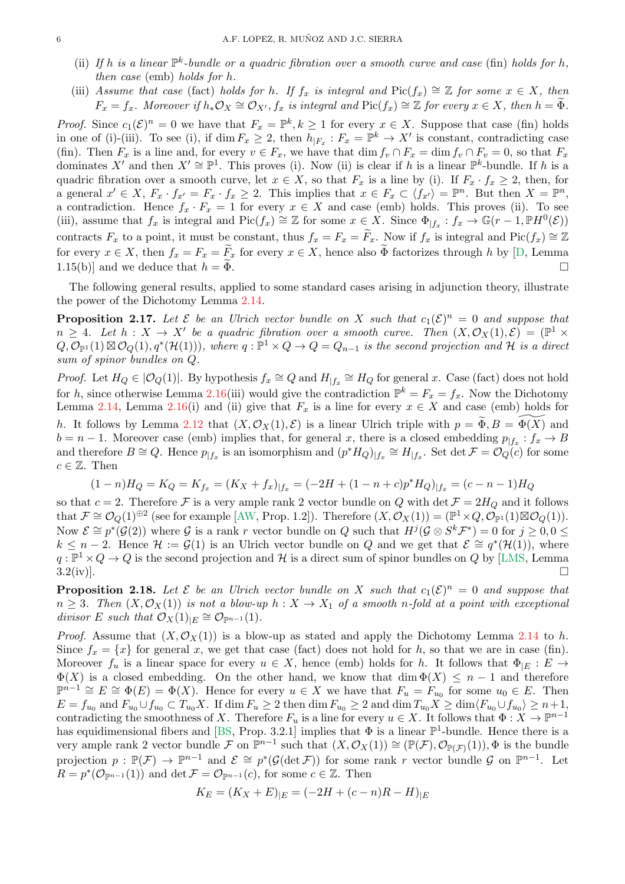(ii) *If $h$ is a linear $\mathbb{P}^k$-bundle or a quadric fibration over a smooth curve and case* (fin) *holds for $h$, then case* (emb) *holds for $h$.*

(iii) *Assume that case* (fact) *holds for $h$. If $f_x$ is integral and $\operatorname{Pic}(f_x) \cong \mathbb{Z}$ for some $x \in X$, then $F_x = f_x$. Moreover if $h_*\mathcal{O}_X \cong \mathcal{O}_{X'}$, $f_x$ is integral and $\operatorname{Pic}(f_x) \cong \mathbb{Z}$ for every $x \in X$, then $h = \widetilde{\Phi}$.*

*Proof.* Since $c_1(\mathcal{E})^n = 0$ we have that $F_x = \mathbb{P}^k, k \geq 1$ for every $x \in X$. Suppose that case (fin) holds in one of (i)-(iii). To see (i), if $\dim F_x \geq 2$, then $h_{|F_x} : F_x = \mathbb{P}^k \to X'$ is constant, contradicting case (fin). Then $F_x$ is a line and, for every $v \in F_x$, we have that $\dim f_v \cap F_x = \dim f_v \cap F_v = 0$, so that $F_x$ dominates $X'$ and then $X' \cong \mathbb{P}^1$. This proves (i). Now (ii) is clear if $h$ is a linear $\mathbb{P}^k$-bundle. If $h$ is a quadric fibration over a smooth curve, let $x \in X$, so that $F_x$ is a line by (i). If $F_x \cdot f_x \geq 2$, then, for a general $x' \in X$, $F_x \cdot f_{x'} = F_x \cdot f_x \geq 2$. This implies that $x \in F_x \subset \langle f_{x'} \rangle = \mathbb{P}^n$. But then $X = \mathbb{P}^n$, a contradiction. Hence $f_x \cdot F_x = 1$ for every $x \in X$ and case (emb) holds. This proves (ii). To see (iii), assume that $f_x$ is integral and $\operatorname{Pic}(f_x) \cong \mathbb{Z}$ for some $x \in X$. Since $\Phi_{|f_x} : f_x \to \mathbb{G}(r-1, \mathbb{P}H^0(\mathcal{E}))$ contracts $F_x$ to a point, it must be constant, thus $f_x = F_x = \widetilde{F}_x$. Now if $f_x$ is integral and $\operatorname{Pic}(f_x) \cong \mathbb{Z}$ for every $x \in X$, then $f_x = F_x = \widetilde{F}_x$ for every $x \in X$, hence also $\widetilde{\Phi}$ factorizes through $h$ by [D, Lemma 1.15(b)] and we deduce that $h = \widetilde{\Phi}$. $\square$

The following general results, applied to some standard cases arising in adjunction theory, illustrate the power of the Dichotomy Lemma 2.14.

**Proposition 2.17.** *Let $\mathcal{E}$ be an Ulrich vector bundle on $X$ such that $c_1(\mathcal{E})^n = 0$ and suppose that $n \geq 4$. Let $h : X \to X'$ be a quadric fibration over a smooth curve. Then $(X, \mathcal{O}_X(1), \mathcal{E}) = (\mathbb{P}^1 \times Q, \mathcal{O}_{\mathbb{P}^1}(1) \boxtimes \mathcal{O}_Q(1), q^*(\mathcal{H}(1)))$, where $q : \mathbb{P}^1 \times Q \to Q = Q_{n-1}$ is the second projection and $\mathcal{H}$ is a direct sum of spinor bundles on $Q$.*

*Proof.* Let $H_Q \in |\mathcal{O}_Q(1)|$. By hypothesis $f_x \cong Q$ and $H_{|f_x} \cong H_Q$ for general $x$. Case (fact) does not hold for $h$, since otherwise Lemma 2.16(iii) would give the contradiction $\mathbb{P}^k = F_x = f_x$. Now the Dichotomy Lemma 2.14, Lemma 2.16(i) and (ii) give that $F_x$ is a line for every $x \in X$ and case (emb) holds for $h$. It follows by Lemma 2.12 that $(X, \mathcal{O}_X(1), \mathcal{E})$ is a linear Ulrich triple with $p = \widetilde{\Phi}, B = \widetilde{\Phi(X)}$ and $b = n-1$. Moreover case (emb) implies that, for general $x$, there is a closed embedding $p_{|f_x} : f_x \to B$ and therefore $B \cong Q$. Hence $p_{|f_x}$ is an isomorphism and $(p^*H_Q)_{|f_x} \cong H_{|f_x}$. Set $\det \mathcal{F} = \mathcal{O}_Q(c)$ for some $c \in \mathbb{Z}$. Then

$$(1-n)H_Q = K_Q = K_{f_x} = (K_X + f_x)_{|f_x} = (-2H + (1-n+c)p^*H_Q)_{|f_x} = (c-n-1)H_Q$$

so that $c = 2$. Therefore $\mathcal{F}$ is a very ample rank 2 vector bundle on $Q$ with $\det \mathcal{F} = 2H_Q$ and it follows that $\mathcal{F} \cong \mathcal{O}_Q(1)^{\oplus 2}$ (see for example [AW, Prop. 1.2]). Therefore $(X, \mathcal{O}_X(1)) = (\mathbb{P}^1 \times Q, \mathcal{O}_{\mathbb{P}^1}(1) \boxtimes \mathcal{O}_Q(1))$. Now $\mathcal{E} \cong p^*(\mathcal{G}(2))$ where $\mathcal{G}$ is a rank $r$ vector bundle on $Q$ such that $H^j(\mathcal{G} \otimes S^k\mathcal{F}^*) = 0$ for $j \geq 0, 0 \leq k \leq n-2$. Hence $\mathcal{H} := \mathcal{G}(1)$ is an Ulrich vector bundle on $Q$ and we get that $\mathcal{E} \cong q^*(\mathcal{H}(1))$, where $q : \mathbb{P}^1 \times Q \to Q$ is the second projection and $\mathcal{H}$ is a direct sum of spinor bundles on $Q$ by [LMS, Lemma 3.2(iv)]. $\square$

**Proposition 2.18.** *Let $\mathcal{E}$ be an Ulrich vector bundle on $X$ such that $c_1(\mathcal{E})^n = 0$ and suppose that $n \geq 3$. Then $(X, \mathcal{O}_X(1))$ is not a blow-up $h : X \to X_1$ of a smooth $n$-fold at a point with exceptional divisor $E$ such that $\mathcal{O}_X(1)_{|E} \cong \mathcal{O}_{\mathbb{P}^{n-1}}(1)$.*

*Proof.* Assume that $(X, \mathcal{O}_X(1))$ is a blow-up as stated and apply the Dichotomy Lemma 2.14 to $h$. Since $f_x = \{x\}$ for general $x$, we get that case (fact) does not hold for $h$, so that we are in case (fin). Moreover $f_u$ is a linear space for every $u \in X$, hence (emb) holds for $h$. It follows that $\Phi_{|E} : E \to \Phi(X)$ is a closed embedding. On the other hand, we know that $\dim \Phi(X) \leq n-1$ and therefore $\mathbb{P}^{n-1} \cong E \cong \Phi(E) = \Phi(X)$. Hence for every $u \in X$ we have that $F_u = F_{u_0}$ for some $u_0 \in E$. Then $E = f_{u_0}$ and $F_{u_0} \cup f_{u_0} \subset T_{u_0}X$. If $\dim F_u \geq 2$ then $\dim F_{u_0} \geq 2$ and $\dim T_{u_0}X \geq \dim \langle F_{u_0} \cup f_{u_0} \rangle \geq n+1$, contradicting the smoothness of $X$. Therefore $F_u$ is a line for every $u \in X$. It follows that $\Phi : X \to \mathbb{P}^{n-1}$ has equidimensional fibers and [BS, Prop. 3.2.1] implies that $\Phi$ is a linear $\mathbb{P}^1$-bundle. Hence there is a very ample rank 2 vector bundle $\mathcal{F}$ on $\mathbb{P}^{n-1}$ such that $(X, \mathcal{O}_X(1)) \cong (\mathbb{P}(\mathcal{F}), \mathcal{O}_{\mathbb{P}(\mathcal{F})}(1)), \Phi$ is the bundle projection $p : \mathbb{P}(\mathcal{F}) \to \mathbb{P}^{n-1}$ and $\mathcal{E} \cong p^*(\mathcal{G}(\det \mathcal{F}))$ for some rank $r$ vector bundle $\mathcal{G}$ on $\mathbb{P}^{n-1}$. Let $R = p^*(\mathcal{O}_{\mathbb{P}^{n-1}}(1))$ and $\det \mathcal{F} = \mathcal{O}_{\mathbb{P}^{n-1}}(c)$, for some $c \in \mathbb{Z}$. Then

$$K_E = (K_X + E)_{|E} = (-2H + (c-n)R - H)_{|E}$$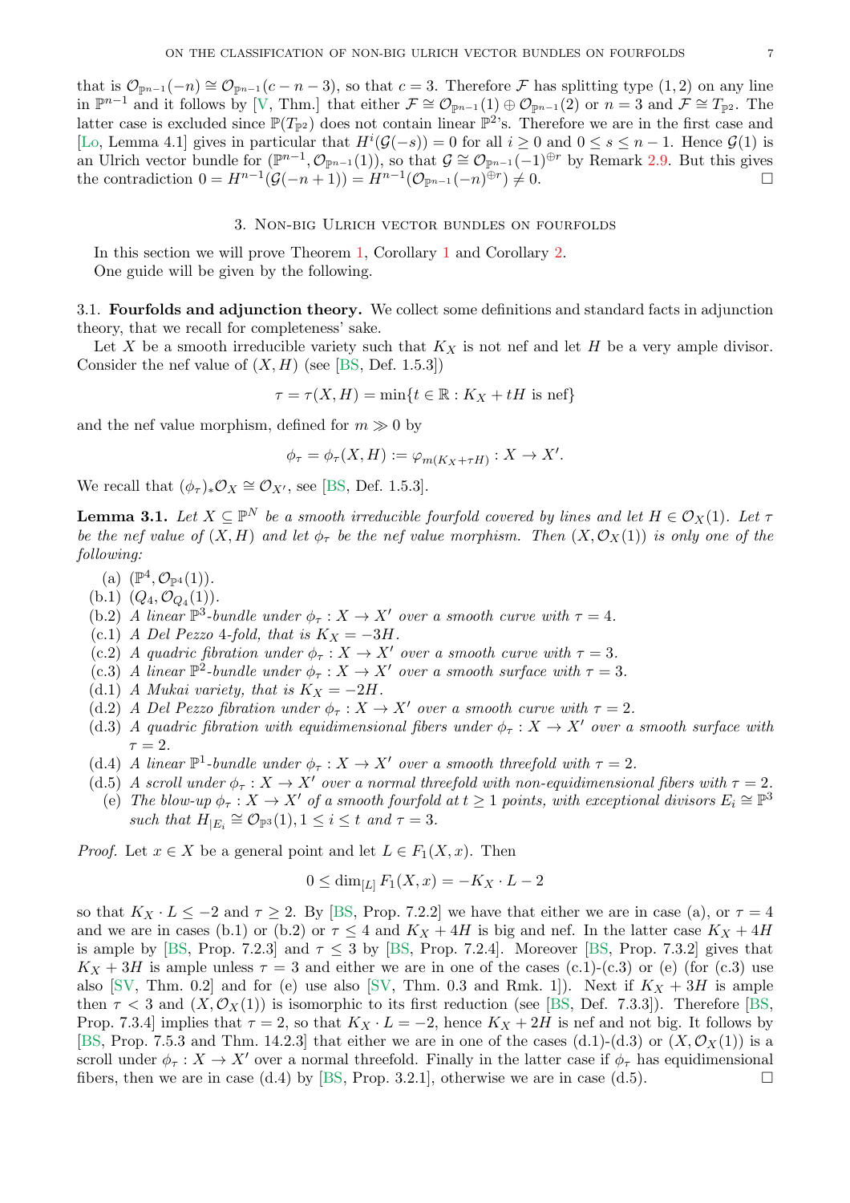that is $\mathcal{O}_{\mathbb{P}^{n-1}}(-n) \cong \mathcal{O}_{\mathbb{P}^{n-1}}(c-n-3)$, so that $c = 3$. Therefore $\mathcal{F}$ has splitting type $(1,2)$ on any line in $\mathbb{P}^{n-1}$ and it follows by [V, Thm.] that either $\mathcal{F} \cong \mathcal{O}_{\mathbb{P}^{n-1}}(1) \oplus \mathcal{O}_{\mathbb{P}^{n-1}}(2)$ or $n = 3$ and $\mathcal{F} \cong T_{\mathbb{P}^2}$. The latter case is excluded since $\mathbb{P}(T_{\mathbb{P}^2})$ does not contain linear $\mathbb{P}^2$'s. Therefore we are in the first case and [Lo, Lemma 4.1] gives in particular that $H^i(\mathcal{G}(-s)) = 0$ for all $i \geq 0$ and $0 \leq s \leq n-1$. Hence $\mathcal{G}(1)$ is an Ulrich vector bundle for $(\mathbb{P}^{n-1}, \mathcal{O}_{\mathbb{P}^{n-1}}(1))$, so that $\mathcal{G} \cong \mathcal{O}_{\mathbb{P}^{n-1}}(-1)^{\oplus r}$ by Remark 2.9. But this gives the contradiction $0 = H^{n-1}(\mathcal{G}(-n+1)) = H^{n-1}(\mathcal{O}_{\mathbb{P}^{n-1}}(-n)^{\oplus r}) \neq 0$. □

## 3. Non-big Ulrich vector bundles on fourfolds

In this section we will prove Theorem 1, Corollary 1 and Corollary 2.

One guide will be given by the following.

### 3.1. Fourfolds and adjunction theory.

We collect some definitions and standard facts in adjunction theory, that we recall for completeness' sake.

Let $X$ be a smooth irreducible variety such that $K_X$ is not nef and let $H$ be a very ample divisor. Consider the nef value of $(X, H)$ (see [BS, Def. 1.5.3])

$$\tau = \tau(X, H) = \min\{t \in \mathbb{R} : K_X + tH \text{ is nef}\}$$

and the nef value morphism, defined for $m \gg 0$ by

$$\phi_\tau = \phi_\tau(X, H) := \varphi_{m(K_X + \tau H)} : X \to X'.$$

We recall that $(\phi_\tau)_* \mathcal{O}_X \cong \mathcal{O}_{X'}$, see [BS, Def. 1.5.3].

**Lemma 3.1.** *Let $X \subseteq \mathbb{P}^N$ be a smooth irreducible fourfold covered by lines and let $H \in \mathcal{O}_X(1)$. Let $\tau$ be the nef value of $(X, H)$ and let $\phi_\tau$ be the nef value morphism. Then $(X, \mathcal{O}_X(1))$ is only one of the following:*

- (a) $(\mathbb{P}^4, \mathcal{O}_{\mathbb{P}^4}(1))$.
- (b.1) $(Q_4, \mathcal{O}_{Q_4}(1))$.
- (b.2) *A linear $\mathbb{P}^3$-bundle under $\phi_\tau : X \to X'$ over a smooth curve with $\tau = 4$.*
- (c.1) *A Del Pezzo 4-fold, that is $K_X = -3H$.*
- (c.2) *A quadric fibration under $\phi_\tau : X \to X'$ over a smooth curve with $\tau = 3$.*
- (c.3) *A linear $\mathbb{P}^2$-bundle under $\phi_\tau : X \to X'$ over a smooth surface with $\tau = 3$.*
- (d.1) *A Mukai variety, that is $K_X = -2H$.*
- (d.2) *A Del Pezzo fibration under $\phi_\tau : X \to X'$ over a smooth curve with $\tau = 2$.*
- (d.3) *A quadric fibration with equidimensional fibers under $\phi_\tau : X \to X'$ over a smooth surface with $\tau = 2$.*
- (d.4) *A linear $\mathbb{P}^1$-bundle under $\phi_\tau : X \to X'$ over a smooth threefold with $\tau = 2$.*
- (d.5) *A scroll under $\phi_\tau : X \to X'$ over a normal threefold with non-equidimensional fibers with $\tau = 2$.*
- (e) *The blow-up $\phi_\tau : X \to X'$ of a smooth fourfold at $t \geq 1$ points, with exceptional divisors $E_i \cong \mathbb{P}^3$ such that $H_{|E_i} \cong \mathcal{O}_{\mathbb{P}^3}(1), 1 \leq i \leq t$ and $\tau = 3$.*

*Proof.* Let $x \in X$ be a general point and let $L \in F_1(X, x)$. Then

$$0 \leq \dim_{[L]} F_1(X, x) = -K_X \cdot L - 2$$

so that $K_X \cdot L \leq -2$ and $\tau \geq 2$. By [BS, Prop. 7.2.2] we have that either we are in case (a), or $\tau = 4$ and we are in cases (b.1) or (b.2) or $\tau \leq 4$ and $K_X + 4H$ is big and nef. In the latter case $K_X + 4H$ is ample by [BS, Prop. 7.2.3] and $\tau \leq 3$ by [BS, Prop. 7.2.4]. Moreover [BS, Prop. 7.3.2] gives that $K_X + 3H$ is ample unless $\tau = 3$ and either we are in one of the cases (c.1)-(c.3) or (e) (for (c.3) use also [SV, Thm. 0.2] and for (e) use also [SV, Thm. 0.3 and Rmk. 1]). Next if $K_X + 3H$ is ample then $\tau < 3$ and $(X, \mathcal{O}_X(1))$ is isomorphic to its first reduction (see [BS, Def. 7.3.3]). Therefore [BS, Prop. 7.3.4] implies that $\tau = 2$, so that $K_X \cdot L = -2$, hence $K_X + 2H$ is nef and not big. It follows by [BS, Prop. 7.5.3 and Thm. 14.2.3] that either we are in one of the cases (d.1)-(d.3) or $(X, \mathcal{O}_X(1))$ is a scroll under $\phi_\tau : X \to X'$ over a normal threefold. Finally in the latter case if $\phi_\tau$ has equidimensional fibers, then we are in case (d.4) by [BS, Prop. 3.2.1], otherwise we are in case (d.5). □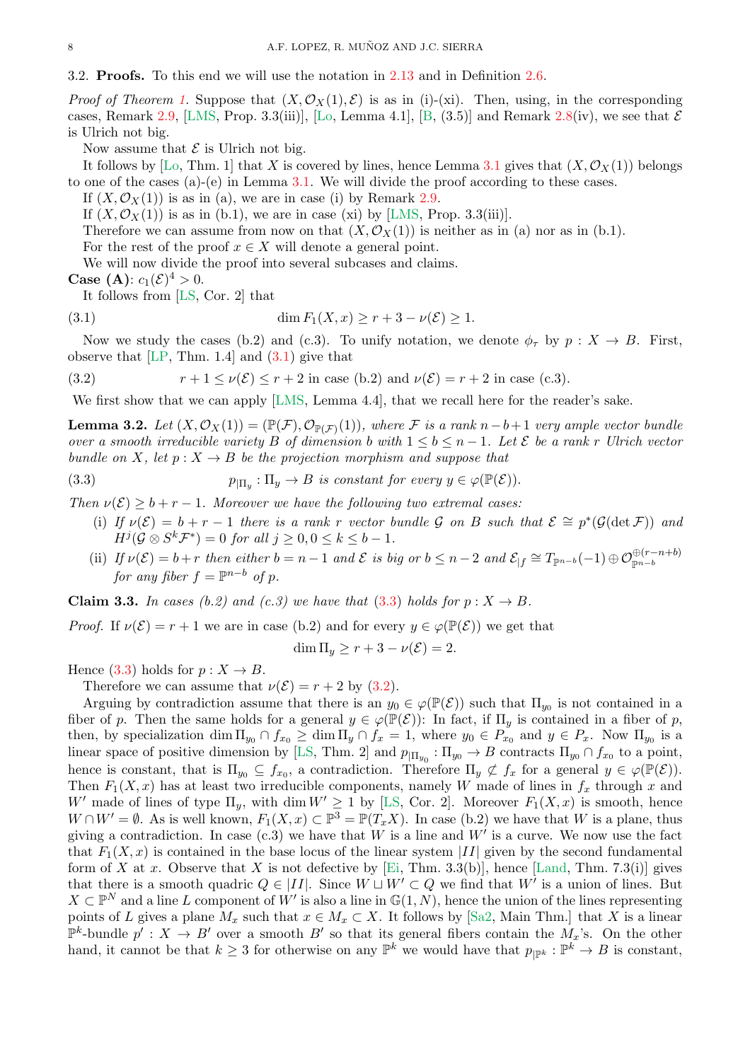### 3.2. **Proofs.**

To this end we will use the notation in 2.13 and in Definition 2.6.

*Proof of Theorem 1.* Suppose that $(X, \mathcal{O}_X(1), \mathcal{E})$ is as in (i)-(xi). Then, using, in the corresponding cases, Remark 2.9, [LMS, Prop. 3.3(iii)], [Lo, Lemma 4.1], [B, (3.5)] and Remark 2.8(iv), we see that $\mathcal{E}$ is Ulrich not big.

Now assume that $\mathcal{E}$ is Ulrich not big.

It follows by [Lo, Thm. 1] that $X$ is covered by lines, hence Lemma 3.1 gives that $(X, \mathcal{O}_X(1))$ belongs to one of the cases (a)-(e) in Lemma 3.1. We will divide the proof according to these cases.

If $(X, \mathcal{O}_X(1))$ is as in (a), we are in case (i) by Remark 2.9.

If $(X, \mathcal{O}_X(1))$ is as in (b.1), we are in case (xi) by [LMS, Prop. 3.3(iii)].

Therefore we can assume from now on that $(X, \mathcal{O}_X(1))$ is neither as in (a) nor as in (b.1).

For the rest of the proof $x \in X$ will denote a general point.

We will now divide the proof into several subcases and claims.

**Case (A)**: $c_1(\mathcal{E})^4 > 0$.

It follows from [LS, Cor. 2] that

$$\dim F_1(X, x) \geq r + 3 - \nu(\mathcal{E}) \geq 1. \tag{3.1}$$

Now we study the cases (b.2) and (c.3). To unify notation, we denote $\phi_\tau$ by $p : X \to B$. First, observe that [LP, Thm. 1.4] and (3.1) give that

$$r + 1 \leq \nu(\mathcal{E}) \leq r + 2 \text{ in case (b.2) and } \nu(\mathcal{E}) = r + 2 \text{ in case (c.3)}. \tag{3.2}$$

We first show that we can apply [LMS, Lemma 4.4], that we recall here for the reader's sake.

**Lemma 3.2.** *Let $(X, \mathcal{O}_X(1)) = (\mathbb{P}(\mathcal{F}), \mathcal{O}_{\mathbb{P}(\mathcal{F})}(1))$, where $\mathcal{F}$ is a rank $n-b+1$ very ample vector bundle over a smooth irreducible variety $B$ of dimension $b$ with $1 \leq b \leq n-1$. Let $\mathcal{E}$ be a rank $r$ Ulrich vector bundle on $X$, let $p : X \to B$ be the projection morphism and suppose that*

$$p_{|\Pi_y} : \Pi_y \to B \text{ is constant for every } y \in \varphi(\mathbb{P}(\mathcal{E})). \tag{3.3}$$

*Then $\nu(\mathcal{E}) \geq b + r - 1$. Moreover we have the following two extremal cases:*

- (i) *If $\nu(\mathcal{E}) = b + r - 1$ there is a rank $r$ vector bundle $\mathcal{G}$ on $B$ such that $\mathcal{E} \cong p^*(\mathcal{G}(\det \mathcal{F}))$ and $H^j(\mathcal{G} \otimes S^k \mathcal{F}^*) = 0$ for all $j \geq 0, 0 \leq k \leq b-1$.*
- (ii) *If $\nu(\mathcal{E}) = b + r$ then either $b = n-1$ and $\mathcal{E}$ is big or $b \leq n-2$ and $\mathcal{E}_{|f} \cong T_{\mathbb{P}^{n-b}}(-1) \oplus \mathcal{O}_{\mathbb{P}^{n-b}}^{\oplus(r-n+b)}$ for any fiber $f = \mathbb{P}^{n-b}$ of $p$.*

**Claim 3.3.** *In cases (b.2) and (c.3) we have that (3.3) holds for $p : X \to B$.*

*Proof.* If $\nu(\mathcal{E}) = r + 1$ we are in case (b.2) and for every $y \in \varphi(\mathbb{P}(\mathcal{E}))$ we get that

$$\dim \Pi_y \geq r + 3 - \nu(\mathcal{E}) = 2.$$

Hence (3.3) holds for $p : X \to B$.

Therefore we can assume that $\nu(\mathcal{E}) = r + 2$ by (3.2).

Arguing by contradiction assume that there is an $y_0 \in \varphi(\mathbb{P}(\mathcal{E}))$ such that $\Pi_{y_0}$ is not contained in a fiber of $p$. Then the same holds for a general $y \in \varphi(\mathbb{P}(\mathcal{E}))$: In fact, if $\Pi_y$ is contained in a fiber of $p$, then, by specialization $\dim \Pi_{y_0} \cap f_{x_0} \geq \dim \Pi_y \cap f_x = 1$, where $y_0 \in P_{x_0}$ and $y \in P_x$. Now $\Pi_{y_0}$ is a linear space of positive dimension by [LS, Thm. 2] and $p_{|\Pi_{y_0}} : \Pi_{y_0} \to B$ contracts $\Pi_{y_0} \cap f_{x_0}$ to a point, hence is constant, that is $\Pi_{y_0} \subseteq f_{x_0}$, a contradiction. Therefore $\Pi_y \not\subset f_x$ for a general $y \in \varphi(\mathbb{P}(\mathcal{E}))$. Then $F_1(X, x)$ has at least two irreducible components, namely $W$ made of lines in $f_x$ through $x$ and $W'$ made of lines of type $\Pi_y$, with $\dim W' \geq 1$ by [LS, Cor. 2]. Moreover $F_1(X, x)$ is smooth, hence $W \cap W' = \emptyset$. As is well known, $F_1(X, x) \subset \mathbb{P}^3 = \mathbb{P}(T_x X)$. In case (b.2) we have that $W$ is a plane, thus giving a contradiction. In case (c.3) we have that $W$ is a line and $W'$ is a curve. We now use the fact that $F_1(X, x)$ is contained in the base locus of the linear system $|II|$ given by the second fundamental form of $X$ at $x$. Observe that $X$ is not defective by [Ei, Thm. 3.3(b)], hence [Land, Thm. 7.3(i)] gives that there is a smooth quadric $Q \in |II|$. Since $W \sqcup W' \subset Q$ we find that $W'$ is a union of lines. But $X \subset \mathbb{P}^N$ and a line $L$ component of $W'$ is also a line in $\mathbb{G}(1, N)$, hence the union of the lines representing points of $L$ gives a plane $M_x$ such that $x \in M_x \subset X$. It follows by [Sa2, Main Thm.] that $X$ is a linear $\mathbb{P}^k$-bundle $p' : X \to B'$ over a smooth $B'$ so that its general fibers contain the $M_x$'s. On the other hand, it cannot be that $k \geq 3$ for otherwise on any $\mathbb{P}^k$ we would have that $p_{|\mathbb{P}^k} : \mathbb{P}^k \to B$ is constant,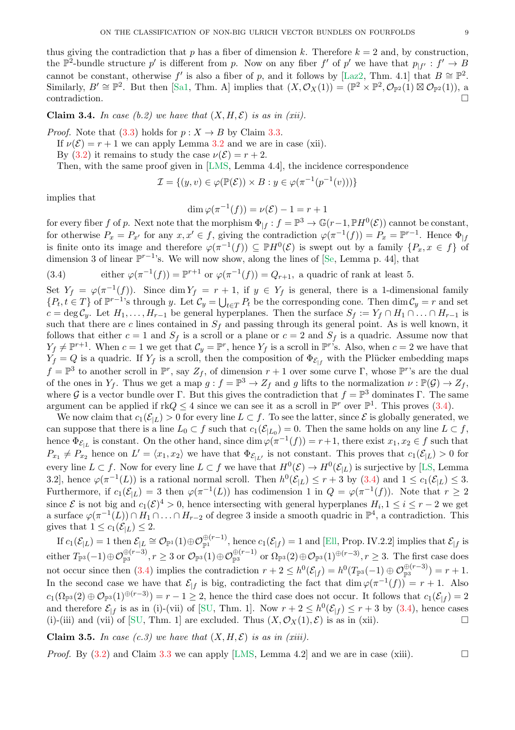thus giving the contradiction that $p$ has a fiber of dimension $k$. Therefore $k = 2$ and, by construction, the $\mathbb{P}^2$-bundle structure $p'$ is different from $p$. Now on any fiber $f'$ of $p'$ we have that $p_{|f'} : f' \to B$ cannot be constant, otherwise $f'$ is also a fiber of $p$, and it follows by [Laz2, Thm. 4.1] that $B \cong \mathbb{P}^2$. Similarly, $B' \cong \mathbb{P}^2$. But then [Sa1, Thm. A] implies that $(X, \mathcal{O}_X(1)) = (\mathbb{P}^2 \times \mathbb{P}^2, \mathcal{O}_{\mathbb{P}^2}(1) \boxtimes \mathcal{O}_{\mathbb{P}^2}(1))$, a contradiction. □

**Claim 3.4.** *In case (b.2) we have that $(X, H, \mathcal{E})$ is as in (xii).*

*Proof.* Note that (3.3) holds for $p : X \to B$ by Claim 3.3.

If $\nu(\mathcal{E}) = r + 1$ we can apply Lemma 3.2 and we are in case (xii).

By (3.2) it remains to study the case $\nu(\mathcal{E}) = r + 2$.

Then, with the same proof given in [LMS, Lemma 4.4], the incidence correspondence

$$\mathcal{I} = \{(y, v) \in \varphi(\mathbb{P}(\mathcal{E})) \times B : y \in \varphi(\pi^{-1}(p^{-1}(v)))\}$$

implies that

$$\dim \varphi(\pi^{-1}(f)) = \nu(\mathcal{E}) - 1 = r + 1$$

for every fiber $f$ of $p$. Next note that the morphism $\Phi_{|f} : f = \mathbb{P}^3 \to \mathbb{G}(r-1, \mathbb{P}H^0(\mathcal{E}))$ cannot be constant, for otherwise $P_x = P_{x'}$ for any $x, x' \in f$, giving the contradiction $\varphi(\pi^{-1}(f)) = P_x = \mathbb{P}^{r-1}$. Hence $\Phi_{|f}$ is finite onto its image and therefore $\varphi(\pi^{-1}(f)) \subseteq \mathbb{P}H^0(\mathcal{E})$ is swept out by a family $\{P_x, x \in f\}$ of dimension 3 of linear $\mathbb{P}^{r-1}$'s. We will now show, along the lines of [Se, Lemma p. 44], that

$$\text{either } \varphi(\pi^{-1}(f)) = \mathbb{P}^{r+1} \text{ or } \varphi(\pi^{-1}(f)) = Q_{r+1}, \text{ a quadric of rank at least 5.} \tag{3.4}$$

Set $Y_f = \varphi(\pi^{-1}(f))$. Since $\dim Y_f = r + 1$, if $y \in Y_f$ is general, there is a 1-dimensional family $\{P_t, t \in T\}$ of $\mathbb{P}^{r-1}$'s through $y$. Let $\mathcal{C}_y = \bigcup_{t \in T} P_t$ be the corresponding cone. Then $\dim \mathcal{C}_y = r$ and set $c = \deg \mathcal{C}_y$. Let $H_1, \dots, H_{r-1}$ be general hyperplanes. Then the surface $S_f := Y_f \cap H_1 \cap \ldots \cap H_{r-1}$ is such that there are $c$ lines contained in $S_f$ and passing through its general point. As is well known, it follows that either $c = 1$ and $S_f$ is a scroll or a plane or $c = 2$ and $S_f$ is a quadric. Assume now that $Y_f \neq \mathbb{P}^{r+1}$. When $c = 1$ we get that $\mathcal{C}_y = \mathbb{P}^r$, hence $Y_f$ is a scroll in $\mathbb{P}^r$'s. Also, when $c = 2$ we have that $Y_f = Q$ is a quadric. If $Y_f$ is a scroll, then the composition of $\Phi_{\mathcal{E}_{|f}}$ with the Plücker embedding maps $f = \mathbb{P}^3$ to another scroll in $\mathbb{P}^r$, say $Z_f$, of dimension $r + 1$ over some curve $\Gamma$, whose $\mathbb{P}^r$'s are the dual of the ones in $Y_f$. Thus we get a map $g : f = \mathbb{P}^3 \to Z_f$ and $g$ lifts to the normalization $\nu : \mathbb{P}(\mathcal{G}) \to Z_f$, where $\mathcal{G}$ is a vector bundle over $\Gamma$. But this gives the contradiction that $f = \mathbb{P}^3$ dominates $\Gamma$. The same argument can be applied if $\mathrm{rk} Q \leq 4$ since we can see it as a scroll in $\mathbb{P}^r$ over $\mathbb{P}^1$. This proves (3.4).

We now claim that $c_1(\mathcal{E}_{|L}) > 0$ for every line $L \subset f$. To see the latter, since $\mathcal{E}$ is globally generated, we can suppose that there is a line $L_0 \subset f$ such that $c_1(\mathcal{E}_{|L_0}) = 0$. Then the same holds on any line $L \subset f$, hence $\Phi_{\mathcal{E}_{|L}}$ is constant. On the other hand, since $\dim \varphi(\pi^{-1}(f)) = r + 1$, there exist $x_1, x_2 \in f$ such that $P_{x_1} \neq P_{x_2}$ hence on $L' = \langle x_1, x_2 \rangle$ we have that $\Phi_{\mathcal{E}_{|L'}}$ is not constant. This proves that $c_1(\mathcal{E}_{|L}) > 0$ for every line $L \subset f$. Now for every line $L \subset f$ we have that $H^0(\mathcal{E}) \to H^0(\mathcal{E}_{|L})$ is surjective by [LS, Lemma 3.2], hence $\varphi(\pi^{-1}(L))$ is a rational normal scroll. Then $h^0(\mathcal{E}_{|L}) \leq r + 3$ by (3.4) and $1 \leq c_1(\mathcal{E}_{|L}) \leq 3$. Furthermore, if $c_1(\mathcal{E}_{|L}) = 3$ then $\varphi(\pi^{-1}(L))$ has codimension 1 in $Q = \varphi(\pi^{-1}(f))$. Note that $r \geq 2$ since $\mathcal{E}$ is not big and $c_1(\mathcal{E})^4 > 0$, hence intersecting with general hyperplanes $H_i, 1 \leq i \leq r-2$ we get a surface $\varphi(\pi^{-1}(L)) \cap H_1 \cap \ldots \cap H_{r-2}$ of degree 3 inside a smooth quadric in $\mathbb{P}^4$, a contradiction. This gives that $1 \leq c_1(\mathcal{E}_{|L}) \leq 2$.

If $c_1(\mathcal{E}_{|L}) = 1$ then $\mathcal{E}_{|L} \cong \mathcal{O}_{\mathbb{P}^1}(1) \oplus \mathcal{O}_{\mathbb{P}^1}^{\oplus(r-1)}$, hence $c_1(\mathcal{E}_{|f}) = 1$ and [Ell, Prop. IV.2.2] implies that $\mathcal{E}_{|f}$ is either $T_{\mathbb{P}^3}(-1) \oplus \mathcal{O}_{\mathbb{P}^3}^{\oplus(r-3)}, r \geq 3$ or $\mathcal{O}_{\mathbb{P}^3}(1) \oplus \mathcal{O}_{\mathbb{P}^3}^{\oplus(r-1)}$ or $\Omega_{\mathbb{P}^3}(2) \oplus \mathcal{O}_{\mathbb{P}^3}(1)^{\oplus(r-3)}, r \geq 3$. The first case does not occur since then (3.4) implies the contradiction $r + 2 \leq h^0(\mathcal{E}_{|f}) = h^0(T_{\mathbb{P}^3}(-1) \oplus \mathcal{O}_{\mathbb{P}^3}^{\oplus(r-3)}) = r + 1$. In the second case we have that $\mathcal{E}_{|f}$ is big, contradicting the fact that $\dim \varphi(\pi^{-1}(f)) = r + 1$. Also $c_1(\Omega_{\mathbb{P}^3}(2) \oplus \mathcal{O}_{\mathbb{P}^3}(1)^{\oplus(r-3)}) = r - 1 \geq 2$, hence the third case does not occur. It follows that $c_1(\mathcal{E}_{|f}) = 2$ and therefore $\mathcal{E}_{|f}$ is as in (i)-(vii) of [SU, Thm. 1]. Now $r + 2 \leq h^0(\mathcal{E}_{|f}) \leq r + 3$ by (3.4), hence cases (i)-(iii) and (vii) of [SU, Thm. 1] are excluded. Thus $(X, \mathcal{O}_X(1), \mathcal{E})$ is as in (xii). □

**Claim 3.5.** *In case (c.3) we have that $(X, H, \mathcal{E})$ is as in (xiii).*

*Proof.* By (3.2) and Claim 3.3 we can apply [LMS, Lemma 4.2] and we are in case (xiii). □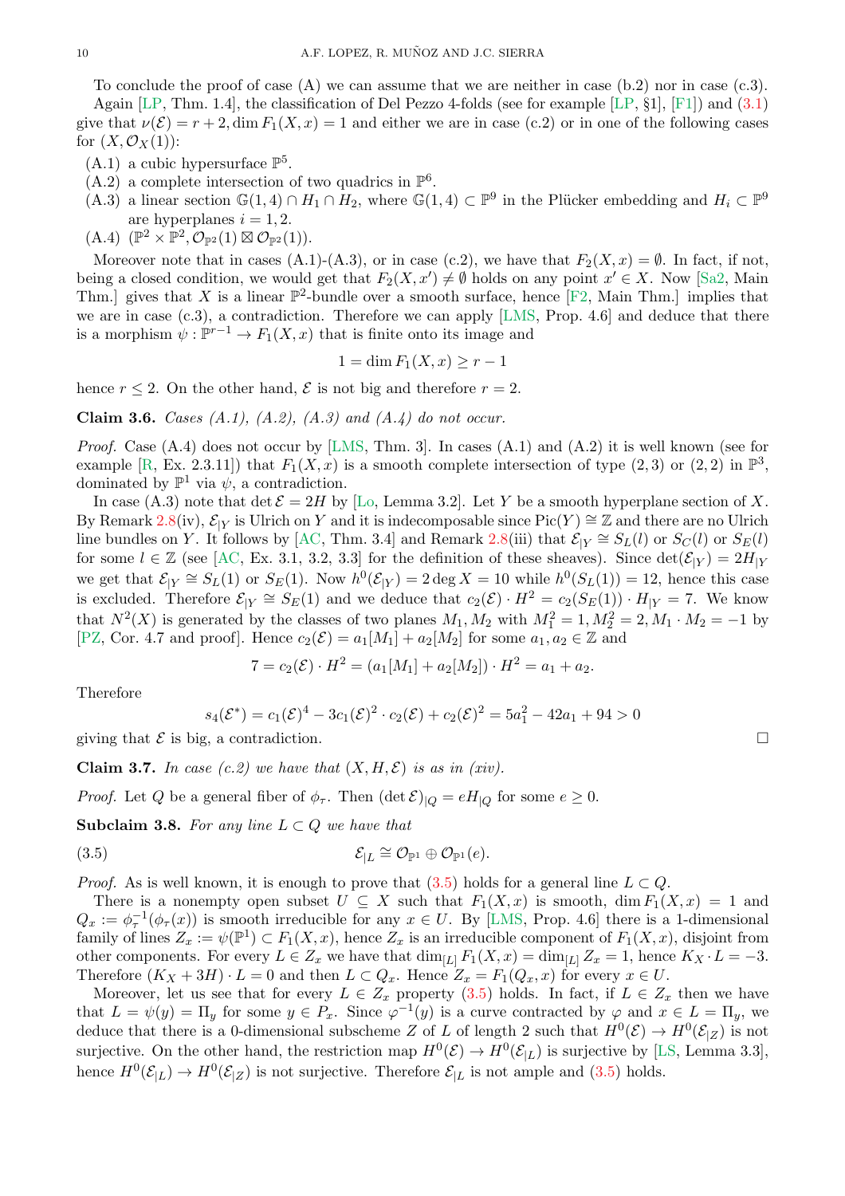To conclude the proof of case (A) we can assume that we are neither in case (b.2) nor in case (c.3).

Again [LP, Thm. 1.4], the classification of Del Pezzo 4-folds (see for example [LP, §1], [F1]) and (3.1) give that $\nu(\mathcal{E}) = r+2, \dim F_1(X,x) = 1$ and either we are in case (c.2) or in one of the following cases for $(X, \mathcal{O}_X(1))$:

(A.1) a cubic hypersurface $\mathbb{P}^5$.

(A.2) a complete intersection of two quadrics in $\mathbb{P}^6$.

(A.3) a linear section $\mathbb{G}(1,4) \cap H_1 \cap H_2$, where $\mathbb{G}(1,4) \subset \mathbb{P}^9$ in the Plücker embedding and $H_i \subset \mathbb{P}^9$ are hyperplanes $i = 1,2$.

(A.4) $(\mathbb{P}^2 \times \mathbb{P}^2, \mathcal{O}_{\mathbb{P}^2}(1) \boxtimes \mathcal{O}_{\mathbb{P}^2}(1))$.

Moreover note that in cases (A.1)-(A.3), or in case (c.2), we have that $F_2(X,x) = \emptyset$. In fact, if not, being a closed condition, we would get that $F_2(X,x') \neq \emptyset$ holds on any point $x' \in X$. Now [Sa2, Main Thm.] gives that $X$ is a linear $\mathbb{P}^2$-bundle over a smooth surface, hence [F2, Main Thm.] implies that we are in case (c.3), a contradiction. Therefore we can apply [LMS, Prop. 4.6] and deduce that there is a morphism $\psi : \mathbb{P}^{r-1} \to F_1(X,x)$ that is finite onto its image and

$$1 = \dim F_1(X,x) \geq r-1$$

hence $r \leq 2$. On the other hand, $\mathcal{E}$ is not big and therefore $r = 2$.

**Claim 3.6.** *Cases (A.1), (A.2), (A.3) and (A.4) do not occur.*

*Proof.* Case (A.4) does not occur by [LMS, Thm. 3]. In cases (A.1) and (A.2) it is well known (see for example [R, Ex. 2.3.11]) that $F_1(X,x)$ is a smooth complete intersection of type $(2,3)$ or $(2,2)$ in $\mathbb{P}^3$, dominated by $\mathbb{P}^1$ via $\psi$, a contradiction.

In case (A.3) note that $\det \mathcal{E} = 2H$ by [Lo, Lemma 3.2]. Let $Y$ be a smooth hyperplane section of $X$. By Remark 2.8(iv), $\mathcal{E}_{|Y}$ is Ulrich on $Y$ and it is indecomposable since $\mathrm{Pic}(Y) \cong \mathbb{Z}$ and there are no Ulrich line bundles on $Y$. It follows by [AC, Thm. 3.4] and Remark 2.8(iii) that $\mathcal{E}_{|Y} \cong S_L(l)$ or $S_C(l)$ or $S_E(l)$ for some $l \in \mathbb{Z}$ (see [AC, Ex. 3.1, 3.2, 3.3] for the definition of these sheaves). Since $\det(\mathcal{E}_{|Y}) = 2H_{|Y}$ we get that $\mathcal{E}_{|Y} \cong S_L(1)$ or $S_E(1)$. Now $h^0(\mathcal{E}_{|Y}) = 2 \deg X = 10$ while $h^0(S_L(1)) = 12$, hence this case is excluded. Therefore $\mathcal{E}_{|Y} \cong S_E(1)$ and we deduce that $c_2(\mathcal{E}) \cdot H^2 = c_2(S_E(1)) \cdot H_{|Y} = 7$. We know that $N^2(X)$ is generated by the classes of two planes $M_1, M_2$ with $M_1^2 = 1, M_2^2 = 2, M_1 \cdot M_2 = -1$ by [PZ, Cor. 4.7 and proof]. Hence $c_2(\mathcal{E}) = a_1[M_1] + a_2[M_2]$ for some $a_1, a_2 \in \mathbb{Z}$ and

$$7 = c_2(\mathcal{E}) \cdot H^2 = (a_1[M_1] + a_2[M_2]) \cdot H^2 = a_1 + a_2.$$

Therefore

$$s_4(\mathcal{E}^*) = c_1(\mathcal{E})^4 - 3c_1(\mathcal{E})^2 \cdot c_2(\mathcal{E}) + c_2(\mathcal{E})^2 = 5a_1^2 - 42a_1 + 94 > 0$$

giving that $\mathcal{E}$ is big, a contradiction. $\square$

**Claim 3.7.** *In case (c.2) we have that $(X, H, \mathcal{E})$ is as in (xiv).*

*Proof.* Let $Q$ be a general fiber of $\phi_\tau$. Then $(\det \mathcal{E})_{|Q} = eH_{|Q}$ for some $e \geq 0$.

**Subclaim 3.8.** *For any line $L \subset Q$ we have that*

$$\mathcal{E}_{|L} \cong \mathcal{O}_{\mathbb{P}^1} \oplus \mathcal{O}_{\mathbb{P}^1}(e). \tag{3.5}$$

*Proof.* As is well known, it is enough to prove that (3.5) holds for a general line $L \subset Q$.

There is a nonempty open subset $U \subseteq X$ such that $F_1(X,x)$ is smooth, $\dim F_1(X,x) = 1$ and $Q_x := \phi_\tau^{-1}(\phi_\tau(x))$ is smooth irreducible for any $x \in U$. By [LMS, Prop. 4.6] there is a 1-dimensional family of lines $Z_x := \psi(\mathbb{P}^1) \subset F_1(X,x)$, hence $Z_x$ is an irreducible component of $F_1(X,x)$, disjoint from other components. For every $L \in Z_x$ we have that $\dim_{[L]} F_1(X,x) = \dim_{[L]} Z_x = 1$, hence $K_X \cdot L = -3$. Therefore $(K_X + 3H) \cdot L = 0$ and then $L \subset Q_x$. Hence $Z_x = F_1(Q_x, x)$ for every $x \in U$.

Moreover, let us see that for every $L \in Z_x$ property (3.5) holds. In fact, if $L \in Z_x$ then we have that $L = \psi(y) = \Pi_y$ for some $y \in P_x$. Since $\varphi^{-1}(y)$ is a curve contracted by $\varphi$ and $x \in L = \Pi_y$, we deduce that there is a 0-dimensional subscheme $Z$ of $L$ of length 2 such that $H^0(\mathcal{E}) \to H^0(\mathcal{E}_{|Z})$ is not surjective. On the other hand, the restriction map $H^0(\mathcal{E}) \to H^0(\mathcal{E}_{|L})$ is surjective by [LS, Lemma 3.3], hence $H^0(\mathcal{E}_{|L}) \to H^0(\mathcal{E}_{|Z})$ is not surjective. Therefore $\mathcal{E}_{|L}$ is not ample and (3.5) holds.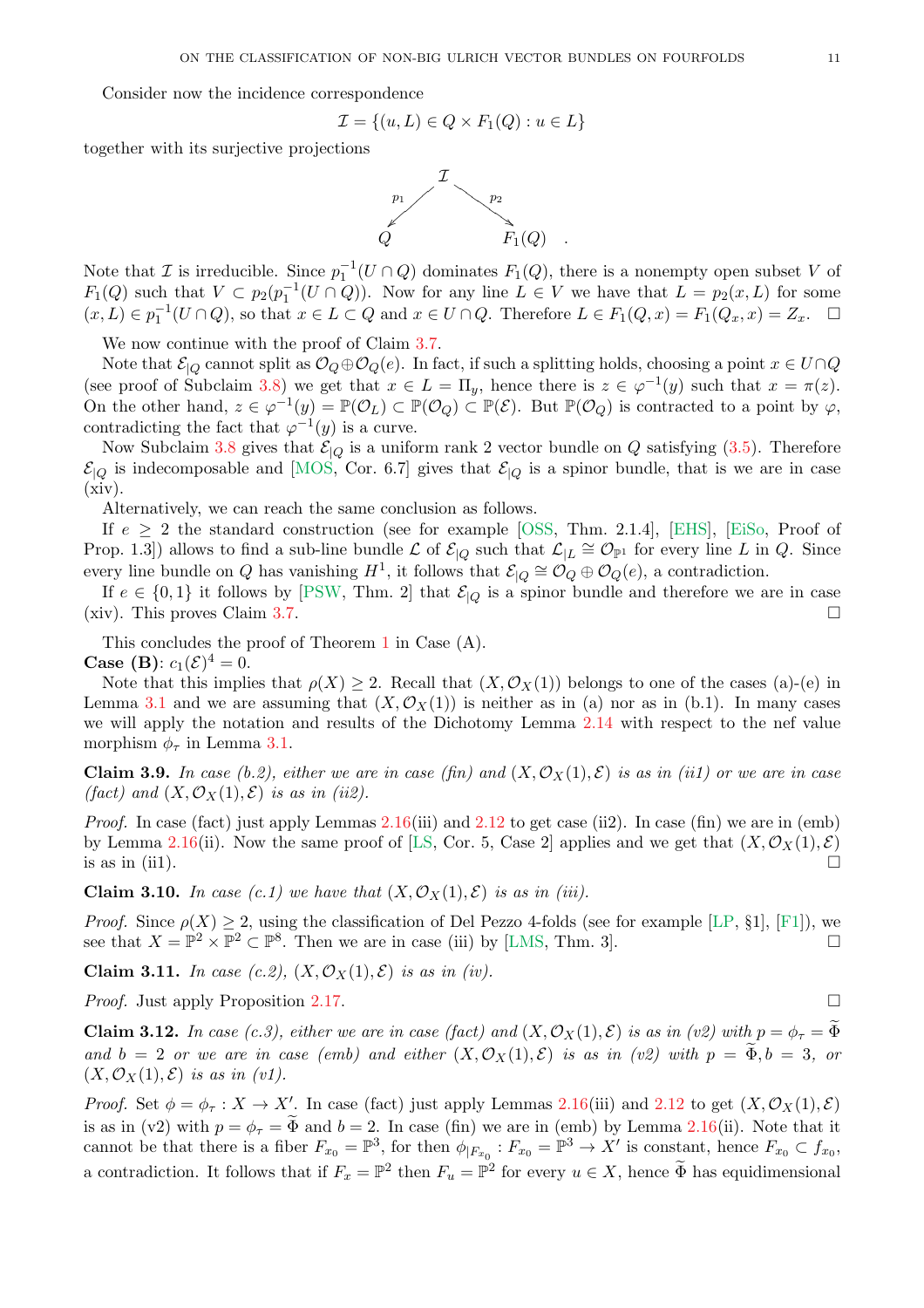Consider now the incidence correspondence

$$\mathcal{I} = \{(u, L) \in Q \times F_1(Q) : u \in L\}$$

together with its surjective projections

$$\begin{array}{ccc} & \mathcal{I} & \\ {}^{p_1}\swarrow & & \searrow^{p_2} \\ Q & & F_1(Q) \end{array} .$$

Note that $\mathcal{I}$ is irreducible. Since $p_1^{-1}(U \cap Q)$ dominates $F_1(Q)$, there is a nonempty open subset $V$ of $F_1(Q)$ such that $V \subset p_2(p_1^{-1}(U \cap Q))$. Now for any line $L \in V$ we have that $L = p_2(x, L)$ for some $(x, L) \in p_1^{-1}(U \cap Q)$, so that $x \in L \subset Q$ and $x \in U \cap Q$. Therefore $L \in F_1(Q, x) = F_1(Q_x, x) = Z_x$. $\square$

We now continue with the proof of Claim 3.7.

Note that $\mathcal{E}_{|Q}$ cannot split as $\mathcal{O}_Q \oplus \mathcal{O}_Q(e)$. In fact, if such a splitting holds, choosing a point $x \in U \cap Q$ (see proof of Subclaim 3.8) we get that $x \in L = \Pi_y$, hence there is $z \in \varphi^{-1}(y)$ such that $x = \pi(z)$. On the other hand, $z \in \varphi^{-1}(y) = \mathbb{P}(\mathcal{O}_L) \subset \mathbb{P}(\mathcal{O}_Q) \subset \mathbb{P}(\mathcal{E})$. But $\mathbb{P}(\mathcal{O}_Q)$ is contracted to a point by $\varphi$, contradicting the fact that $\varphi^{-1}(y)$ is a curve.

Now Subclaim 3.8 gives that $\mathcal{E}_{|Q}$ is a uniform rank 2 vector bundle on $Q$ satisfying (3.5). Therefore $\mathcal{E}_{|Q}$ is indecomposable and [MOS, Cor. 6.7] gives that $\mathcal{E}_{|Q}$ is a spinor bundle, that is we are in case (xiv).

Alternatively, we can reach the same conclusion as follows.

If $e \geq 2$ the standard construction (see for example [OSS, Thm. 2.1.4], [EHS], [EiSo, Proof of Prop. 1.3]) allows to find a sub-line bundle $\mathcal{L}$ of $\mathcal{E}_{|Q}$ such that $\mathcal{L}_{|L} \cong \mathcal{O}_{\mathbb{P}^1}$ for every line $L$ in $Q$. Since every line bundle on $Q$ has vanishing $H^1$, it follows that $\mathcal{E}_{|Q} \cong \mathcal{O}_Q \oplus \mathcal{O}_Q(e)$, a contradiction.

If $e \in \{0, 1\}$ it follows by [PSW, Thm. 2] that $\mathcal{E}_{|Q}$ is a spinor bundle and therefore we are in case (xiv). This proves Claim 3.7. $\square$

This concludes the proof of Theorem 1 in Case (A).

**Case (B)**: $c_1(\mathcal{E})^4 = 0$.

Note that this implies that $\rho(X) \geq 2$. Recall that $(X, \mathcal{O}_X(1))$ belongs to one of the cases (a)-(e) in Lemma 3.1 and we are assuming that $(X, \mathcal{O}_X(1))$ is neither as in (a) nor as in (b.1). In many cases we will apply the notation and results of the Dichotomy Lemma 2.14 with respect to the nef value morphism $\phi_\tau$ in Lemma 3.1.

**Claim 3.9.** *In case (b.2), either we are in case (fin) and $(X, \mathcal{O}_X(1), \mathcal{E})$ is as in (ii1) or we are in case (fact) and $(X, \mathcal{O}_X(1), \mathcal{E})$ is as in (ii2).*

*Proof.* In case (fact) just apply Lemmas 2.16(iii) and 2.12 to get case (ii2). In case (fin) we are in (emb) by Lemma 2.16(ii). Now the same proof of [LS, Cor. 5, Case 2] applies and we get that $(X, \mathcal{O}_X(1), \mathcal{E})$ is as in (ii1). $\square$

**Claim 3.10.** *In case (c.1) we have that $(X, \mathcal{O}_X(1), \mathcal{E})$ is as in (iii).*

*Proof.* Since $\rho(X) \geq 2$, using the classification of Del Pezzo 4-folds (see for example [LP, §1], [F1]), we see that $X = \mathbb{P}^2 \times \mathbb{P}^2 \subset \mathbb{P}^8$. Then we are in case (iii) by [LMS, Thm. 3]. $\square$

**Claim 3.11.** *In case (c.2), $(X, \mathcal{O}_X(1), \mathcal{E})$ is as in (iv).*

*Proof.* Just apply Proposition 2.17. $\square$

**Claim 3.12.** *In case (c.3), either we are in case (fact) and $(X, \mathcal{O}_X(1), \mathcal{E})$ is as in (v2) with $p = \phi_\tau = \widetilde{\Phi}$ and $b = 2$ or we are in case (emb) and either $(X, \mathcal{O}_X(1), \mathcal{E})$ is as in (v2) with $p = \widetilde{\Phi}, b = 3$, or $(X, \mathcal{O}_X(1), \mathcal{E})$ is as in (v1).*

*Proof.* Set $\phi = \phi_\tau : X \to X'$. In case (fact) just apply Lemmas 2.16(iii) and 2.12 to get $(X, \mathcal{O}_X(1), \mathcal{E})$ is as in (v2) with $p = \phi_\tau = \widetilde{\Phi}$ and $b = 2$. In case (fin) we are in (emb) by Lemma 2.16(ii). Note that it cannot be that there is a fiber $F_{x_0} = \mathbb{P}^3$, for then $\phi_{|F_{x_0}} : F_{x_0} = \mathbb{P}^3 \to X'$ is constant, hence $F_{x_0} \subset f_{x_0}$, a contradiction. It follows that if $F_x = \mathbb{P}^2$ then $F_u = \mathbb{P}^2$ for every $u \in X$, hence $\widetilde{\Phi}$ has equidimensional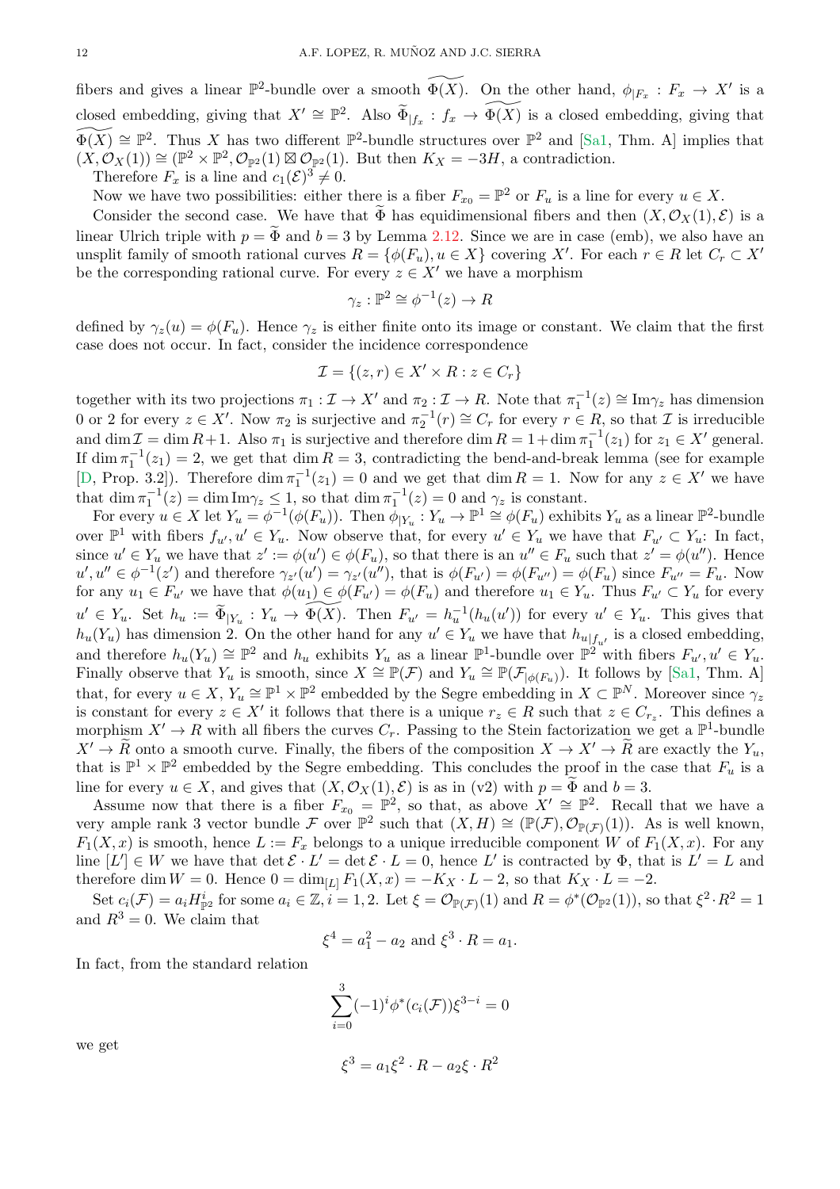fibers and gives a linear $\mathbb{P}^2$-bundle over a smooth $\widetilde{\Phi(X)}$. On the other hand, $\phi_{|F_x} : F_x \to X'$ is a closed embedding, giving that $X' \cong \mathbb{P}^2$. Also $\widetilde{\Phi}_{|f_x} : f_x \to \widetilde{\Phi(X)}$ is a closed embedding, giving that $\widetilde{\Phi(X)} \cong \mathbb{P}^2$. Thus $X$ has two different $\mathbb{P}^2$-bundle structures over $\mathbb{P}^2$ and [Sa1, Thm. A] implies that $(X, \mathcal{O}_X(1)) \cong (\mathbb{P}^2 \times \mathbb{P}^2, \mathcal{O}_{\mathbb{P}^2}(1) \boxtimes \mathcal{O}_{\mathbb{P}^2}(1))$. But then $K_X = -3H$, a contradiction.

Therefore $F_x$ is a line and $c_1(\mathcal{E})^3 \neq 0$.

Now we have two possibilities: either there is a fiber $F_{x_0} = \mathbb{P}^2$ or $F_u$ is a line for every $u \in X$.

Consider the second case. We have that $\widetilde{\Phi}$ has equidimensional fibers and then $(X, \mathcal{O}_X(1), \mathcal{E})$ is a linear Ulrich triple with $p = \widetilde{\Phi}$ and $b = 3$ by Lemma 2.12. Since we are in case (emb), we also have an unsplit family of smooth rational curves $R = \{\phi(F_u), u \in X\}$ covering $X'$. For each $r \in R$ let $C_r \subset X'$ be the corresponding rational curve. For every $z \in X'$ we have a morphism

$$\gamma_z : \mathbb{P}^2 \cong \phi^{-1}(z) \to R$$

defined by $\gamma_z(u) = \phi(F_u)$. Hence $\gamma_z$ is either finite onto its image or constant. We claim that the first case does not occur. In fact, consider the incidence correspondence

$$\mathcal{I} = \{(z, r) \in X' \times R : z \in C_r\}$$

together with its two projections $\pi_1 : \mathcal{I} \to X'$ and $\pi_2 : \mathcal{I} \to R$. Note that $\pi_1^{-1}(z) \cong \operatorname{Im}\gamma_z$ has dimension 0 or 2 for every $z \in X'$. Now $\pi_2$ is surjective and $\pi_2^{-1}(r) \cong C_r$ for every $r \in R$, so that $\mathcal{I}$ is irreducible and $\dim \mathcal{I} = \dim R + 1$. Also $\pi_1$ is surjective and therefore $\dim R = 1 + \dim \pi_1^{-1}(z_1)$ for $z_1 \in X'$ general. If $\dim \pi_1^{-1}(z_1) = 2$, we get that $\dim R = 3$, contradicting the bend-and-break lemma (see for example [D, Prop. 3.2]). Therefore $\dim \pi_1^{-1}(z_1) = 0$ and we get that $\dim R = 1$. Now for any $z \in X'$ we have that $\dim \pi_1^{-1}(z) = \dim \operatorname{Im}\gamma_z \leq 1$, so that $\dim \pi_1^{-1}(z) = 0$ and $\gamma_z$ is constant.

For every $u \in X$ let $Y_u = \phi^{-1}(\phi(F_u))$. Then $\phi_{|Y_u} : Y_u \to \mathbb{P}^1 \cong \phi(F_u)$ exhibits $Y_u$ as a linear $\mathbb{P}^2$-bundle over $\mathbb{P}^1$ with fibers $f_{u'}, u' \in Y_u$. Now observe that, for every $u' \in Y_u$ we have that $F_{u'} \subset Y_u$: In fact, since $u' \in Y_u$ we have that $z' := \phi(u') \in \phi(F_u)$, so that there is an $u'' \in F_u$ such that $z' = \phi(u'')$. Hence $u', u'' \in \phi^{-1}(z')$ and therefore $\gamma_{z'}(u') = \gamma_{z'}(u'')$, that is $\phi(F_{u'}) = \phi(F_{u''}) = \phi(F_u)$ since $F_{u''} = F_u$. Now for any $u_1 \in F_{u'}$ we have that $\phi(u_1) \in \phi(F_{u'}) = \phi(F_u)$ and therefore $u_1 \in Y_u$. Thus $F_{u'} \subset Y_u$ for every $u' \in Y_u$. Set $h_u := \widetilde{\Phi}_{|Y_u} : Y_u \to \widetilde{\Phi(X)}$. Then $F_{u'} = h_u^{-1}(h_u(u'))$ for every $u' \in Y_u$. This gives that $h_u(Y_u)$ has dimension 2. On the other hand for any $u' \in Y_u$ we have that $h_{u|f_{u'}}$ is a closed embedding, and therefore $h_u(Y_u) \cong \mathbb{P}^2$ and $h_u$ exhibits $Y_u$ as a linear $\mathbb{P}^1$-bundle over $\mathbb{P}^2$ with fibers $F_{u'}, u' \in Y_u$. Finally observe that $Y_u$ is smooth, since $X \cong \mathbb{P}(\mathcal{F})$ and $Y_u \cong \mathbb{P}(\mathcal{F}_{|\phi(F_u)})$. It follows by [Sa1, Thm. A] that, for every $u \in X$, $Y_u \cong \mathbb{P}^1 \times \mathbb{P}^2$ embedded by the Segre embedding in $X \subset \mathbb{P}^N$. Moreover since $\gamma_z$ is constant for every $z \in X'$ it follows that there is a unique $r_z \in R$ such that $z \in C_{r_z}$. This defines a morphism $X' \to R$ with all fibers the curves $C_r$. Passing to the Stein factorization we get a $\mathbb{P}^1$-bundle $X' \to \widetilde{R}$ onto a smooth curve. Finally, the fibers of the composition $X \to X' \to \widetilde{R}$ are exactly the $Y_u$, that is $\mathbb{P}^1 \times \mathbb{P}^2$ embedded by the Segre embedding. This concludes the proof in the case that $F_u$ is a line for every $u \in X$, and gives that $(X, \mathcal{O}_X(1), \mathcal{E})$ is as in (v2) with $p = \widetilde{\Phi}$ and $b = 3$.

Assume now that there is a fiber $F_{x_0} = \mathbb{P}^2$, so that, as above $X' \cong \mathbb{P}^2$. Recall that we have a very ample rank 3 vector bundle $\mathcal{F}$ over $\mathbb{P}^2$ such that $(X, H) \cong (\mathbb{P}(\mathcal{F}), \mathcal{O}_{\mathbb{P}(\mathcal{F})}(1))$. As is well known, $F_1(X, x)$ is smooth, hence $L := F_x$ belongs to a unique irreducible component $W$ of $F_1(X, x)$. For any line $[L'] \in W$ we have that $\det \mathcal{E} \cdot L' = \det \mathcal{E} \cdot L = 0$, hence $L'$ is contracted by $\Phi$, that is $L' = L$ and therefore $\dim W = 0$. Hence $0 = \dim_{[L]} F_1(X, x) = -K_X \cdot L - 2$, so that $K_X \cdot L = -2$.

Set $c_i(\mathcal{F}) = a_i H_{\mathbb{P}^2}^i$ for some $a_i \in \mathbb{Z}, i = 1, 2$. Let $\xi = \mathcal{O}_{\mathbb{P}(\mathcal{F})}(1)$ and $R = \phi^*(\mathcal{O}_{\mathbb{P}^2}(1))$, so that $\xi^2 \cdot R^2 = 1$ and $R^3 = 0$. We claim that

$$\xi^4 = a_1^2 - a_2 \text{ and } \xi^3 \cdot R = a_1.$$

In fact, from the standard relation

$$\sum_{i=0}^{3} (-1)^i \phi^*(c_i(\mathcal{F}))\xi^{3-i} = 0$$

we get

$$\xi^3 = a_1 \xi^2 \cdot R - a_2 \xi \cdot R^2$$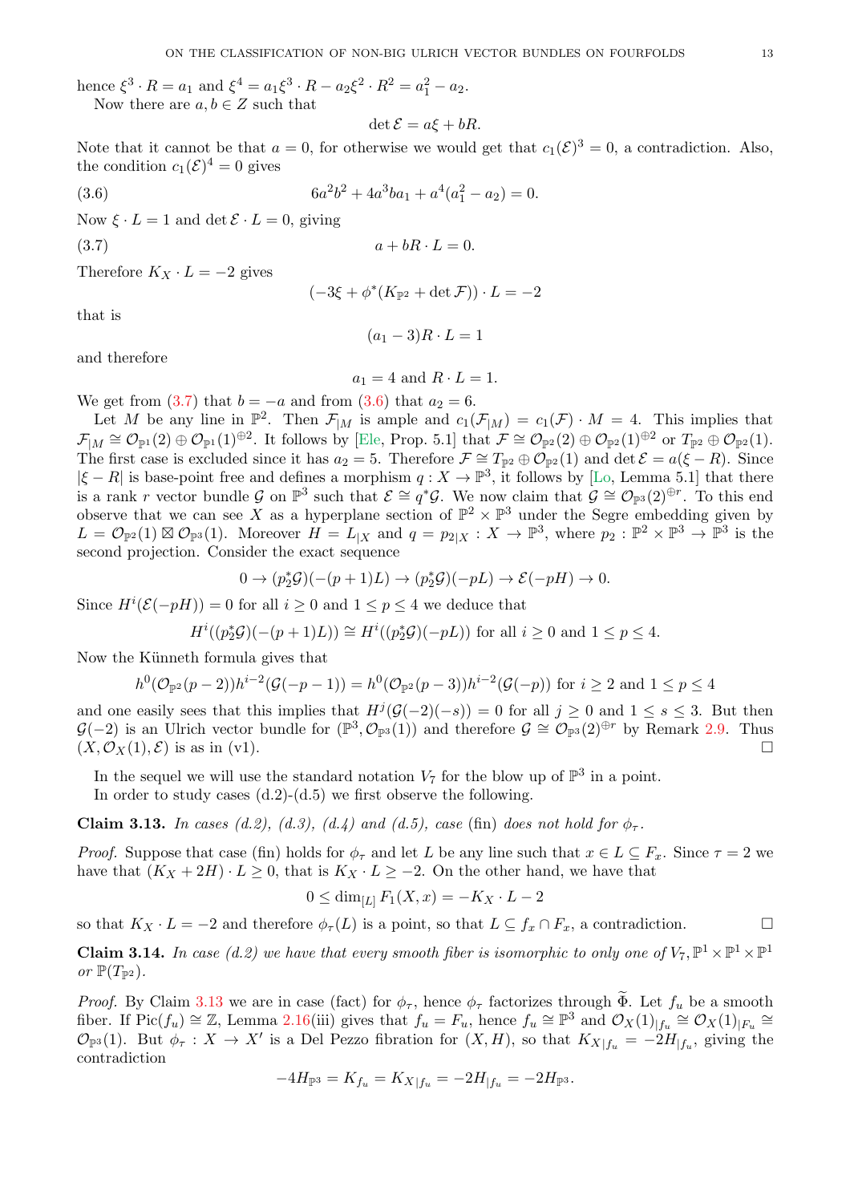hence $\xi^3 \cdot R = a_1$ and $\xi^4 = a_1 \xi^3 \cdot R - a_2 \xi^2 \cdot R^2 = a_1^2 - a_2$.

Now there are $a, b \in Z$ such that

$$\det \mathcal{E} = a\xi + bR.$$

Note that it cannot be that $a = 0$, for otherwise we would get that $c_1(\mathcal{E})^3 = 0$, a contradiction. Also, the condition $c_1(\mathcal{E})^4 = 0$ gives

$$6a^2b^2 + 4a^3ba_1 + a^4(a_1^2 - a_2) = 0. \tag{3.6}$$

Now $\xi \cdot L = 1$ and $\det \mathcal{E} \cdot L = 0$, giving

$$a + bR \cdot L = 0. \tag{3.7}$$

Therefore $K_X \cdot L = -2$ gives

$$(-3\xi + \phi^*(K_{\mathbb{P}^2} + \det \mathcal{F})) \cdot L = -2$$

that is

$$(a_1 - 3)R \cdot L = 1$$

and therefore

$$a_1 = 4 \text{ and } R \cdot L = 1.$$

We get from (3.7) that $b = -a$ and from (3.6) that $a_2 = 6$.

Let $M$ be any line in $\mathbb{P}^2$. Then $\mathcal{F}_{|M}$ is ample and $c_1(\mathcal{F}_{|M}) = c_1(\mathcal{F}) \cdot M = 4$. This implies that $\mathcal{F}_{|M} \cong \mathcal{O}_{\mathbb{P}^1}(2) \oplus \mathcal{O}_{\mathbb{P}^1}(1)^{\oplus 2}$. It follows by [Ele, Prop. 5.1] that $\mathcal{F} \cong \mathcal{O}_{\mathbb{P}^2}(2) \oplus \mathcal{O}_{\mathbb{P}^2}(1)^{\oplus 2}$ or $T_{\mathbb{P}^2} \oplus \mathcal{O}_{\mathbb{P}^2}(1)$. The first case is excluded since it has $a_2 = 5$. Therefore $\mathcal{F} \cong T_{\mathbb{P}^2} \oplus \mathcal{O}_{\mathbb{P}^2}(1)$ and $\det \mathcal{E} = a(\xi - R)$. Since $|\xi - R|$ is base-point free and defines a morphism $q : X \to \mathbb{P}^3$, it follows by [Lo, Lemma 5.1] that there is a rank $r$ vector bundle $\mathcal{G}$ on $\mathbb{P}^3$ such that $\mathcal{E} \cong q^*\mathcal{G}$. We now claim that $\mathcal{G} \cong \mathcal{O}_{\mathbb{P}^3}(2)^{\oplus r}$. To this end observe that we can see $X$ as a hyperplane section of $\mathbb{P}^2 \times \mathbb{P}^3$ under the Segre embedding given by $L = \mathcal{O}_{\mathbb{P}^2}(1) \boxtimes \mathcal{O}_{\mathbb{P}^3}(1)$. Moreover $H = L_{|X}$ and $q = p_{2|X} : X \to \mathbb{P}^3$, where $p_2 : \mathbb{P}^2 \times \mathbb{P}^3 \to \mathbb{P}^3$ is the second projection. Consider the exact sequence

$$0 \to (p_2^*\mathcal{G})(-(p+1)L) \to (p_2^*\mathcal{G})(-pL) \to \mathcal{E}(-pH) \to 0.$$

Since $H^i(\mathcal{E}(-pH)) = 0$ for all $i \ge 0$ and $1 \le p \le 4$ we deduce that

$$H^i((p_2^*\mathcal{G})(-(p+1)L)) \cong H^i((p_2^*\mathcal{G})(-pL)) \text{ for all } i \ge 0 \text{ and } 1 \le p \le 4.$$

Now the Künneth formula gives that

$$h^0(\mathcal{O}_{\mathbb{P}^2}(p-2))h^{i-2}(\mathcal{G}(-p-1)) = h^0(\mathcal{O}_{\mathbb{P}^2}(p-3))h^{i-2}(\mathcal{G}(-p)) \text{ for } i \ge 2 \text{ and } 1 \le p \le 4$$

and one easily sees that this implies that $H^j(\mathcal{G}(-2)(-s)) = 0$ for all $j \ge 0$ and $1 \le s \le 3$. But then $\mathcal{G}(-2)$ is an Ulrich vector bundle for $(\mathbb{P}^3, \mathcal{O}_{\mathbb{P}^3}(1))$ and therefore $\mathcal{G} \cong \mathcal{O}_{\mathbb{P}^3}(2)^{\oplus r}$ by Remark 2.9. Thus $(X, \mathcal{O}_X(1), \mathcal{E})$ is as in (v1). $\square$

In the sequel we will use the standard notation $V_7$ for the blow up of $\mathbb{P}^3$ in a point.

In order to study cases (d.2)-(d.5) we first observe the following.

**Claim 3.13.** *In cases (d.2), (d.3), (d.4) and (d.5), case* (fin) *does not hold for* $\phi_\tau$.

*Proof.* Suppose that case (fin) holds for $\phi_\tau$ and let $L$ be any line such that $x \in L \subseteq F_x$. Since $\tau = 2$ we have that $(K_X + 2H) \cdot L \ge 0$, that is $K_X \cdot L \ge -2$. On the other hand, we have that

$$0 \le \dim_{[L]} F_1(X, x) = -K_X \cdot L - 2$$

so that $K_X \cdot L = -2$ and therefore $\phi_\tau(L)$ is a point, so that $L \subseteq f_x \cap F_x$, a contradiction. $\square$

**Claim 3.14.** *In case (d.2) we have that every smooth fiber is isomorphic to only one of* $V_7, \mathbb{P}^1 \times \mathbb{P}^1 \times \mathbb{P}^1$ *or* $\mathbb{P}(T_{\mathbb{P}^2})$.

*Proof.* By Claim 3.13 we are in case (fact) for $\phi_\tau$, hence $\phi_\tau$ factorizes through $\widetilde{\Phi}$. Let $f_u$ be a smooth fiber. If $\text{Pic}(f_u) \cong \mathbb{Z}$, Lemma 2.16(iii) gives that $f_u = F_u$, hence $f_u \cong \mathbb{P}^3$ and $\mathcal{O}_X(1)_{|f_u} \cong \mathcal{O}_X(1)_{|F_u} \cong \mathcal{O}_{\mathbb{P}^3}(1)$. But $\phi_\tau : X \to X'$ is a Del Pezzo fibration for $(X, H)$, so that $K_{X|f_u} = -2H_{|f_u}$, giving the contradiction

$$-4H_{\mathbb{P}^3} = K_{f_u} = K_{X|f_u} = -2H_{|f_u} = -2H_{\mathbb{P}^3}.$$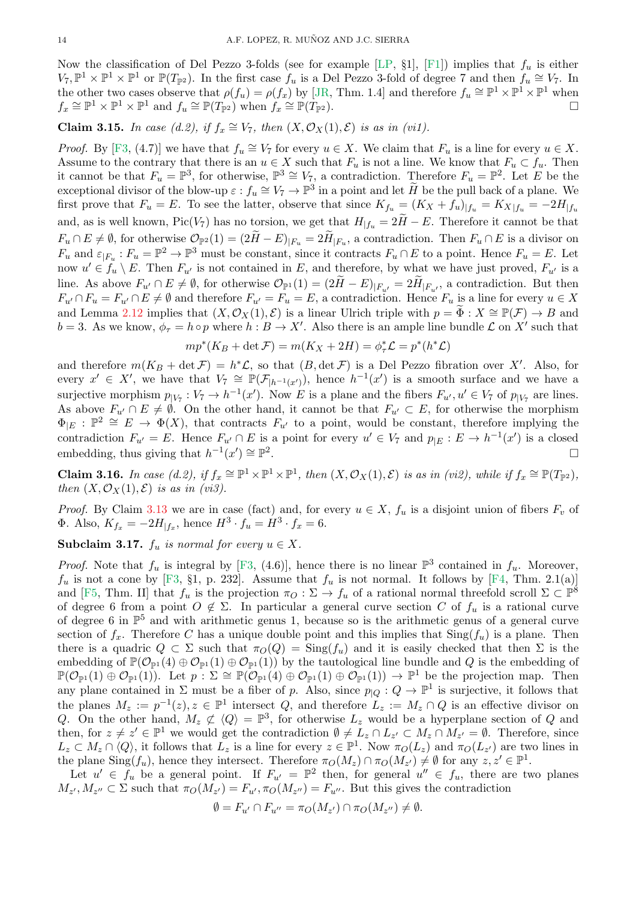Now the classification of Del Pezzo 3-folds (see for example [LP, §1], [F1]) implies that $f_u$ is either $V_7, \mathbb{P}^1 \times \mathbb{P}^1 \times \mathbb{P}^1$ or $\mathbb{P}(T_{\mathbb{P}^2})$. In the first case $f_u$ is a Del Pezzo 3-fold of degree 7 and then $f_u \cong V_7$. In the other two cases observe that $\rho(f_u) = \rho(f_x)$ by [JR, Thm. 1.4] and therefore $f_u \cong \mathbb{P}^1 \times \mathbb{P}^1 \times \mathbb{P}^1$ when $f_x \cong \mathbb{P}^1 \times \mathbb{P}^1 \times \mathbb{P}^1$ and $f_u \cong \mathbb{P}(T_{\mathbb{P}^2})$ when $f_x \cong \mathbb{P}(T_{\mathbb{P}^2})$. $\square$

**Claim 3.15.** *In case (d.2), if $f_x \cong V_7$, then $(X, \mathcal{O}_X(1), \mathcal{E})$ is as in (vi1).*

*Proof.* By [F3, (4.7)] we have that $f_u \cong V_7$ for every $u \in X$. We claim that $F_u$ is a line for every $u \in X$. Assume to the contrary that there is an $u \in X$ such that $F_u$ is not a line. We know that $F_u \subset f_u$. Then it cannot be that $F_u = \mathbb{P}^3$, for otherwise, $\mathbb{P}^3 \cong V_7$, a contradiction. Therefore $F_u = \mathbb{P}^2$. Let $E$ be the exceptional divisor of the blow-up $\varepsilon : f_u \cong V_7 \to \mathbb{P}^3$ in a point and let $\widetilde{H}$ be the pull back of a plane. We first prove that $F_u = E$. To see the latter, observe that since $K_{f_u} = (K_X + f_u)_{|f_u} = K_{X|f_u} = -2H_{|f_u}$ and, as is well known, $\operatorname{Pic}(V_7)$ has no torsion, we get that $H_{|f_u} = 2\widetilde{H} - E$. Therefore it cannot be that $F_u \cap E \neq \emptyset$, for otherwise $\mathcal{O}_{\mathbb{P}^2}(1) = (2\widetilde{H} - E)_{|F_u} = 2\widetilde{H}_{|F_u}$, a contradiction. Then $F_u \cap E$ is a divisor on $F_u$ and $\varepsilon_{|F_u} : F_u = \mathbb{P}^2 \to \mathbb{P}^3$ must be constant, since it contracts $F_u \cap E$ to a point. Hence $F_u = E$. Let now $u' \in f_u \setminus E$. Then $F_{u'}$ is not contained in $E$, and therefore, by what we have just proved, $F_{u'}$ is a line. As above $F_{u'} \cap E \neq \emptyset$, for otherwise $\mathcal{O}_{\mathbb{P}^1}(1) = (2\widetilde{H} - E)_{|F_{u'}} = 2\widetilde{H}_{|F_{u'}}$, a contradiction. But then $F_{u'} \cap F_u = F_{u'} \cap E \neq \emptyset$ and therefore $F_{u'} = F_u = E$, a contradiction. Hence $F_u$ is a line for every $u \in X$ and Lemma 2.12 implies that $(X, \mathcal{O}_X(1), \mathcal{E})$ is a linear Ulrich triple with $p = \widetilde{\Phi} : X \cong \mathbb{P}(\mathcal{F}) \to B$ and $b = 3$. As we know, $\phi_\tau = h \circ p$ where $h : B \to X'$. Also there is an ample line bundle $\mathcal{L}$ on $X'$ such that

$$mp^*(K_B + \det \mathcal{F}) = m(K_X + 2H) = \phi_\tau^* \mathcal{L} = p^*(h^* \mathcal{L})$$

and therefore $m(K_B + \det \mathcal{F}) = h^* \mathcal{L}$, so that $(B, \det \mathcal{F})$ is a Del Pezzo fibration over $X'$. Also, for every $x' \in X'$, we have that $V_7 \cong \mathbb{P}(\mathcal{F}_{|h^{-1}(x')})$, hence $h^{-1}(x')$ is a smooth surface and we have a surjective morphism $p_{|V_7} : V_7 \to h^{-1}(x')$. Now $E$ is a plane and the fibers $F_{u'}, u' \in V_7$ of $p_{|V_7}$ are lines. As above $F_{u'} \cap E \neq \emptyset$. On the other hand, it cannot be that $F_{u'} \subset E$, for otherwise the morphism $\Phi_{|E} : \mathbb{P}^2 \cong E \to \Phi(X)$, that contracts $F_{u'}$ to a point, would be constant, therefore implying the contradiction $F_{u'} = E$. Hence $F_{u'} \cap E$ is a point for every $u' \in V_7$ and $p_{|E} : E \to h^{-1}(x')$ is a closed embedding, thus giving that $h^{-1}(x') \cong \mathbb{P}^2$. $\square$

**Claim 3.16.** *In case (d.2), if $f_x \cong \mathbb{P}^1 \times \mathbb{P}^1 \times \mathbb{P}^1$, then $(X, \mathcal{O}_X(1), \mathcal{E})$ is as in (vi2), while if $f_x \cong \mathbb{P}(T_{\mathbb{P}^2})$, then $(X, \mathcal{O}_X(1), \mathcal{E})$ is as in (vi3).*

*Proof.* By Claim 3.13 we are in case (fact) and, for every $u \in X$, $f_u$ is a disjoint union of fibers $F_v$ of $\Phi$. Also, $K_{f_x} = -2H_{|f_x}$, hence $H^3 \cdot f_u = H^3 \cdot f_x = 6$.

**Subclaim 3.17.** *$f_u$ is normal for every $u \in X$.*

*Proof.* Note that $f_u$ is integral by [F3, (4.6)], hence there is no linear $\mathbb{P}^3$ contained in $f_u$. Moreover, $f_u$ is not a cone by [F3, §1, p. 232]. Assume that $f_u$ is not normal. It follows by [F4, Thm. 2.1(a)] and [F5, Thm. II] that $f_u$ is the projection $\pi_O : \Sigma \to f_u$ of a rational normal threefold scroll $\Sigma \subset \mathbb{P}^8$ of degree 6 from a point $O \notin \Sigma$. In particular a general curve section $C$ of $f_u$ is a rational curve of degree 6 in $\mathbb{P}^5$ and with arithmetic genus 1, because so is the arithmetic genus of a general curve section of $f_x$. Therefore $C$ has a unique double point and this implies that $\operatorname{Sing}(f_u)$ is a plane. Then there is a quadric $Q \subset \Sigma$ such that $\pi_O(Q) = \operatorname{Sing}(f_u)$ and it is easily checked that then $\Sigma$ is the embedding of $\mathbb{P}(\mathcal{O}_{\mathbb{P}^1}(4) \oplus \mathcal{O}_{\mathbb{P}^1}(1) \oplus \mathcal{O}_{\mathbb{P}^1}(1))$ by the tautological line bundle and $Q$ is the embedding of $\mathbb{P}(\mathcal{O}_{\mathbb{P}^1}(1) \oplus \mathcal{O}_{\mathbb{P}^1}(1))$. Let $p : \Sigma \cong \mathbb{P}(\mathcal{O}_{\mathbb{P}^1}(4) \oplus \mathcal{O}_{\mathbb{P}^1}(1) \oplus \mathcal{O}_{\mathbb{P}^1}(1)) \to \mathbb{P}^1$ be the projection map. Then any plane contained in $\Sigma$ must be a fiber of $p$. Also, since $p_{|Q} : Q \to \mathbb{P}^1$ is surjective, it follows that the planes $M_z := p^{-1}(z), z \in \mathbb{P}^1$ intersect $Q$, and therefore $L_z := M_z \cap Q$ is an effective divisor on $Q$. On the other hand, $M_z \not\subset \langle Q \rangle = \mathbb{P}^3$, for otherwise $L_z$ would be a hyperplane section of $Q$ and then, for $z \neq z' \in \mathbb{P}^1$ we would get the contradiction $\emptyset \neq L_z \cap L_{z'} \subset M_z \cap M_{z'} = \emptyset$. Therefore, since $L_z \subset M_z \cap \langle Q \rangle$, it follows that $L_z$ is a line for every $z \in \mathbb{P}^1$. Now $\pi_O(L_z)$ and $\pi_O(L_{z'})$ are two lines in the plane $\operatorname{Sing}(f_u)$, hence they intersect. Therefore $\pi_O(M_z) \cap \pi_O(M_{z'}) \neq \emptyset$ for any $z, z' \in \mathbb{P}^1$.

Let $u' \in f_u$ be a general point. If $F_{u'} = \mathbb{P}^2$ then, for general $u'' \in f_u$, there are two planes $M_{z'}, M_{z''} \subset \Sigma$ such that $\pi_O(M_{z'}) = F_{u'}, \pi_O(M_{z''}) = F_{u''}$. But this gives the contradiction

$$\emptyset = F_{u'} \cap F_{u''} = \pi_O(M_{z'}) \cap \pi_O(M_{z''}) \neq \emptyset.$$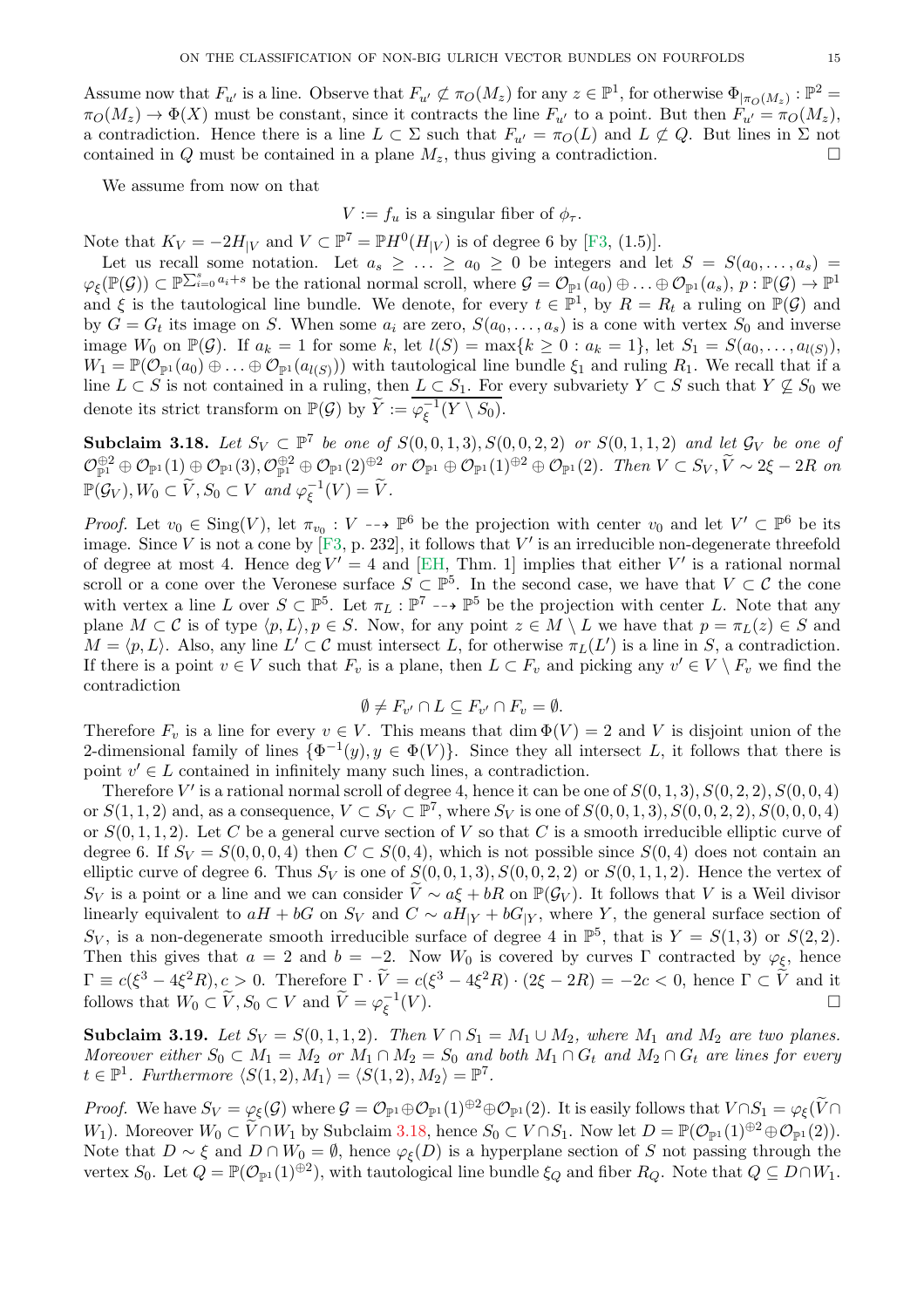Assume now that $F_{u'}$ is a line. Observe that $F_{u'} \not\subset \pi_O(M_z)$ for any $z \in \mathbb{P}^1$, for otherwise $\Phi_{|\pi_O(M_z)} : \mathbb{P}^2 = \pi_O(M_z) \to \Phi(X)$ must be constant, since it contracts the line $F_{u'}$ to a point. But then $F_{u'} = \pi_O(M_z)$, a contradiction. Hence there is a line $L \subset \Sigma$ such that $F_{u'} = \pi_O(L)$ and $L \not\subset Q$. But lines in $\Sigma$ not contained in $Q$ must be contained in a plane $M_z$, thus giving a contradiction. $\square$

We assume from now on that

$$V := f_u \text{ is a singular fiber of } \phi_\tau.$$

Note that $K_V = -2H_{|V}$ and $V \subset \mathbb{P}^7 = \mathbb{P}H^0(H_{|V})$ is of degree 6 by [F3, (1.5)].

Let us recall some notation. Let $a_s \ge \ldots \ge a_0 \ge 0$ be integers and let $S = S(a_0, \ldots, a_s) = \varphi_\xi(\mathbb{P}(\mathcal{G})) \subset \mathbb{P}^{\sum_{i=0}^s a_i + s}$ be the rational normal scroll, where $\mathcal{G} = \mathcal{O}_{\mathbb{P}^1}(a_0) \oplus \ldots \oplus \mathcal{O}_{\mathbb{P}^1}(a_s)$, $p : \mathbb{P}(\mathcal{G}) \to \mathbb{P}^1$ and $\xi$ is the tautological line bundle. We denote, for every $t \in \mathbb{P}^1$, by $R = R_t$ a ruling on $\mathbb{P}(\mathcal{G})$ and by $G = G_t$ its image on $S$. When some $a_i$ are zero, $S(a_0, \ldots, a_s)$ is a cone with vertex $S_0$ and inverse image $W_0$ on $\mathbb{P}(\mathcal{G})$. If $a_k = 1$ for some $k$, let $l(S) = \max\{k \ge 0 : a_k = 1\}$, let $S_1 = S(a_0, \ldots, a_{l(S)})$, $W_1 = \mathbb{P}(\mathcal{O}_{\mathbb{P}^1}(a_0) \oplus \ldots \oplus \mathcal{O}_{\mathbb{P}^1}(a_{l(S)}))$ with tautological line bundle $\xi_1$ and ruling $R_1$. We recall that if a line $L \subset S$ is not contained in a ruling, then $L \subset S_1$. For every subvariety $Y \subset S$ such that $Y \not\subseteq S_0$ we denote its strict transform on $\mathbb{P}(\mathcal{G})$ by $\widetilde{Y} := \overline{\varphi_\xi^{-1}(Y \setminus S_0)}$.

**Subclaim 3.18.** *Let $S_V \subset \mathbb{P}^7$ be one of $S(0,0,1,3), S(0,0,2,2)$ or $S(0,1,1,2)$ and let $\mathcal{G}_V$ be one of $\mathcal{O}_{\mathbb{P}^1}^{\oplus 2} \oplus \mathcal{O}_{\mathbb{P}^1}(1) \oplus \mathcal{O}_{\mathbb{P}^1}(3), \mathcal{O}_{\mathbb{P}^1}^{\oplus 2} \oplus \mathcal{O}_{\mathbb{P}^1}(2)^{\oplus 2}$ or $\mathcal{O}_{\mathbb{P}^1} \oplus \mathcal{O}_{\mathbb{P}^1}(1)^{\oplus 2} \oplus \mathcal{O}_{\mathbb{P}^1}(2)$. Then $V \subset S_V, \widetilde{V} \sim 2\xi - 2R$ on $\mathbb{P}(\mathcal{G}_V), W_0 \subset \widetilde{V}, S_0 \subset V$ and $\varphi_\xi^{-1}(V) = \widetilde{V}$.*

*Proof.* Let $v_0 \in \operatorname{Sing}(V)$, let $\pi_{v_0} : V \dashrightarrow \mathbb{P}^6$ be the projection with center $v_0$ and let $V' \subset \mathbb{P}^6$ be its image. Since $V$ is not a cone by [F3, p. 232], it follows that $V'$ is an irreducible non-degenerate threefold of degree at most 4. Hence $\deg V' = 4$ and [EH, Thm. 1] implies that either $V'$ is a rational normal scroll or a cone over the Veronese surface $S \subset \mathbb{P}^5$. In the second case, we have that $V \subset \mathcal{C}$ the cone with vertex a line $L$ over $S \subset \mathbb{P}^5$. Let $\pi_L : \mathbb{P}^7 \dashrightarrow \mathbb{P}^5$ be the projection with center $L$. Note that any plane $M \subset \mathcal{C}$ is of type $\langle p, L \rangle, p \in S$. Now, for any point $z \in M \setminus L$ we have that $p = \pi_L(z) \in S$ and $M = \langle p, L \rangle$. Also, any line $L' \subset \mathcal{C}$ must intersect $L$, for otherwise $\pi_L(L')$ is a line in $S$, a contradiction. If there is a point $v \in V$ such that $F_v$ is a plane, then $L \subset F_v$ and picking any $v' \in V \setminus F_v$ we find the contradiction

$$\emptyset \ne F_{v'} \cap L \subseteq F_{v'} \cap F_v = \emptyset.$$

Therefore $F_v$ is a line for every $v \in V$. This means that $\dim \Phi(V) = 2$ and $V$ is disjoint union of the 2-dimensional family of lines $\{\Phi^{-1}(y), y \in \Phi(V)\}$. Since they all intersect $L$, it follows that there is point $v' \in L$ contained in infinitely many such lines, a contradiction.

Therefore $V'$ is a rational normal scroll of degree 4, hence it can be one of $S(0,1,3), S(0,2,2), S(0,0,4)$ or $S(1,1,2)$ and, as a consequence, $V \subset S_V \subset \mathbb{P}^7$, where $S_V$ is one of $S(0,0,1,3), S(0,0,2,2), S(0,0,0,4)$ or $S(0,1,1,2)$. Let $C$ be a general curve section of $V$ so that $C$ is a smooth irreducible elliptic curve of degree 6. If $S_V = S(0,0,0,4)$ then $C \subset S(0,4)$, which is not possible since $S(0,4)$ does not contain an elliptic curve of degree 6. Thus $S_V$ is one of $S(0,0,1,3), S(0,0,2,2)$ or $S(0,1,1,2)$. Hence the vertex of $S_V$ is a point or a line and we can consider $\widetilde{V} \sim a\xi + bR$ on $\mathbb{P}(\mathcal{G}_V)$. It follows that $V$ is a Weil divisor linearly equivalent to $aH + bG$ on $S_V$ and $C \sim aH_{|Y} + bG_{|Y}$, where $Y$, the general surface section of $S_V$, is a non-degenerate smooth irreducible surface of degree 4 in $\mathbb{P}^5$, that is $Y = S(1,3)$ or $S(2,2)$. Then this gives that $a = 2$ and $b = -2$. Now $W_0$ is covered by curves $\Gamma$ contracted by $\varphi_\xi$, hence $\Gamma \equiv c(\xi^3 - 4\xi^2 R), c > 0$. Therefore $\Gamma \cdot \widetilde{V} = c(\xi^3 - 4\xi^2 R) \cdot (2\xi - 2R) = -2c < 0$, hence $\Gamma \subset \widetilde{V}$ and it follows that $W_0 \subset \widetilde{V}, S_0 \subset V$ and $\widetilde{V} = \varphi_\xi^{-1}(V)$. $\square$

**Subclaim 3.19.** *Let $S_V = S(0,1,1,2)$. Then $V \cap S_1 = M_1 \cup M_2$, where $M_1$ and $M_2$ are two planes. Moreover either $S_0 \subset M_1 = M_2$ or $M_1 \cap M_2 = S_0$ and both $M_1 \cap G_t$ and $M_2 \cap G_t$ are lines for every $t \in \mathbb{P}^1$. Furthermore $\langle S(1,2), M_1 \rangle = \langle S(1,2), M_2 \rangle = \mathbb{P}^7$.*

*Proof.* We have $S_V = \varphi_\xi(\mathcal{G})$ where $\mathcal{G} = \mathcal{O}_{\mathbb{P}^1} \oplus \mathcal{O}_{\mathbb{P}^1}(1)^{\oplus 2} \oplus \mathcal{O}_{\mathbb{P}^1}(2)$. It is easily follows that $V \cap S_1 = \varphi_\xi(\widetilde{V} \cap W_1)$. Moreover $W_0 \subset \widetilde{V} \cap W_1$ by Subclaim 3.18, hence $S_0 \subset V \cap S_1$. Now let $D = \mathbb{P}(\mathcal{O}_{\mathbb{P}^1}(1)^{\oplus 2} \oplus \mathcal{O}_{\mathbb{P}^1}(2))$. Note that $D \sim \xi$ and $D \cap W_0 = \emptyset$, hence $\varphi_\xi(D)$ is a hyperplane section of $S$ not passing through the vertex $S_0$. Let $Q = \mathbb{P}(\mathcal{O}_{\mathbb{P}^1}(1)^{\oplus 2})$, with tautological line bundle $\xi_Q$ and fiber $R_Q$. Note that $Q \subseteq D \cap W_1$.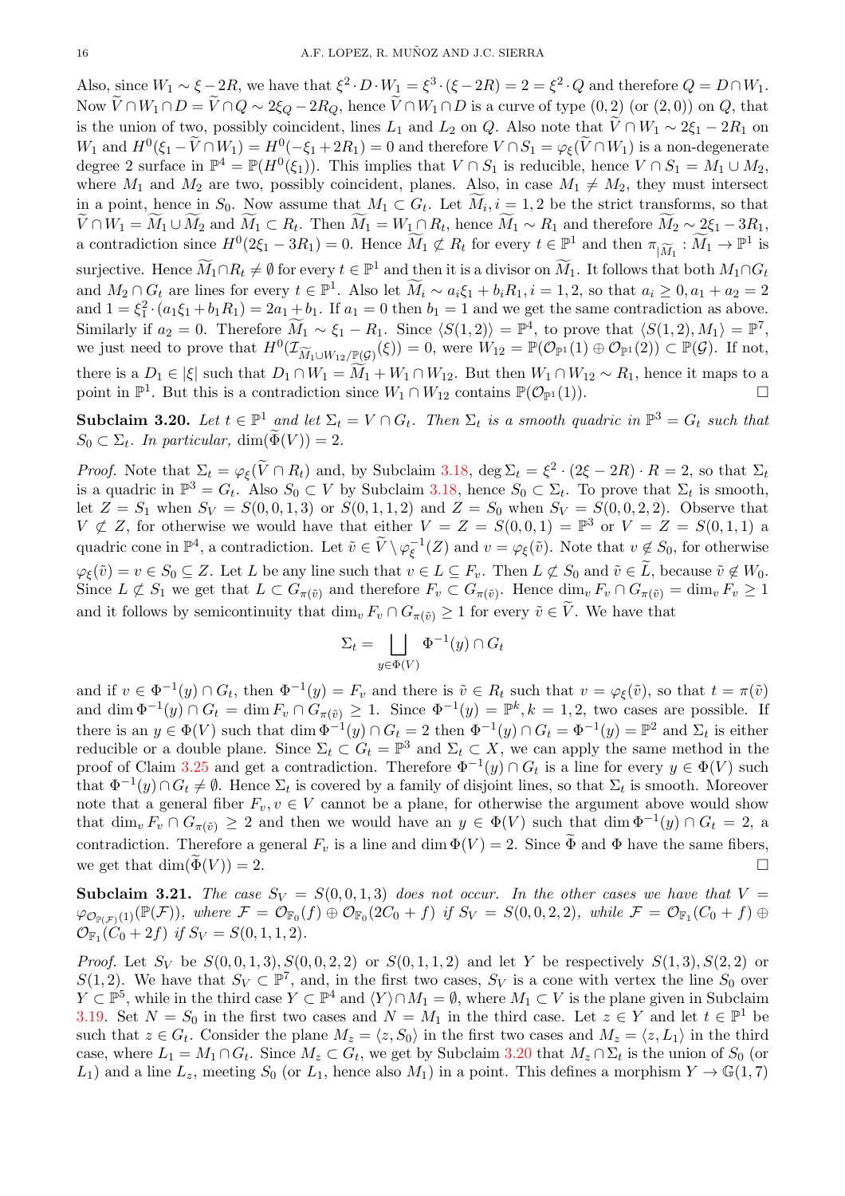Also, since $W_1 \sim \xi - 2R$, we have that $\xi^2 \cdot D \cdot W_1 = \xi^3 \cdot (\xi - 2R) = 2 = \xi^2 \cdot Q$ and therefore $Q = D \cap W_1$. Now $\widetilde{V} \cap W_1 \cap D = \widetilde{V} \cap Q \sim 2\xi_Q - 2R_Q$, hence $\widetilde{V} \cap W_1 \cap D$ is a curve of type $(0,2)$ (or $(2,0)$) on $Q$, that is the union of two, possibly coincident, lines $L_1$ and $L_2$ on $Q$. Also note that $\widetilde{V} \cap W_1 \sim 2\xi_1 - 2R_1$ on $W_1$ and $H^0(\xi_1 - \widetilde{V} \cap W_1) = H^0(-\xi_1 + 2R_1) = 0$ and therefore $V \cap S_1 = \varphi_\xi(\widetilde{V} \cap W_1)$ is a non-degenerate degree 2 surface in $\mathbb{P}^4 = \mathbb{P}(H^0(\xi_1))$. This implies that $V \cap S_1$ is reducible, hence $V \cap S_1 = M_1 \cup M_2$, where $M_1$ and $M_2$ are two, possibly coincident, planes. Also, in case $M_1 \neq M_2$, they must intersect in a point, hence in $S_0$. Now assume that $M_1 \subset G_t$. Let $\widetilde{M}_i, i = 1, 2$ be the strict transforms, so that $\widetilde{V} \cap W_1 = \widetilde{M}_1 \cup \widetilde{M}_2$ and $\widetilde{M}_1 \subset R_t$. Then $\widetilde{M}_1 = W_1 \cap R_t$, hence $\widetilde{M}_1 \sim R_1$ and therefore $\widetilde{M}_2 \sim 2\xi_1 - 3R_1$, a contradiction since $H^0(2\xi_1 - 3R_1) = 0$. Hence $\widetilde{M}_1 \not\subset R_t$ for every $t \in \mathbb{P}^1$ and then $\pi_{|\widetilde{M}_1} : \widetilde{M}_1 \to \mathbb{P}^1$ is surjective. Hence $\widetilde{M}_1 \cap R_t \neq \emptyset$ for every $t \in \mathbb{P}^1$ and then it is a divisor on $\widetilde{M}_1$. It follows that both $M_1 \cap G_t$ and $M_2 \cap G_t$ are lines for every $t \in \mathbb{P}^1$. Also let $\widetilde{M}_i \sim a_i\xi_1 + b_iR_1, i = 1, 2$, so that $a_i \geq 0, a_1 + a_2 = 2$ and $1 = \xi_1^2 \cdot (a_1\xi_1 + b_1R_1) = 2a_1 + b_1$. If $a_1 = 0$ then $b_1 = 1$ and we get the same contradiction as above. Similarly if $a_2 = 0$. Therefore $\widetilde{M}_1 \sim \xi_1 - R_1$. Since $\langle S(1,2) \rangle = \mathbb{P}^4$, to prove that $\langle S(1,2), M_1 \rangle = \mathbb{P}^7$, we just need to prove that $H^0(\mathcal{I}_{\widetilde{M}_1 \cup W_{12}/\mathbb{P}(\mathcal{G})}(\xi)) = 0$, were $W_{12} = \mathbb{P}(\mathcal{O}_{\mathbb{P}^1}(1) \oplus \mathcal{O}_{\mathbb{P}^1}(2)) \subset \mathbb{P}(\mathcal{G})$. If not, there is a $D_1 \in |\xi|$ such that $D_1 \cap W_1 = \widetilde{M}_1 + W_1 \cap W_{12}$. But then $W_1 \cap W_{12} \sim R_1$, hence it maps to a point in $\mathbb{P}^1$. But this is a contradiction since $W_1 \cap W_{12}$ contains $\mathbb{P}(\mathcal{O}_{\mathbb{P}^1}(1))$. □

**Subclaim 3.20.** *Let $t \in \mathbb{P}^1$ and let $\Sigma_t = V \cap G_t$. Then $\Sigma_t$ is a smooth quadric in $\mathbb{P}^3 = G_t$ such that $S_0 \subset \Sigma_t$. In particular, $\dim(\widetilde{\Phi}(V)) = 2$.*

*Proof.* Note that $\Sigma_t = \varphi_\xi(\widetilde{V} \cap R_t)$ and, by Subclaim 3.18, $\deg \Sigma_t = \xi^2 \cdot (2\xi - 2R) \cdot R = 2$, so that $\Sigma_t$ is a quadric in $\mathbb{P}^3 = G_t$. Also $S_0 \subset V$ by Subclaim 3.18, hence $S_0 \subset \Sigma_t$. To prove that $\Sigma_t$ is smooth, let $Z = S_1$ when $S_V = S(0,0,1,3)$ or $S(0,1,1,2)$ and $Z = S_0$ when $S_V = S(0,0,2,2)$. Observe that $V \not\subset Z$, for otherwise we would have that either $V = Z = S(0,0,1) = \mathbb{P}^3$ or $V = Z = S(0,1,1)$ a quadric cone in $\mathbb{P}^4$, a contradiction. Let $\tilde{v} \in \widetilde{V} \setminus \varphi_\xi^{-1}(Z)$ and $v = \varphi_\xi(\tilde{v})$. Note that $v \notin S_0$, for otherwise $\varphi_\xi(\tilde{v}) = v \in S_0 \subseteq Z$. Let $L$ be any line such that $v \in L \subseteq F_v$. Then $L \not\subset S_0$ and $\tilde{v} \in \widetilde{L}$, because $\tilde{v} \notin W_0$. Since $L \not\subset S_1$ we get that $L \subset G_{\pi(\tilde{v})}$ and therefore $F_v \subset G_{\pi(\tilde{v})}$. Hence $\dim_v F_v \cap G_{\pi(\tilde{v})} = \dim_v F_v \geq 1$ and it follows by semicontinuity that $\dim_v F_v \cap G_{\pi(\tilde{v})} \geq 1$ for every $\tilde{v} \in \widetilde{V}$. We have that

$$\Sigma_t = \bigsqcup_{y \in \Phi(V)} \Phi^{-1}(y) \cap G_t$$

and if $v \in \Phi^{-1}(y) \cap G_t$, then $\Phi^{-1}(y) = F_v$ and there is $\tilde{v} \in R_t$ such that $v = \varphi_\xi(\tilde{v})$, so that $t = \pi(\tilde{v})$ and $\dim \Phi^{-1}(y) \cap G_t = \dim F_v \cap G_{\pi(\tilde{v})} \geq 1$. Since $\Phi^{-1}(y) = \mathbb{P}^k, k = 1, 2$, two cases are possible. If there is an $y \in \Phi(V)$ such that $\dim \Phi^{-1}(y) \cap G_t = 2$ then $\Phi^{-1}(y) \cap G_t = \Phi^{-1}(y) = \mathbb{P}^2$ and $\Sigma_t$ is either reducible or a double plane. Since $\Sigma_t \subset G_t = \mathbb{P}^3$ and $\Sigma_t \subset X$, we can apply the same method in the proof of Claim 3.25 and get a contradiction. Therefore $\Phi^{-1}(y) \cap G_t$ is a line for every $y \in \Phi(V)$ such that $\Phi^{-1}(y) \cap G_t \neq \emptyset$. Hence $\Sigma_t$ is covered by a family of disjoint lines, so that $\Sigma_t$ is smooth. Moreover note that a general fiber $F_v, v \in V$ cannot be a plane, for otherwise the argument above would show that $\dim_v F_v \cap G_{\pi(\tilde{v})} \geq 2$ and then we would have an $y \in \Phi(V)$ such that $\dim \Phi^{-1}(y) \cap G_t = 2$, a contradiction. Therefore a general $F_v$ is a line and $\dim \Phi(V) = 2$. Since $\widetilde{\Phi}$ and $\Phi$ have the same fibers, we get that $\dim(\widetilde{\Phi}(V)) = 2$. □

**Subclaim 3.21.** *The case $S_V = S(0,0,1,3)$ does not occur. In the other cases we have that $V = \varphi_{\mathcal{O}_{\mathbb{P}(\mathcal{F})}(1)}(\mathbb{P}(\mathcal{F}))$, where $\mathcal{F} = \mathcal{O}_{\mathbb{F}_0}(f) \oplus \mathcal{O}_{\mathbb{F}_0}(2C_0 + f)$ if $S_V = S(0,0,2,2)$, while $\mathcal{F} = \mathcal{O}_{\mathbb{F}_1}(C_0 + f) \oplus \mathcal{O}_{\mathbb{F}_1}(C_0 + 2f)$ if $S_V = S(0,1,1,2)$.*

*Proof.* Let $S_V$ be $S(0,0,1,3), S(0,0,2,2)$ or $S(0,1,1,2)$ and let $Y$ be respectively $S(1,3), S(2,2)$ or $S(1,2)$. We have that $S_V \subset \mathbb{P}^7$, and, in the first two cases, $S_V$ is a cone with vertex the line $S_0$ over $Y \subset \mathbb{P}^5$, while in the third case $Y \subset \mathbb{P}^4$ and $\langle Y \rangle \cap M_1 = \emptyset$, where $M_1 \subset V$ is the plane given in Subclaim 3.19. Set $N = S_0$ in the first two cases and $N = M_1$ in the third case. Let $z \in Y$ and let $t \in \mathbb{P}^1$ be such that $z \in G_t$. Consider the plane $M_z = \langle z, S_0 \rangle$ in the first two cases and $M_z = \langle z, L_1 \rangle$ in the third case, where $L_1 = M_1 \cap G_t$. Since $M_z \subset G_t$, we get by Subclaim 3.20 that $M_z \cap \Sigma_t$ is the union of $S_0$ (or $L_1$) and a line $L_z$, meeting $S_0$ (or $L_1$, hence also $M_1$) in a point. This defines a morphism $Y \to \mathbb{G}(1,7)$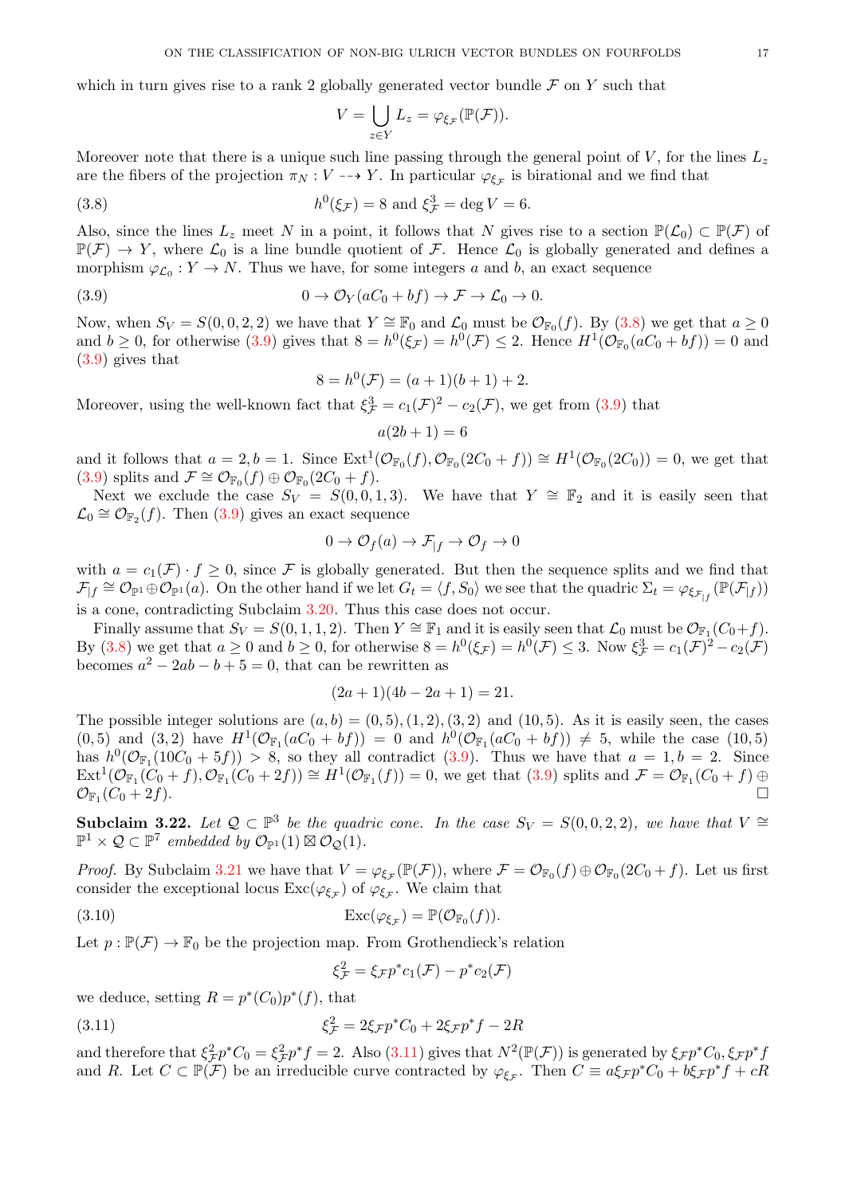which in turn gives rise to a rank 2 globally generated vector bundle $\mathcal{F}$ on $Y$ such that

$$V = \bigcup_{z \in Y} L_z = \varphi_{\xi_{\mathcal{F}}}(\mathbb{P}(\mathcal{F})).$$

Moreover note that there is a unique such line passing through the general point of $V$, for the lines $L_z$ are the fibers of the projection $\pi_N : V \dashrightarrow Y$. In particular $\varphi_{\xi_{\mathcal{F}}}$ is birational and we find that

$$h^0(\xi_{\mathcal{F}}) = 8 \text{ and } \xi_{\mathcal{F}}^3 = \deg V = 6. \tag{3.8}$$

Also, since the lines $L_z$ meet $N$ in a point, it follows that $N$ gives rise to a section $\mathbb{P}(\mathcal{L}_0) \subset \mathbb{P}(\mathcal{F})$ of $\mathbb{P}(\mathcal{F}) \to Y$, where $\mathcal{L}_0$ is a line bundle quotient of $\mathcal{F}$. Hence $\mathcal{L}_0$ is globally generated and defines a morphism $\varphi_{\mathcal{L}_0} : Y \to N$. Thus we have, for some integers $a$ and $b$, an exact sequence

$$0 \to \mathcal{O}_Y(aC_0 + bf) \to \mathcal{F} \to \mathcal{L}_0 \to 0. \tag{3.9}$$

Now, when $S_V = S(0, 0, 2, 2)$ we have that $Y \cong \mathbb{F}_0$ and $\mathcal{L}_0$ must be $\mathcal{O}_{\mathbb{F}_0}(f)$. By (3.8) we get that $a \geq 0$ and $b \geq 0$, for otherwise (3.9) gives that $8 = h^0(\xi_{\mathcal{F}}) = h^0(\mathcal{F}) \leq 2$. Hence $H^1(\mathcal{O}_{\mathbb{F}_0}(aC_0 + bf)) = 0$ and (3.9) gives that

$$8 = h^0(\mathcal{F}) = (a + 1)(b + 1) + 2.$$

Moreover, using the well-known fact that $\xi_{\mathcal{F}}^3 = c_1(\mathcal{F})^2 - c_2(\mathcal{F})$, we get from (3.9) that

$$a(2b + 1) = 6$$

and it follows that $a = 2, b = 1$. Since $\operatorname{Ext}^1(\mathcal{O}_{\mathbb{F}_0}(f), \mathcal{O}_{\mathbb{F}_0}(2C_0 + f)) \cong H^1(\mathcal{O}_{\mathbb{F}_0}(2C_0)) = 0$, we get that (3.9) splits and $\mathcal{F} \cong \mathcal{O}_{\mathbb{F}_0}(f) \oplus \mathcal{O}_{\mathbb{F}_0}(2C_0 + f)$.

Next we exclude the case $S_V = S(0, 1, 1, 3)$. We have that $Y \cong \mathbb{F}_2$ and it is easily seen that $\mathcal{L}_0 \cong \mathcal{O}_{\mathbb{F}_2}(f)$. Then (3.9) gives an exact sequence

$$0 \to \mathcal{O}_f(a) \to \mathcal{F}_{|f} \to \mathcal{O}_f \to 0$$

with $a = c_1(\mathcal{F}) \cdot f \geq 0$, since $\mathcal{F}$ is globally generated. But then the sequence splits and we find that $\mathcal{F}_{|f} \cong \mathcal{O}_{\mathbb{P}^1} \oplus \mathcal{O}_{\mathbb{P}^1}(a)$. On the other hand if we let $G_t = \langle f, S_0 \rangle$ we see that the quadric $\Sigma_t = \varphi_{\xi_{\mathcal{F}_{|f}}}(\mathbb{P}(\mathcal{F}_{|f}))$ is a cone, contradicting Subclaim 3.20. Thus this case does not occur.

Finally assume that $S_V = S(0, 1, 1, 2)$. Then $Y \cong \mathbb{F}_1$ and it is easily seen that $\mathcal{L}_0$ must be $\mathcal{O}_{\mathbb{F}_1}(C_0 + f)$. By (3.8) we get that $a \geq 0$ and $b \geq 0$, for otherwise $8 = h^0(\xi_{\mathcal{F}}) = h^0(\mathcal{F}) \leq 3$. Now $\xi_{\mathcal{F}}^3 = c_1(\mathcal{F})^2 - c_2(\mathcal{F})$ becomes $a^2 - 2ab - b + 5 = 0$, that can be rewritten as

$$(2a + 1)(4b - 2a + 1) = 21.$$

The possible integer solutions are $(a, b) = (0, 5), (1, 2), (3, 2)$ and $(10, 5)$. As it is easily seen, the cases $(0, 5)$ and $(3, 2)$ have $H^1(\mathcal{O}_{\mathbb{F}_1}(aC_0 + bf)) = 0$ and $h^0(\mathcal{O}_{\mathbb{F}_1}(aC_0 + bf)) \neq 5$, while the case $(10, 5)$ has $h^0(\mathcal{O}_{\mathbb{F}_1}(10C_0 + 5f)) > 8$, so they all contradict (3.9). Thus we have that $a = 1, b = 2$. Since $\operatorname{Ext}^1(\mathcal{O}_{\mathbb{F}_1}(C_0 + f), \mathcal{O}_{\mathbb{F}_1}(C_0 + 2f)) \cong H^1(\mathcal{O}_{\mathbb{F}_1}(f)) = 0$, we get that (3.9) splits and $\mathcal{F} = \mathcal{O}_{\mathbb{F}_1}(C_0 + f) \oplus \mathcal{O}_{\mathbb{F}_1}(C_0 + 2f)$. $\square$

**Subclaim 3.22.** *Let $\mathcal{Q} \subset \mathbb{P}^3$ be the quadric cone. In the case $S_V = S(0, 0, 2, 2)$, we have that $V \cong \mathbb{P}^1 \times \mathcal{Q} \subset \mathbb{P}^7$ embedded by $\mathcal{O}_{\mathbb{P}^1}(1) \boxtimes \mathcal{O}_{\mathcal{Q}}(1)$.*

*Proof.* By Subclaim 3.21 we have that $V = \varphi_{\xi_{\mathcal{F}}}(\mathbb{P}(\mathcal{F}))$, where $\mathcal{F} = \mathcal{O}_{\mathbb{F}_0}(f) \oplus \mathcal{O}_{\mathbb{F}_0}(2C_0 + f)$. Let us first consider the exceptional locus $\operatorname{Exc}(\varphi_{\xi_{\mathcal{F}}})$ of $\varphi_{\xi_{\mathcal{F}}}$. We claim that

$$\operatorname{Exc}(\varphi_{\xi_{\mathcal{F}}}) = \mathbb{P}(\mathcal{O}_{\mathbb{F}_0}(f)). \tag{3.10}$$

Let $p : \mathbb{P}(\mathcal{F}) \to \mathbb{F}_0$ be the projection map. From Grothendieck's relation

$$\xi_{\mathcal{F}}^2 = \xi_{\mathcal{F}} p^* c_1(\mathcal{F}) - p^* c_2(\mathcal{F})$$

we deduce, setting $R = p^*(C_0) p^*(f)$, that

$$\xi_{\mathcal{F}}^2 = 2\xi_{\mathcal{F}} p^* C_0 + 2\xi_{\mathcal{F}} p^* f - 2R \tag{3.11}$$

and therefore that $\xi_{\mathcal{F}}^2 p^* C_0 = \xi_{\mathcal{F}}^2 p^* f = 2$. Also (3.11) gives that $N^2(\mathbb{P}(\mathcal{F}))$ is generated by $\xi_{\mathcal{F}} p^* C_0, \xi_{\mathcal{F}} p^* f$ and $R$. Let $C \subset \mathbb{P}(\mathcal{F})$ be an irreducible curve contracted by $\varphi_{\xi_{\mathcal{F}}}$. Then $C \equiv a\xi_{\mathcal{F}} p^* C_0 + b\xi_{\mathcal{F}} p^* f + cR$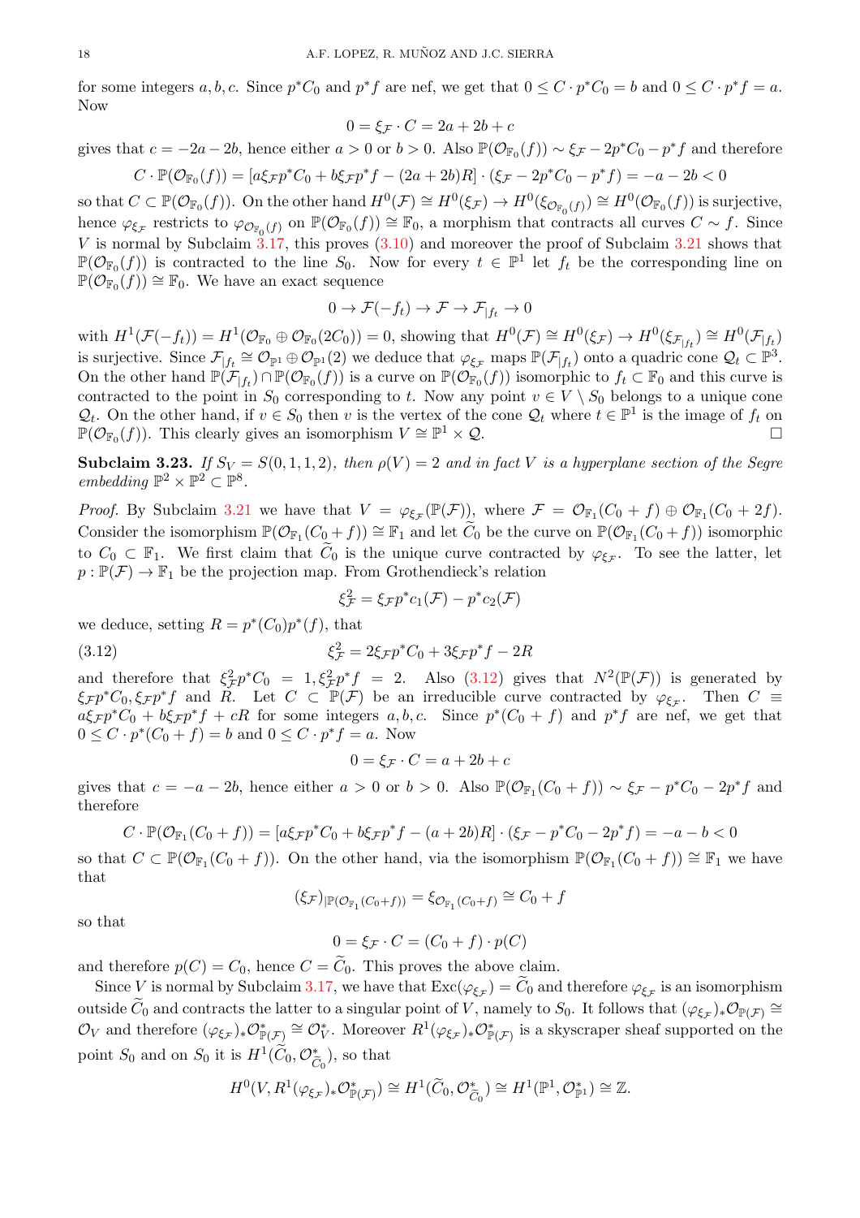for some integers $a, b, c$. Since $p^*C_0$ and $p^*f$ are nef, we get that $0 \le C \cdot p^*C_0 = b$ and $0 \le C \cdot p^*f = a$. Now

$$0 = \xi_{\mathcal{F}} \cdot C = 2a + 2b + c$$

gives that $c = -2a - 2b$, hence either $a > 0$ or $b > 0$. Also $\mathbb{P}(\mathcal{O}_{\mathbb{F}_0}(f)) \sim \xi_{\mathcal{F}} - 2p^*C_0 - p^*f$ and therefore

$$C \cdot \mathbb{P}(\mathcal{O}_{\mathbb{F}_0}(f)) = [a\xi_{\mathcal{F}}p^*C_0 + b\xi_{\mathcal{F}}p^*f - (2a+2b)R] \cdot (\xi_{\mathcal{F}} - 2p^*C_0 - p^*f) = -a - 2b < 0$$

so that $C \subset \mathbb{P}(\mathcal{O}_{\mathbb{F}_0}(f))$. On the other hand $H^0(\mathcal{F}) \cong H^0(\xi_{\mathcal{F}}) \to H^0(\xi_{\mathcal{O}_{\mathbb{F}_0}(f)}) \cong H^0(\mathcal{O}_{\mathbb{F}_0}(f))$ is surjective, hence $\varphi_{\xi_{\mathcal{F}}}$ restricts to $\varphi_{\mathcal{O}_{\mathbb{F}_0}(f)}$ on $\mathbb{P}(\mathcal{O}_{\mathbb{F}_0}(f)) \cong \mathbb{F}_0$, a morphism that contracts all curves $C \sim f$. Since $V$ is normal by Subclaim 3.17, this proves (3.10) and moreover the proof of Subclaim 3.21 shows that $\mathbb{P}(\mathcal{O}_{\mathbb{F}_0}(f))$ is contracted to the line $S_0$. Now for every $t \in \mathbb{P}^1$ let $f_t$ be the corresponding line on $\mathbb{P}(\mathcal{O}_{\mathbb{F}_0}(f)) \cong \mathbb{F}_0$. We have an exact sequence

$$0 \to \mathcal{F}(-f_t) \to \mathcal{F} \to \mathcal{F}_{|f_t} \to 0$$

with $H^1(\mathcal{F}(-f_t)) = H^1(\mathcal{O}_{\mathbb{F}_0} \oplus \mathcal{O}_{\mathbb{F}_0}(2C_0)) = 0$, showing that $H^0(\mathcal{F}) \cong H^0(\xi_{\mathcal{F}}) \to H^0(\xi_{\mathcal{F}_{|f_t}}) \cong H^0(\mathcal{F}_{|f_t})$ is surjective. Since $\mathcal{F}_{|f_t} \cong \mathcal{O}_{\mathbb{P}^1} \oplus \mathcal{O}_{\mathbb{P}^1}(2)$ we deduce that $\varphi_{\xi_{\mathcal{F}}}$ maps $\mathbb{P}(\mathcal{F}_{|f_t})$ onto a quadric cone $\mathcal{Q}_t \subset \mathbb{P}^3$. On the other hand $\mathbb{P}(\mathcal{F}_{|f_t}) \cap \mathbb{P}(\mathcal{O}_{\mathbb{F}_0}(f))$ is a curve on $\mathbb{P}(\mathcal{O}_{\mathbb{F}_0}(f))$ isomorphic to $f_t \subset \mathbb{F}_0$ and this curve is contracted to the point in $S_0$ corresponding to $t$. Now any point $v \in V \setminus S_0$ belongs to a unique cone $\mathcal{Q}_t$. On the other hand, if $v \in S_0$ then $v$ is the vertex of the cone $\mathcal{Q}_t$ where $t \in \mathbb{P}^1$ is the image of $f_t$ on $\mathbb{P}(\mathcal{O}_{\mathbb{F}_0}(f))$. This clearly gives an isomorphism $V \cong \mathbb{P}^1 \times \mathcal{Q}$. □

**Subclaim 3.23.** *If $S_V = S(0,1,1,2)$, then $\rho(V) = 2$ and in fact $V$ is a hyperplane section of the Segre embedding $\mathbb{P}^2 \times \mathbb{P}^2 \subset \mathbb{P}^8$.*

*Proof.* By Subclaim 3.21 we have that $V = \varphi_{\xi_{\mathcal{F}}}(\mathbb{P}(\mathcal{F}))$, where $\mathcal{F} = \mathcal{O}_{\mathbb{F}_1}(C_0 + f) \oplus \mathcal{O}_{\mathbb{F}_1}(C_0 + 2f)$. Consider the isomorphism $\mathbb{P}(\mathcal{O}_{\mathbb{F}_1}(C_0 + f)) \cong \mathbb{F}_1$ and let $\widetilde{C}_0$ be the curve on $\mathbb{P}(\mathcal{O}_{\mathbb{F}_1}(C_0 + f))$ isomorphic to $C_0 \subset \mathbb{F}_1$. We first claim that $\widetilde{C}_0$ is the unique curve contracted by $\varphi_{\xi_{\mathcal{F}}}$. To see the latter, let $p : \mathbb{P}(\mathcal{F}) \to \mathbb{F}_1$ be the projection map. From Grothendieck's relation

$$\xi_{\mathcal{F}}^2 = \xi_{\mathcal{F}} p^* c_1(\mathcal{F}) - p^* c_2(\mathcal{F})$$

we deduce, setting $R = p^*(C_0)p^*(f)$, that

$$\xi_{\mathcal{F}}^2 = 2\xi_{\mathcal{F}} p^*C_0 + 3\xi_{\mathcal{F}} p^*f - 2R \tag{3.12}$$

and therefore that $\xi_{\mathcal{F}}^2 p^*C_0 = 1, \xi_{\mathcal{F}}^2 p^*f = 2$. Also (3.12) gives that $N^2(\mathbb{P}(\mathcal{F}))$ is generated by $\xi_{\mathcal{F}} p^*C_0, \xi_{\mathcal{F}} p^*f$ and $R$. Let $C \subset \mathbb{P}(\mathcal{F})$ be an irreducible curve contracted by $\varphi_{\xi_{\mathcal{F}}}$. Then $C \equiv a\xi_{\mathcal{F}}p^*C_0 + b\xi_{\mathcal{F}}p^*f + cR$ for some integers $a, b, c$. Since $p^*(C_0 + f)$ and $p^*f$ are nef, we get that $0 \le C \cdot p^*(C_0 + f) = b$ and $0 \le C \cdot p^*f = a$. Now

$$0 = \xi_{\mathcal{F}} \cdot C = a + 2b + c$$

gives that $c = -a - 2b$, hence either $a > 0$ or $b > 0$. Also $\mathbb{P}(\mathcal{O}_{\mathbb{F}_1}(C_0 + f)) \sim \xi_{\mathcal{F}} - p^*C_0 - 2p^*f$ and therefore

$$C \cdot \mathbb{P}(\mathcal{O}_{\mathbb{F}_1}(C_0 + f)) = [a\xi_{\mathcal{F}}p^*C_0 + b\xi_{\mathcal{F}}p^*f - (a+2b)R] \cdot (\xi_{\mathcal{F}} - p^*C_0 - 2p^*f) = -a - b < 0$$

so that $C \subset \mathbb{P}(\mathcal{O}_{\mathbb{F}_1}(C_0 + f))$. On the other hand, via the isomorphism $\mathbb{P}(\mathcal{O}_{\mathbb{F}_1}(C_0 + f)) \cong \mathbb{F}_1$ we have that

$$(\xi_{\mathcal{F}})_{|\mathbb{P}(\mathcal{O}_{\mathbb{F}_1}(C_0+f))} = \xi_{\mathcal{O}_{\mathbb{F}_1}(C_0+f)} \cong C_0 + f$$

so that

$$0 = \xi_{\mathcal{F}} \cdot C = (C_0 + f) \cdot p(C)$$

and therefore $p(C) = C_0$, hence $C = \widetilde{C}_0$. This proves the above claim.

Since $V$ is normal by Subclaim 3.17, we have that $\mathrm{Exc}(\varphi_{\xi_{\mathcal{F}}}) = \widetilde{C}_0$ and therefore $\varphi_{\xi_{\mathcal{F}}}$ is an isomorphism outside $\widetilde{C}_0$ and contracts the latter to a singular point of $V$, namely to $S_0$. It follows that $(\varphi_{\xi_{\mathcal{F}}})_* \mathcal{O}_{\mathbb{P}(\mathcal{F})} \cong \mathcal{O}_V$ and therefore $(\varphi_{\xi_{\mathcal{F}}})_* \mathcal{O}^*_{\mathbb{P}(\mathcal{F})} \cong \mathcal{O}^*_V$. Moreover $R^1(\varphi_{\xi_{\mathcal{F}}})_* \mathcal{O}^*_{\mathbb{P}(\mathcal{F})}$ is a skyscraper sheaf supported on the point $S_0$ and on $S_0$ it is $H^1(\widetilde{C}_0, \mathcal{O}^*_{\widetilde{C}_0})$, so that

$$H^0(V, R^1(\varphi_{\xi_{\mathcal{F}}})_* \mathcal{O}^*_{\mathbb{P}(\mathcal{F})}) \cong H^1(\widetilde{C}_0, \mathcal{O}^*_{\widetilde{C}_0}) \cong H^1(\mathbb{P}^1, \mathcal{O}^*_{\mathbb{P}^1}) \cong \mathbb{Z}.$$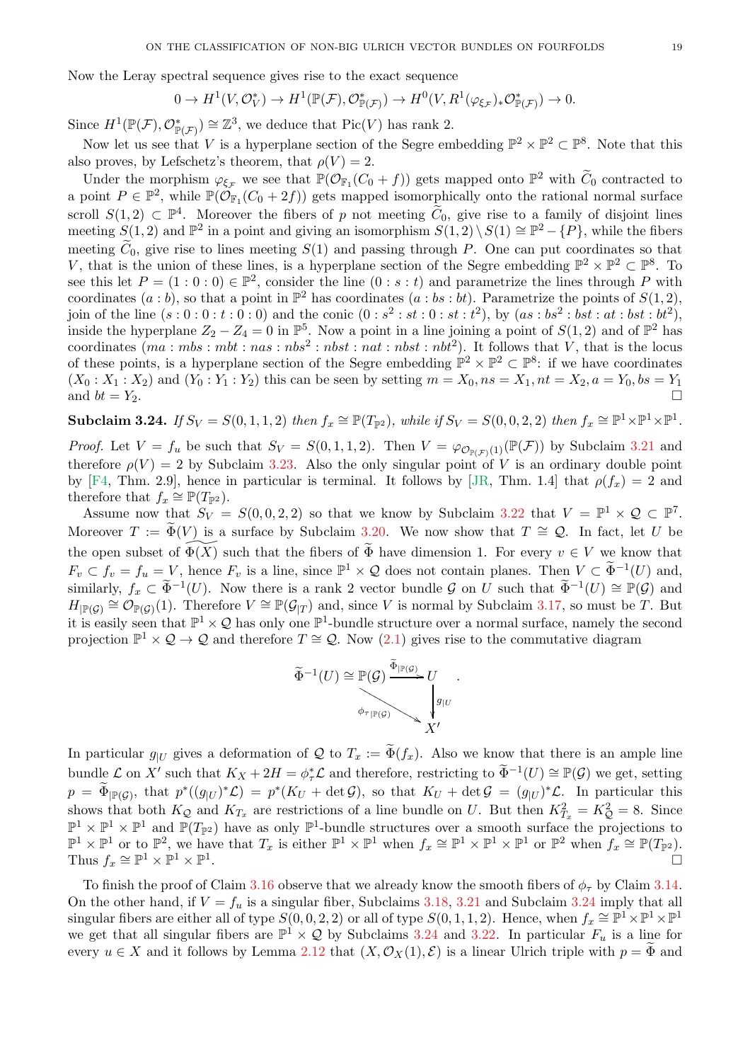Now the Leray spectral sequence gives rise to the exact sequence

$$0 \to H^1(V, \mathcal{O}_V^*) \to H^1(\mathbb{P}(\mathcal{F}), \mathcal{O}_{\mathbb{P}(\mathcal{F})}^*) \to H^0(V, R^1(\varphi_{\xi_{\mathcal{F}}})_* \mathcal{O}_{\mathbb{P}(\mathcal{F})}^*) \to 0.$$

Since $H^1(\mathbb{P}(\mathcal{F}), \mathcal{O}_{\mathbb{P}(\mathcal{F})}^*) \cong \mathbb{Z}^3$, we deduce that $\mathrm{Pic}(V)$ has rank 2.

Now let us see that $V$ is a hyperplane section of the Segre embedding $\mathbb{P}^2 \times \mathbb{P}^2 \subset \mathbb{P}^8$. Note that this also proves, by Lefschetz's theorem, that $\rho(V) = 2$.

Under the morphism $\varphi_{\xi_{\mathcal{F}}}$ we see that $\mathbb{P}(\mathcal{O}_{\mathbb{F}_1}(C_0 + f))$ gets mapped onto $\mathbb{P}^2$ with $\widetilde{C}_0$ contracted to a point $P \in \mathbb{P}^2$, while $\mathbb{P}(\mathcal{O}_{\mathbb{F}_1}(C_0 + 2f))$ gets mapped isomorphically onto the rational normal surface scroll $S(1,2) \subset \mathbb{P}^4$. Moreover the fibers of $p$ not meeting $\widetilde{C}_0$, give rise to a family of disjoint lines meeting $S(1,2)$ and $\mathbb{P}^2$ in a point and giving an isomorphism $S(1,2) \setminus S(1) \cong \mathbb{P}^2 - \{P\}$, while the fibers meeting $\widetilde{C}_0$, give rise to lines meeting $S(1)$ and passing through $P$. One can put coordinates so that $V$, that is the union of these lines, is a hyperplane section of the Segre embedding $\mathbb{P}^2 \times \mathbb{P}^2 \subset \mathbb{P}^8$. To see this let $P = (1:0:0) \in \mathbb{P}^2$, consider the line $(0:s:t)$ and parametrize the lines through $P$ with coordinates $(a:b)$, so that a point in $\mathbb{P}^2$ has coordinates $(a:bs:bt)$. Parametrize the points of $S(1,2)$, join of the line $(s:0:0:t:0:0)$ and the conic $(0:s^2:st:0:st:t^2)$, by $(as:bs^2:bst:at:bst:bt^2)$, inside the hyperplane $Z_2 - Z_4 = 0$ in $\mathbb{P}^5$. Now a point in a line joining a point of $S(1,2)$ and of $\mathbb{P}^2$ has coordinates $(ma:mbs:mbt:nas:nbs^2:nbst:nat:nbst:nbt^2)$. It follows that $V$, that is the locus of these points, is a hyperplane section of the Segre embedding $\mathbb{P}^2 \times \mathbb{P}^2 \subset \mathbb{P}^8$: if we have coordinates $(X_0:X_1:X_2)$ and $(Y_0:Y_1:Y_2)$ this can be seen by setting $m = X_0, ns = X_1, nt = X_2, a = Y_0, bs = Y_1$ and $bt = Y_2$. □

**Subclaim 3.24.** *If $S_V = S(0,1,1,2)$ then $f_x \cong \mathbb{P}(T_{\mathbb{P}^2})$, while if $S_V = S(0,0,2,2)$ then $f_x \cong \mathbb{P}^1 \times \mathbb{P}^1 \times \mathbb{P}^1$.*

*Proof.* Let $V = f_u$ be such that $S_V = S(0,1,1,2)$. Then $V = \varphi_{\mathcal{O}_{\mathbb{P}(\mathcal{F})}(1)}(\mathbb{P}(\mathcal{F}))$ by Subclaim 3.21 and therefore $\rho(V) = 2$ by Subclaim 3.23. Also the only singular point of $V$ is an ordinary double point by [F4, Thm. 2.9], hence in particular is terminal. It follows by [JR, Thm. 1.4] that $\rho(f_x) = 2$ and therefore that $f_x \cong \mathbb{P}(T_{\mathbb{P}^2})$.

Assume now that $S_V = S(0,0,2,2)$ so that we know by Subclaim 3.22 that $V = \mathbb{P}^1 \times \mathcal{Q} \subset \mathbb{P}^7$. Moreover $T := \widetilde{\Phi}(V)$ is a surface by Subclaim 3.20. We now show that $T \cong \mathcal{Q}$. In fact, let $U$ be the open subset of $\widetilde{\Phi(X)}$ such that the fibers of $\widetilde{\Phi}$ have dimension 1. For every $v \in V$ we know that $F_v \subset f_v = f_u = V$, hence $F_v$ is a line, since $\mathbb{P}^1 \times \mathcal{Q}$ does not contain planes. Then $V \subset \widetilde{\Phi}^{-1}(U)$ and, similarly, $f_x \subset \widetilde{\Phi}^{-1}(U)$. Now there is a rank 2 vector bundle $\mathcal{G}$ on $U$ such that $\widetilde{\Phi}^{-1}(U) \cong \mathbb{P}(\mathcal{G})$ and $H_{|\mathbb{P}(\mathcal{G})} \cong \mathcal{O}_{\mathbb{P}(\mathcal{G})}(1)$. Therefore $V \cong \mathbb{P}(\mathcal{G}_{|T})$ and, since $V$ is normal by Subclaim 3.17, so must be $T$. But it is easily seen that $\mathbb{P}^1 \times \mathcal{Q}$ has only one $\mathbb{P}^1$-bundle structure over a normal surface, namely the second projection $\mathbb{P}^1 \times \mathcal{Q} \to \mathcal{Q}$ and therefore $T \cong \mathcal{Q}$. Now (2.1) gives rise to the commutative diagram

$$\begin{array}{ccc} \widetilde{\Phi}^{-1}(U) \cong \mathbb{P}(\mathcal{G}) & \xrightarrow{\widetilde{\Phi}_{|\mathbb{P}(\mathcal{G})}} & U \\ & \searrow^{\phi_{\tau|\mathbb{P}(\mathcal{G})}} & \downarrow g_{|U} \\ & & X' \end{array}$$

In particular $g_{|U}$ gives a deformation of $\mathcal{Q}$ to $T_x := \widetilde{\Phi}(f_x)$. Also we know that there is an ample line bundle $\mathcal{L}$ on $X'$ such that $K_X + 2H = \phi_\tau^* \mathcal{L}$ and therefore, restricting to $\widetilde{\Phi}^{-1}(U) \cong \mathbb{P}(\mathcal{G})$ we get, setting $p = \widetilde{\Phi}_{|\mathbb{P}(\mathcal{G})}$, that $p^*((g_{|U})^*\mathcal{L}) = p^*(K_U + \det \mathcal{G})$, so that $K_U + \det \mathcal{G} = (g_{|U})^*\mathcal{L}$. In particular this shows that both $K_{\mathcal{Q}}$ and $K_{T_x}$ are restrictions of a line bundle on $U$. But then $K_{T_x}^2 = K_{\mathcal{Q}}^2 = 8$. Since $\mathbb{P}^1 \times \mathbb{P}^1 \times \mathbb{P}^1$ and $\mathbb{P}(T_{\mathbb{P}^2})$ have as only $\mathbb{P}^1$-bundle structures over a smooth surface the projections to $\mathbb{P}^1 \times \mathbb{P}^1$ or to $\mathbb{P}^2$, we have that $T_x$ is either $\mathbb{P}^1 \times \mathbb{P}^1$ when $f_x \cong \mathbb{P}^1 \times \mathbb{P}^1 \times \mathbb{P}^1$ or $\mathbb{P}^2$ when $f_x \cong \mathbb{P}(T_{\mathbb{P}^2})$. Thus $f_x \cong \mathbb{P}^1 \times \mathbb{P}^1 \times \mathbb{P}^1$. □

To finish the proof of Claim 3.16 observe that we already know the smooth fibers of $\phi_\tau$ by Claim 3.14. On the other hand, if $V = f_u$ is a singular fiber, Subclaims 3.18, 3.21 and Subclaim 3.24 imply that all singular fibers are either all of type $S(0,0,2,2)$ or all of type $S(0,1,1,2)$. Hence, when $f_x \cong \mathbb{P}^1 \times \mathbb{P}^1 \times \mathbb{P}^1$ we get that all singular fibers are $\mathbb{P}^1 \times \mathcal{Q}$ by Subclaims 3.24 and 3.22. In particular $F_u$ is a line for every $u \in X$ and it follows by Lemma 2.12 that $(X, \mathcal{O}_X(1), \mathcal{E})$ is a linear Ulrich triple with $p = \widetilde{\Phi}$ and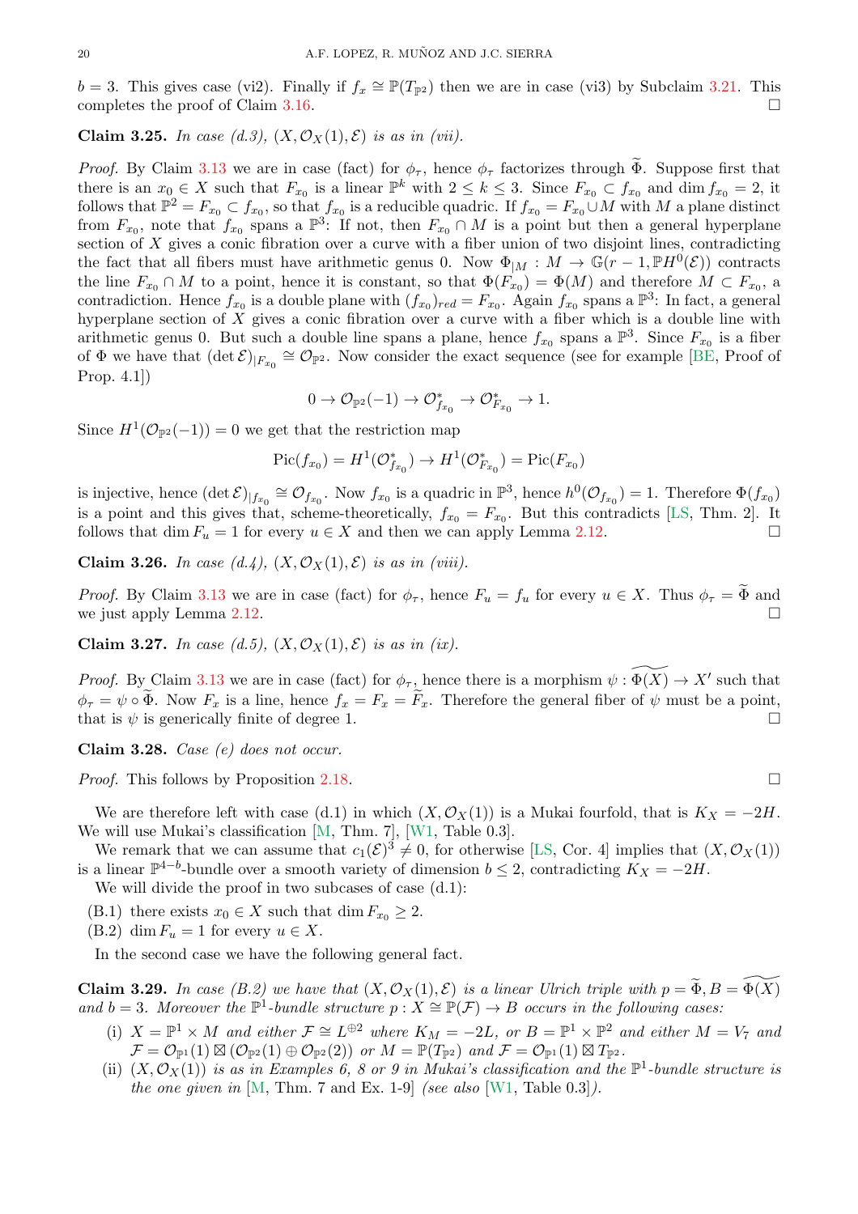$b = 3$. This gives case (vi2). Finally if $f_x \cong \mathbb{P}(T_{\mathbb{P}^2})$ then we are in case (vi3) by Subclaim 3.21. This completes the proof of Claim 3.16. $\square$

**Claim 3.25.** *In case (d.3), $(X, \mathcal{O}_X(1), \mathcal{E})$ is as in (vii).*

*Proof.* By Claim 3.13 we are in case (fact) for $\phi_\tau$, hence $\phi_\tau$ factorizes through $\widetilde{\Phi}$. Suppose first that there is an $x_0 \in X$ such that $F_{x_0}$ is a linear $\mathbb{P}^k$ with $2 \le k \le 3$. Since $F_{x_0} \subset f_{x_0}$ and $\dim f_{x_0} = 2$, it follows that $\mathbb{P}^2 = F_{x_0} \subset f_{x_0}$, so that $f_{x_0}$ is a reducible quadric. If $f_{x_0} = F_{x_0} \cup M$ with $M$ a plane distinct from $F_{x_0}$, note that $f_{x_0}$ spans a $\mathbb{P}^3$: If not, then $F_{x_0} \cap M$ is a point but then a general hyperplane section of $X$ gives a conic fibration over a curve with a fiber union of two disjoint lines, contradicting the fact that all fibers must have arithmetic genus 0. Now $\Phi_{|M} : M \to \mathbb{G}(r-1, \mathbb{P}H^0(\mathcal{E}))$ contracts the line $F_{x_0} \cap M$ to a point, hence it is constant, so that $\Phi(F_{x_0}) = \Phi(M)$ and therefore $M \subset F_{x_0}$, a contradiction. Hence $f_{x_0}$ is a double plane with $(f_{x_0})_{red} = F_{x_0}$. Again $f_{x_0}$ spans a $\mathbb{P}^3$: In fact, a general hyperplane section of $X$ gives a conic fibration over a curve with a fiber which is a double line with arithmetic genus 0. But such a double line spans a plane, hence $f_{x_0}$ spans a $\mathbb{P}^3$. Since $F_{x_0}$ is a fiber of $\Phi$ we have that $(\det \mathcal{E})_{|F_{x_0}} \cong \mathcal{O}_{\mathbb{P}^2}$. Now consider the exact sequence (see for example [BE, Proof of Prop. 4.1])

$$0 \to \mathcal{O}_{\mathbb{P}^2}(-1) \to \mathcal{O}^*_{f_{x_0}} \to \mathcal{O}^*_{F_{x_0}} \to 1.$$

Since $H^1(\mathcal{O}_{\mathbb{P}^2}(-1)) = 0$ we get that the restriction map

$$\operatorname{Pic}(f_{x_0}) = H^1(\mathcal{O}^*_{f_{x_0}}) \to H^1(\mathcal{O}^*_{F_{x_0}}) = \operatorname{Pic}(F_{x_0})$$

is injective, hence $(\det \mathcal{E})_{|f_{x_0}} \cong \mathcal{O}_{f_{x_0}}$. Now $f_{x_0}$ is a quadric in $\mathbb{P}^3$, hence $h^0(\mathcal{O}_{f_{x_0}}) = 1$. Therefore $\Phi(f_{x_0})$ is a point and this gives that, scheme-theoretically, $f_{x_0} = F_{x_0}$. But this contradicts [LS, Thm. 2]. It follows that $\dim F_u = 1$ for every $u \in X$ and then we can apply Lemma 2.12. $\square$

**Claim 3.26.** *In case (d.4), $(X, \mathcal{O}_X(1), \mathcal{E})$ is as in (viii).*

*Proof.* By Claim 3.13 we are in case (fact) for $\phi_\tau$, hence $F_u = f_u$ for every $u \in X$. Thus $\phi_\tau = \widetilde{\Phi}$ and we just apply Lemma 2.12. $\square$

**Claim 3.27.** *In case (d.5), $(X, \mathcal{O}_X(1), \mathcal{E})$ is as in (ix).*

*Proof.* By Claim 3.13 we are in case (fact) for $\phi_\tau$, hence there is a morphism $\psi : \widetilde{\Phi(X)} \to X'$ such that $\phi_\tau = \psi \circ \widetilde{\Phi}$. Now $F_x$ is a line, hence $f_x = F_x = \widetilde{F}_x$. Therefore the general fiber of $\psi$ must be a point, that is $\psi$ is generically finite of degree 1. $\square$

**Claim 3.28.** *Case (e) does not occur.*

*Proof.* This follows by Proposition 2.18. $\square$

We are therefore left with case (d.1) in which $(X, \mathcal{O}_X(1))$ is a Mukai fourfold, that is $K_X = -2H$. We will use Mukai's classification [M, Thm. 7], [W1, Table 0.3].

We remark that we can assume that $c_1(\mathcal{E})^3 \ne 0$, for otherwise [LS, Cor. 4] implies that $(X, \mathcal{O}_X(1))$ is a linear $\mathbb{P}^{4-b}$-bundle over a smooth variety of dimension $b \le 2$, contradicting $K_X = -2H$.

We will divide the proof in two subcases of case (d.1):

(B.1) there exists $x_0 \in X$ such that $\dim F_{x_0} \ge 2$.

(B.2) $\dim F_u = 1$ for every $u \in X$.

In the second case we have the following general fact.

**Claim 3.29.** *In case (B.2) we have that $(X, \mathcal{O}_X(1), \mathcal{E})$ is a linear Ulrich triple with $p = \widetilde{\Phi}, B = \widetilde{\Phi(X)}$ and $b = 3$. Moreover the $\mathbb{P}^1$-bundle structure $p : X \cong \mathbb{P}(\mathcal{F}) \to B$ occurs in the following cases:*

(i) *$X = \mathbb{P}^1 \times M$ and either $\mathcal{F} \cong L^{\oplus 2}$ where $K_M = -2L$, or $B = \mathbb{P}^1 \times \mathbb{P}^2$ and either $M = V_7$ and $\mathcal{F} = \mathcal{O}_{\mathbb{P}^1}(1) \boxtimes (\mathcal{O}_{\mathbb{P}^2}(1) \oplus \mathcal{O}_{\mathbb{P}^2}(2))$ or $M = \mathbb{P}(T_{\mathbb{P}^2})$ and $\mathcal{F} = \mathcal{O}_{\mathbb{P}^1}(1) \boxtimes T_{\mathbb{P}^2}$.*

(ii) *$(X, \mathcal{O}_X(1))$ is as in Examples 6, 8 or 9 in Mukai's classification and the $\mathbb{P}^1$-bundle structure is the one given in [M, Thm. 7 and Ex. 1-9] (see also [W1, Table 0.3]).*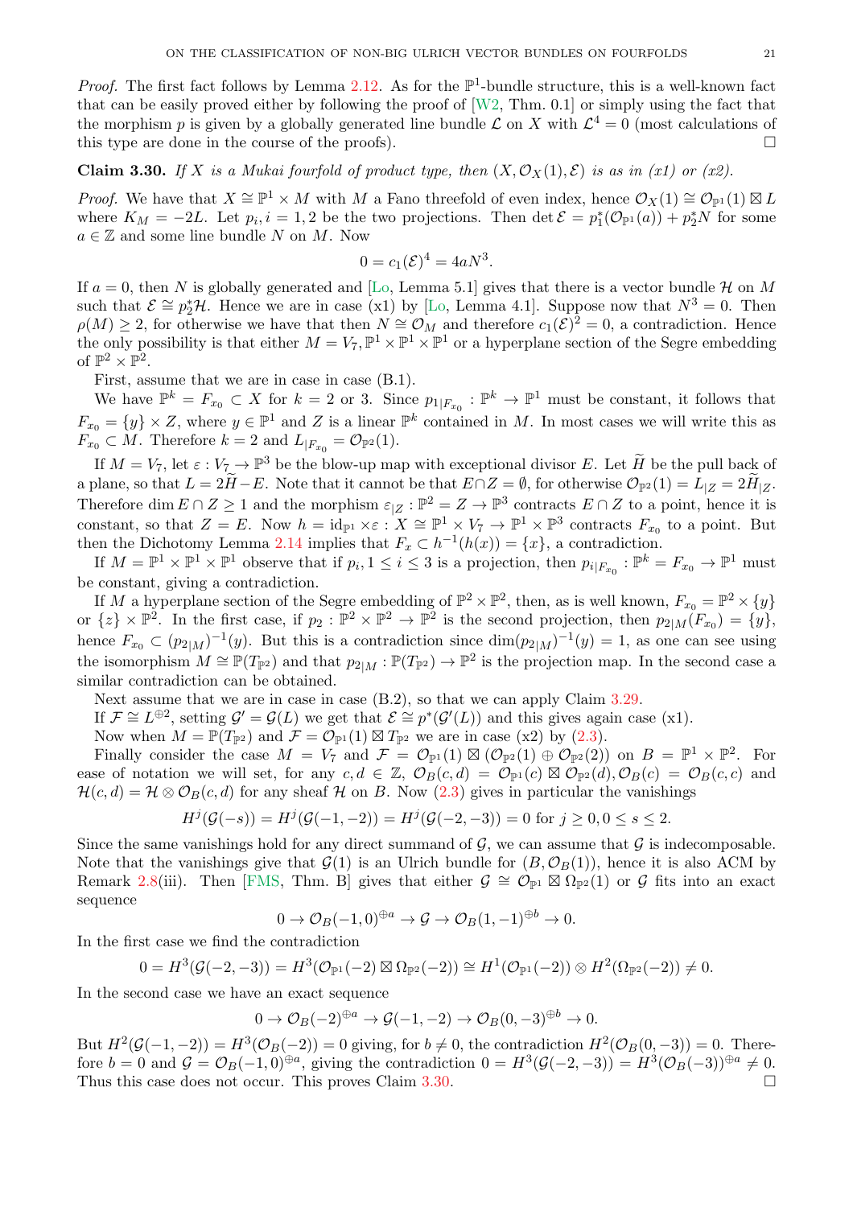*Proof.* The first fact follows by Lemma 2.12. As for the $\mathbb{P}^1$-bundle structure, this is a well-known fact that can be easily proved either by following the proof of [W2, Thm. 0.1] or simply using the fact that the morphism $p$ is given by a globally generated line bundle $\mathcal{L}$ on $X$ with $\mathcal{L}^4 = 0$ (most calculations of this type are done in the course of the proofs). $\square$

**Claim 3.30.** *If $X$ is a Mukai fourfold of product type, then $(X, \mathcal{O}_X(1), \mathcal{E})$ is as in (x1) or (x2).*

*Proof.* We have $X \cong \mathbb{P}^1 \times M$ with $M$ a Fano threefold of even index, hence $\mathcal{O}_X(1) \cong \mathcal{O}_{\mathbb{P}^1}(1) \boxtimes L$ where $K_M = -2L$. Let $p_i, i = 1, 2$ be the two projections. Then $\det \mathcal{E} = p_1^*(\mathcal{O}_{\mathbb{P}^1}(a)) + p_2^* N$ for some $a \in \mathbb{Z}$ and some line bundle $N$ on $M$. Now

$$0 = c_1(\mathcal{E})^4 = 4aN^3.$$

If $a = 0$, then $N$ is globally generated and [Lo, Lemma 5.1] gives that there is a vector bundle $\mathcal{H}$ on $M$ such that $\mathcal{E} \cong p_2^* \mathcal{H}$. Hence we are in case (x1) by [Lo, Lemma 4.1]. Suppose now that $N^3 = 0$. Then $\rho(M) \geq 2$, for otherwise we have that then $N \cong \mathcal{O}_M$ and therefore $c_1(\mathcal{E})^2 = 0$, a contradiction. Hence the only possibility is that either $M = V_7, \mathbb{P}^1 \times \mathbb{P}^1 \times \mathbb{P}^1$ or a hyperplane section of the Segre embedding of $\mathbb{P}^2 \times \mathbb{P}^2$.

First, assume that we are in case in case (B.1).

We have $\mathbb{P}^k = F_{x_0} \subset X$ for $k = 2$ or 3. Since $p_{1|F_{x_0}} : \mathbb{P}^k \to \mathbb{P}^1$ must be constant, it follows that $F_{x_0} = \{y\} \times Z$, where $y \in \mathbb{P}^1$ and $Z$ is a linear $\mathbb{P}^k$ contained in $M$. In most cases we will write this as $F_{x_0} \subset M$. Therefore $k = 2$ and $L_{|F_{x_0}} = \mathcal{O}_{\mathbb{P}^2}(1)$.

If $M = V_7$, let $\varepsilon : V_7 \to \mathbb{P}^3$ be the blow-up map with exceptional divisor $E$. Let $\widetilde{H}$ be the pull back of a plane, so that $L = 2\widetilde{H} - E$. Note that it cannot be that $E \cap Z = \emptyset$, for otherwise $\mathcal{O}_{\mathbb{P}^2}(1) = L_{|Z} = 2\widetilde{H}_{|Z}$. Therefore $\dim E \cap Z \geq 1$ and the morphism $\varepsilon_{|Z} : \mathbb{P}^2 = Z \to \mathbb{P}^3$ contracts $E \cap Z$ to a point, hence it is constant, so that $Z = E$. Now $h = \mathrm{id}_{\mathbb{P}^1} \times \varepsilon : X \cong \mathbb{P}^1 \times V_7 \to \mathbb{P}^1 \times \mathbb{P}^3$ contracts $F_{x_0}$ to a point. But then the Dichotomy Lemma 2.14 implies that $F_x \subset h^{-1}(h(x)) = \{x\}$, a contradiction.

If $M = \mathbb{P}^1 \times \mathbb{P}^1 \times \mathbb{P}^1$ observe that if $p_i, 1 \leq i \leq 3$ is a projection, then $p_{i|F_{x_0}} : \mathbb{P}^k = F_{x_0} \to \mathbb{P}^1$ must be constant, giving a contradiction.

If $M$ a hyperplane section of the Segre embedding of $\mathbb{P}^2 \times \mathbb{P}^2$, then, as is well known, $F_{x_0} = \mathbb{P}^2 \times \{y\}$ or $\{z\} \times \mathbb{P}^2$. In the first case, if $p_2 : \mathbb{P}^2 \times \mathbb{P}^2 \to \mathbb{P}^2$ is the second projection, then $p_{2|M}(F_{x_0}) = \{y\}$, hence $F_{x_0} \subset (p_{2|M})^{-1}(y)$. But this is a contradiction since $\dim (p_{2|M})^{-1}(y) = 1$, as one can see using the isomorphism $M \cong \mathbb{P}(T_{\mathbb{P}^2})$ and that $p_{2|M} : \mathbb{P}(T_{\mathbb{P}^2}) \to \mathbb{P}^2$ is the projection map. In the second case a similar contradiction can be obtained.

Next assume that we are in case in case (B.2), so that we can apply Claim 3.29.

If $\mathcal{F} \cong L^{\oplus 2}$, setting $\mathcal{G}' = \mathcal{G}(L)$ we get that $\mathcal{E} \cong p^*(\mathcal{G}'(L))$ and this gives again case (x1).

Now when $M = \mathbb{P}(T_{\mathbb{P}^2})$ and $\mathcal{F} = \mathcal{O}_{\mathbb{P}^1}(1) \boxtimes T_{\mathbb{P}^2}$ we are in case (x2) by (2.3).

Finally consider the case $M = V_7$ and $\mathcal{F} = \mathcal{O}_{\mathbb{P}^1}(1) \boxtimes (\mathcal{O}_{\mathbb{P}^2}(1) \oplus \mathcal{O}_{\mathbb{P}^2}(2))$ on $B = \mathbb{P}^1 \times \mathbb{P}^2$. For ease of notation we will set, for any $c, d \in \mathbb{Z}$, $\mathcal{O}_B(c,d) = \mathcal{O}_{\mathbb{P}^1}(c) \boxtimes \mathcal{O}_{\mathbb{P}^2}(d), \mathcal{O}_B(c) = \mathcal{O}_B(c,c)$ and $\mathcal{H}(c,d) = \mathcal{H} \otimes \mathcal{O}_B(c,d)$ for any sheaf $\mathcal{H}$ on $B$. Now (2.3) gives in particular the vanishings

$$H^j(\mathcal{G}(-s)) = H^j(\mathcal{G}(-1,-2)) = H^j(\mathcal{G}(-2,-3)) = 0 \text{ for } j \geq 0, 0 \leq s \leq 2.$$

Since the same vanishings hold for any direct summand of $\mathcal{G}$, we can assume that $\mathcal{G}$ is indecomposable. Note that the vanishings give that $\mathcal{G}(1)$ is an Ulrich bundle for $(B, \mathcal{O}_B(1))$, hence it is also ACM by Remark 2.8(iii). Then [FMS, Thm. B] gives that either $\mathcal{G} \cong \mathcal{O}_{\mathbb{P}^1} \boxtimes \Omega_{\mathbb{P}^2}(1)$ or $\mathcal{G}$ fits into an exact sequence

$$0 \to \mathcal{O}_B(-1,0)^{\oplus a} \to \mathcal{G} \to \mathcal{O}_B(1,-1)^{\oplus b} \to 0.$$

In the first case we find the contradiction

$$0 = H^3(\mathcal{G}(-2,-3)) = H^3(\mathcal{O}_{\mathbb{P}^1}(-2) \boxtimes \Omega_{\mathbb{P}^2}(-2)) \cong H^1(\mathcal{O}_{\mathbb{P}^1}(-2)) \otimes H^2(\Omega_{\mathbb{P}^2}(-2)) \neq 0.$$

In the second case we have an exact sequence

$$0 \to \mathcal{O}_B(-2)^{\oplus a} \to \mathcal{G}(-1,-2) \to \mathcal{O}_B(0,-3)^{\oplus b} \to 0.$$

But $H^2(\mathcal{G}(-1,-2)) = H^3(\mathcal{O}_B(-2)) = 0$ giving, for $b \neq 0$, the contradiction $H^2(\mathcal{O}_B(0,-3)) = 0$. Therefore $b = 0$ and $\mathcal{G} = \mathcal{O}_B(-1,0)^{\oplus a}$, giving the contradiction $0 = H^3(\mathcal{G}(-2,-3)) = H^3(\mathcal{O}_B(-3))^{\oplus a} \neq 0$. Thus this case does not occur. This proves Claim 3.30. $\square$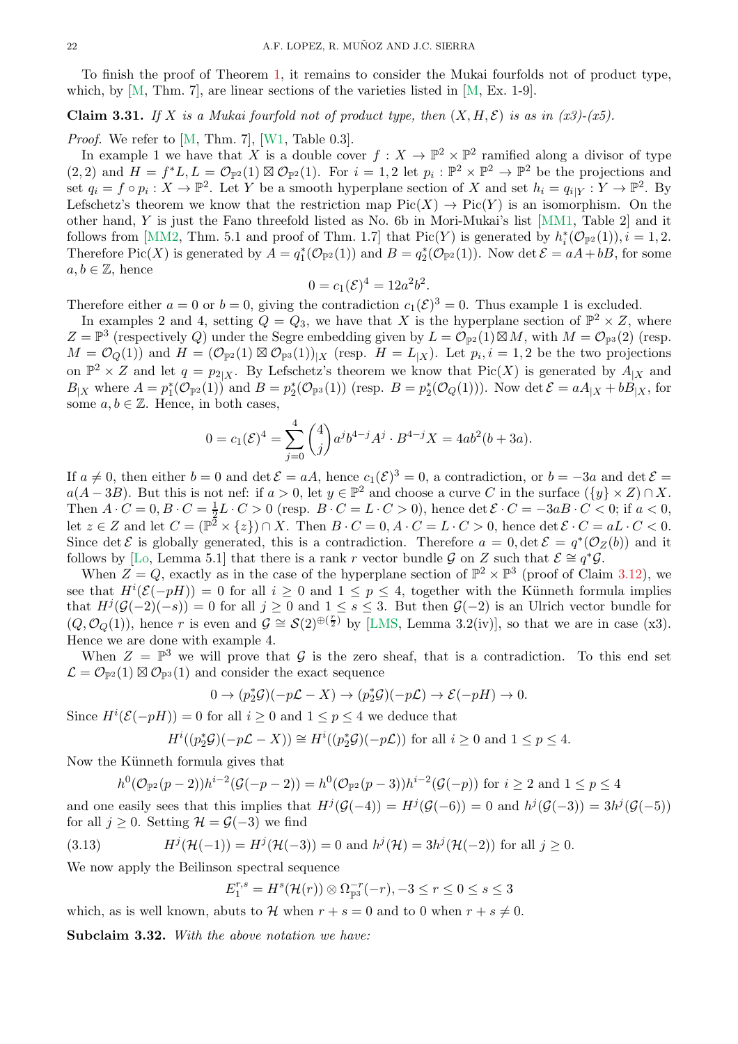To finish the proof of Theorem 1, it remains to consider the Mukai fourfolds not of product type, which, by [M, Thm. 7], are linear sections of the varieties listed in [M, Ex. 1-9].

**Claim 3.31.** *If $X$ is a Mukai fourfold not of product type, then $(X, H, \mathcal{E})$ is as in (x3)-(x5).*

*Proof.* We refer to [M, Thm. 7], [W1, Table 0.3].

In example 1 we have that $X$ is a double cover $f : X \to \mathbb{P}^2 \times \mathbb{P}^2$ ramified along a divisor of type $(2,2)$ and $H = f^*L, L = \mathcal{O}_{\mathbb{P}^2}(1) \boxtimes \mathcal{O}_{\mathbb{P}^2}(1)$. For $i = 1,2$ let $p_i : \mathbb{P}^2 \times \mathbb{P}^2 \to \mathbb{P}^2$ be the projections and set $q_i = f \circ p_i : X \to \mathbb{P}^2$. Let $Y$ be a smooth hyperplane section of $X$ and set $h_i = q_{i|Y} : Y \to \mathbb{P}^2$. By Lefschetz's theorem we know that the restriction map $\operatorname{Pic}(X) \to \operatorname{Pic}(Y)$ is an isomorphism. On the other hand, $Y$ is just the Fano threefold listed as No. 6b in Mori-Mukai's list [MM1, Table 2] and it follows from [MM2, Thm. 5.1 and proof of Thm. 1.7] that $\operatorname{Pic}(Y)$ is generated by $h_i^*(\mathcal{O}_{\mathbb{P}^2}(1)), i = 1,2$. Therefore $\operatorname{Pic}(X)$ is generated by $A = q_1^*(\mathcal{O}_{\mathbb{P}^2}(1))$ and $B = q_2^*(\mathcal{O}_{\mathbb{P}^2}(1))$. Now $\det \mathcal{E} = aA + bB$, for some $a, b \in \mathbb{Z}$, hence

$$0 = c_1(\mathcal{E})^4 = 12a^2b^2.$$

Therefore either $a = 0$ or $b = 0$, giving the contradiction $c_1(\mathcal{E})^3 = 0$. Thus example 1 is excluded.

In examples 2 and 4, setting $Q = Q_3$, we have that $X$ is the hyperplane section of $\mathbb{P}^2 \times Z$, where $Z = \mathbb{P}^3$ (respectively $Q$) under the Segre embedding given by $L = \mathcal{O}_{\mathbb{P}^2}(1) \boxtimes M$, with $M = \mathcal{O}_{\mathbb{P}^3}(2)$ (resp. $M = \mathcal{O}_Q(1)$) and $H = (\mathcal{O}_{\mathbb{P}^2}(1) \boxtimes \mathcal{O}_{\mathbb{P}^3}(1))_{|X}$ (resp. $H = L_{|X}$). Let $p_i, i = 1,2$ be the two projections on $\mathbb{P}^2 \times Z$ and let $q = p_{2|X}$. By Lefschetz's theorem we know that $\operatorname{Pic}(X)$ is generated by $A_{|X}$ and $B_{|X}$ where $A = p_1^*(\mathcal{O}_{\mathbb{P}^2}(1))$ and $B = p_2^*(\mathcal{O}_{\mathbb{P}^3}(1))$ (resp. $B = p_2^*(\mathcal{O}_Q(1))$). Now $\det \mathcal{E} = aA_{|X} + bB_{|X}$, for some $a, b \in \mathbb{Z}$. Hence, in both cases,

$$0 = c_1(\mathcal{E})^4 = \sum_{j=0}^{4} \binom{4}{j} a^j b^{4-j} A^j \cdot B^{4-j} X = 4ab^2(b + 3a).$$

If $a \neq 0$, then either $b = 0$ and $\det \mathcal{E} = aA$, hence $c_1(\mathcal{E})^3 = 0$, a contradiction, or $b = -3a$ and $\det \mathcal{E} = a(A - 3B)$. But this is not nef: if $a > 0$, let $y \in \mathbb{P}^2$ and choose a curve $C$ in the surface $(\{y\} \times Z) \cap X$. Then $A \cdot C = 0, B \cdot C = \frac{1}{2} L \cdot C > 0$ (resp. $B \cdot C = L \cdot C > 0$), hence $\det \mathcal{E} \cdot C = -3aB \cdot C < 0$; if $a < 0$, let $z \in Z$ and let $C = (\mathbb{P}^2 \times \{z\}) \cap X$. Then $B \cdot C = 0, A \cdot C = L \cdot C > 0$, hence $\det \mathcal{E} \cdot C = aL \cdot C < 0$. Since $\det \mathcal{E}$ is globally generated, this is a contradiction. Therefore $a = 0, \det \mathcal{E} = q^*(\mathcal{O}_Z(b))$ and it follows by [Lo, Lemma 5.1] that there is a rank $r$ vector bundle $\mathcal{G}$ on $Z$ such that $\mathcal{E} \cong q^*\mathcal{G}$.

When $Z = Q$, exactly as in the case of the hyperplane section of $\mathbb{P}^2 \times \mathbb{P}^3$ (proof of Claim 3.12), we see that $H^i(\mathcal{E}(-pH)) = 0$ for all $i \geq 0$ and $1 \leq p \leq 4$, together with the Künneth formula implies that $H^j(\mathcal{G}(-2)(-s)) = 0$ for all $j \geq 0$ and $1 \leq s \leq 3$. But then $\mathcal{G}(-2)$ is an Ulrich vector bundle for $(Q, \mathcal{O}_Q(1))$, hence $r$ is even and $\mathcal{G} \cong \mathcal{S}(2)^{\oplus(\frac{r}{2})}$ by [LMS, Lemma 3.2(iv)], so that we are in case (x3). Hence we are done with example 4.

When $Z = \mathbb{P}^3$ we will prove that $\mathcal{G}$ is the zero sheaf, that is a contradiction. To this end set $\mathcal{L} = \mathcal{O}_{\mathbb{P}^2}(1) \boxtimes \mathcal{O}_{\mathbb{P}^3}(1)$ and consider the exact sequence

$$0 \to (p_2^*\mathcal{G})(-p\mathcal{L} - X) \to (p_2^*\mathcal{G})(-p\mathcal{L}) \to \mathcal{E}(-pH) \to 0.$$

Since $H^i(\mathcal{E}(-pH)) = 0$ for all $i \geq 0$ and $1 \leq p \leq 4$ we deduce that

$$H^i((p_2^*\mathcal{G})(-p\mathcal{L} - X)) \cong H^i((p_2^*\mathcal{G})(-p\mathcal{L})) \text{ for all } i \geq 0 \text{ and } 1 \leq p \leq 4.$$

Now the Künneth formula gives that

$$h^0(\mathcal{O}_{\mathbb{P}^2}(p-2))h^{i-2}(\mathcal{G}(-p-2)) = h^0(\mathcal{O}_{\mathbb{P}^2}(p-3))h^{i-2}(\mathcal{G}(-p)) \text{ for } i \geq 2 \text{ and } 1 \leq p \leq 4$$

and one easily sees that this implies that $H^j(\mathcal{G}(-4)) = H^j(\mathcal{G}(-6)) = 0$ and $h^j(\mathcal{G}(-3)) = 3h^j(\mathcal{G}(-5))$ for all $j \geq 0$. Setting $\mathcal{H} = \mathcal{G}(-3)$ we find

$$H^j(\mathcal{H}(-1)) = H^j(\mathcal{H}(-3)) = 0 \text{ and } h^j(\mathcal{H}) = 3h^j(\mathcal{H}(-2)) \text{ for all } j \geq 0. \tag{3.13}$$

We now apply the Beilinson spectral sequence

$$E_1^{r,s} = H^s(\mathcal{H}(r)) \otimes \Omega_{\mathbb{P}^3}^{-r}(-r), -3 \leq r \leq 0 \leq s \leq 3$$

which, as is well known, abuts to $\mathcal{H}$ when $r + s = 0$ and to 0 when $r + s \neq 0$.

**Subclaim 3.32.** *With the above notation we have:*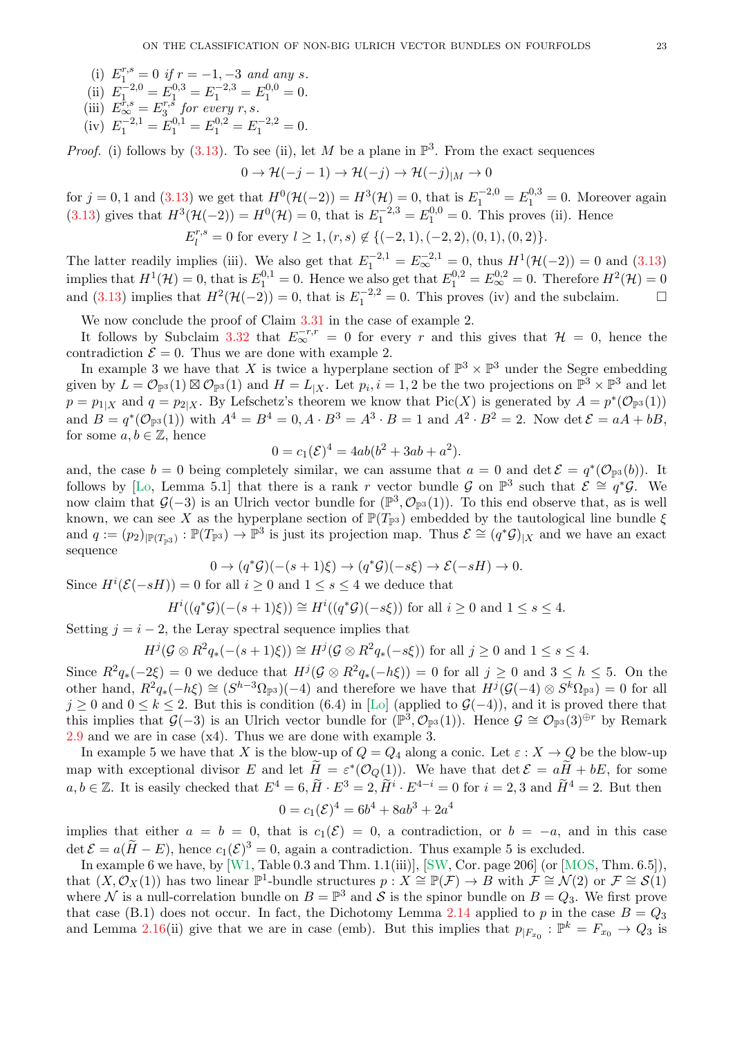(i) $E_1^{r,s} = 0$ *if* $r = -1, -3$ *and any* $s$.
(ii) $E_1^{-2,0} = E_1^{0,3} = E_1^{-2,3} = E_1^{0,0} = 0$.
(iii) $E_\infty^{r,s} = E_3^{r,s}$ *for every* $r, s$.
(iv) $E_1^{-2,1} = E_1^{0,1} = E_1^{0,2} = E_1^{-2,2} = 0$.

*Proof.* (i) follows by (3.13). To see (ii), let $M$ be a plane in $\mathbb{P}^3$. From the exact sequences

$$0 \to \mathcal{H}(-j-1) \to \mathcal{H}(-j) \to \mathcal{H}(-j)_{|M} \to 0$$

for $j = 0, 1$ and (3.13) we get that $H^0(\mathcal{H}(-2)) = H^3(\mathcal{H}) = 0$, that is $E_1^{-2,0} = E_1^{0,3} = 0$. Moreover again (3.13) gives that $H^3(\mathcal{H}(-2)) = H^0(\mathcal{H}) = 0$, that is $E_1^{-2,3} = E_1^{0,0} = 0$. This proves (ii). Hence

$$E_l^{r,s} = 0 \text{ for every } l \geq 1, (r,s) \notin \{(-2,1), (-2,2), (0,1), (0,2)\}.$$

The latter readily implies (iii). We also get that $E_1^{-2,1} = E_\infty^{-2,1} = 0$, thus $H^1(\mathcal{H}(-2)) = 0$ and (3.13) implies that $H^1(\mathcal{H}) = 0$, that is $E_1^{0,1} = 0$. Hence we also get that $E_1^{0,2} = E_\infty^{0,2} = 0$. Therefore $H^2(\mathcal{H}) = 0$ and (3.13) implies that $H^2(\mathcal{H}(-2)) = 0$, that is $E_1^{-2,2} = 0$. This proves (iv) and the subclaim. $\square$

We now conclude the proof of Claim 3.31 in the case of example 2.

It follows by Subclaim 3.32 that $E_\infty^{-r,r} = 0$ for every $r$ and this gives that $\mathcal{H} = 0$, hence the contradiction $\mathcal{E} = 0$. Thus we are done with example 2.

In example 3 we have that $X$ is twice a hyperplane section of $\mathbb{P}^3 \times \mathbb{P}^3$ under the Segre embedding given by $L = \mathcal{O}_{\mathbb{P}^3}(1) \boxtimes \mathcal{O}_{\mathbb{P}^3}(1)$ and $H = L_{|X}$. Let $p_i, i = 1, 2$ be the two projections on $\mathbb{P}^3 \times \mathbb{P}^3$ and let $p = p_{1|X}$ and $q = p_{2|X}$. By Lefschetz's theorem we know that $\operatorname{Pic}(X)$ is generated by $A = p^*(\mathcal{O}_{\mathbb{P}^3}(1))$ and $B = q^*(\mathcal{O}_{\mathbb{P}^3}(1))$ with $A^4 = B^4 = 0, A \cdot B^3 = A^3 \cdot B = 1$ and $A^2 \cdot B^2 = 2$. Now $\det \mathcal{E} = aA + bB$, for some $a, b \in \mathbb{Z}$, hence

$$0 = c_1(\mathcal{E})^4 = 4ab(b^2 + 3ab + a^2).$$

and, the case $b = 0$ being completely similar, we can assume that $a = 0$ and $\det \mathcal{E} = q^*(\mathcal{O}_{\mathbb{P}^3}(b))$. It follows by [Lo, Lemma 5.1] that there is a rank $r$ vector bundle $\mathcal{G}$ on $\mathbb{P}^3$ such that $\mathcal{E} \cong q^*\mathcal{G}$. We now claim that $\mathcal{G}(-3)$ is an Ulrich vector bundle for $(\mathbb{P}^3, \mathcal{O}_{\mathbb{P}^3}(1))$. To this end observe that, as is well known, we can see $X$ as the hyperplane section of $\mathbb{P}(T_{\mathbb{P}^3})$ embedded by the tautological line bundle $\xi$ and $q := (p_2)_{|\mathbb{P}(T_{\mathbb{P}^3})} : \mathbb{P}(T_{\mathbb{P}^3}) \to \mathbb{P}^3$ is just its projection map. Thus $\mathcal{E} \cong (q^*\mathcal{G})_{|X}$ and we have an exact sequence

$$0 \to (q^*\mathcal{G})(-(s+1)\xi) \to (q^*\mathcal{G})(-s\xi) \to \mathcal{E}(-sH) \to 0.$$

Since $H^i(\mathcal{E}(-sH)) = 0$ for all $i \geq 0$ and $1 \leq s \leq 4$ we deduce that

$$H^i((q^*\mathcal{G})(-(s+1)\xi)) \cong H^i((q^*\mathcal{G})(-s\xi)) \text{ for all } i \geq 0 \text{ and } 1 \leq s \leq 4.$$

Setting $j = i - 2$, the Leray spectral sequence implies that

$$H^j(\mathcal{G} \otimes R^2q_*(-(s+1)\xi)) \cong H^j(\mathcal{G} \otimes R^2q_*(-s\xi)) \text{ for all } j \geq 0 \text{ and } 1 \leq s \leq 4.$$

Since $R^2q_*(-2\xi) = 0$ we deduce that $H^j(\mathcal{G} \otimes R^2q_*(-h\xi)) = 0$ for all $j \geq 0$ and $3 \leq h \leq 5$. On the other hand, $R^2q_*(-h\xi) \cong (S^{h-3}\Omega_{\mathbb{P}^3})(-4)$ and therefore we have that $H^j(\mathcal{G}(-4) \otimes S^k\Omega_{\mathbb{P}^3}) = 0$ for all $j \geq 0$ and $0 \leq k \leq 2$. But this is condition (6.4) in [Lo] (applied to $\mathcal{G}(-4)$), and it is proved there that this implies that $\mathcal{G}(-3)$ is an Ulrich vector bundle for $(\mathbb{P}^3, \mathcal{O}_{\mathbb{P}^3}(1))$. Hence $\mathcal{G} \cong \mathcal{O}_{\mathbb{P}^3}(3)^{\oplus r}$ by Remark 2.9 and we are in case (x4). Thus we are done with example 3.

In example 5 we have that $X$ is the blow-up of $Q = Q_4$ along a conic. Let $\varepsilon : X \to Q$ be the blow-up map with exceptional divisor $E$ and let $\widetilde{H} = \varepsilon^*(\mathcal{O}_Q(1))$. We have that $\det \mathcal{E} = a\widetilde{H} + bE$, for some $a, b \in \mathbb{Z}$. It is easily checked that $E^4 = 6, \widetilde{H} \cdot E^3 = 2, \widetilde{H}^i \cdot E^{4-i} = 0$ for $i = 2, 3$ and $\widetilde{H}^4 = 2$. But then

$$0 = c_1(\mathcal{E})^4 = 6b^4 + 8ab^3 + 2a^4$$

implies that either $a = b = 0$, that is $c_1(\mathcal{E}) = 0$, a contradiction, or $b = -a$, and in this case $\det \mathcal{E} = a(\widetilde{H} - E)$, hence $c_1(\mathcal{E})^3 = 0$, again a contradiction. Thus example 5 is excluded.

In example 6 we have, by [W1, Table 0.3 and Thm. 1.1(iii)], [SW, Cor. page 206] (or [MOS, Thm. 6.5]), that $(X, \mathcal{O}_X(1))$ has two linear $\mathbb{P}^1$-bundle structures $p : X \cong \mathbb{P}(\mathcal{F}) \to B$ with $\mathcal{F} \cong \mathcal{N}(2)$ or $\mathcal{F} \cong \mathcal{S}(1)$ where $\mathcal{N}$ is a null-correlation bundle on $B = \mathbb{P}^3$ and $\mathcal{S}$ is the spinor bundle on $B = Q_3$. We first prove that case (B.1) does not occur. In fact, the Dichotomy Lemma 2.14 applied to $p$ in the case $B = Q_3$ and Lemma 2.16(ii) give that we are in case (emb). But this implies that $p_{|F_{x_0}} : \mathbb{P}^k = F_{x_0} \to Q_3$ is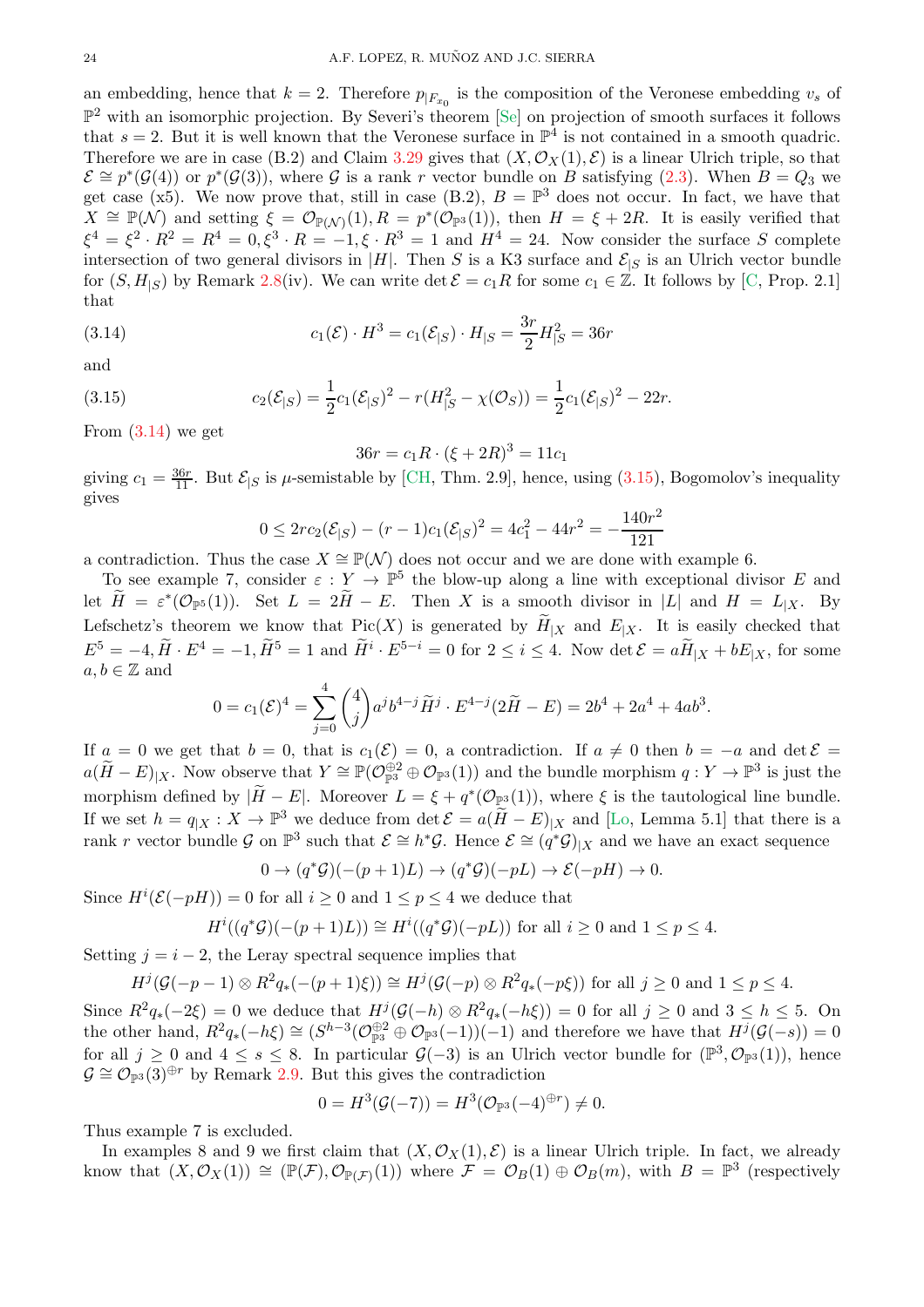an embedding, hence that $k = 2$. Therefore $p_{|F_{x_0}}$ is the composition of the Veronese embedding $v_s$ of $\mathbb{P}^2$ with an isomorphic projection. By Severi's theorem [Se] on projection of smooth surfaces it follows that $s = 2$. But it is well known that the Veronese surface in $\mathbb{P}^4$ is not contained in a smooth quadric. Therefore we are in case (B.2) and Claim 3.29 gives that $(X, \mathcal{O}_X(1), \mathcal{E})$ is a linear Ulrich triple, so that $\mathcal{E} \cong p^*(\mathcal{G}(4))$ or $p^*(\mathcal{G}(3))$, where $\mathcal{G}$ is a rank $r$ vector bundle on $B$ satisfying (2.3). When $B = Q_3$ we get case (x5). We now prove that, still in case (B.2), $B = \mathbb{P}^3$ does not occur. In fact, we have that $X \cong \mathbb{P}(\mathcal{N})$ and setting $\xi = \mathcal{O}_{\mathbb{P}(\mathcal{N})}(1), R = p^*(\mathcal{O}_{\mathbb{P}^3}(1))$, then $H = \xi + 2R$. It is easily verified that $\xi^4 = \xi^2 \cdot R^2 = R^4 = 0, \xi^3 \cdot R = -1, \xi \cdot R^3 = 1$ and $H^4 = 24$. Now consider the surface $S$ complete intersection of two general divisors in $|H|$. Then $S$ is a K3 surface and $\mathcal{E}_{|S}$ is an Ulrich vector bundle for $(S, H_{|S})$ by Remark 2.8(iv). We can write $\det \mathcal{E} = c_1 R$ for some $c_1 \in \mathbb{Z}$. It follows by [C, Prop. 2.1] that

$$c_1(\mathcal{E}) \cdot H^3 = c_1(\mathcal{E}_{|S}) \cdot H_{|S} = \frac{3r}{2} H_{|S}^2 = 36r \tag{3.14}$$

and

$$c_2(\mathcal{E}_{|S}) = \frac{1}{2} c_1(\mathcal{E}_{|S})^2 - r(H_{|S}^2 - \chi(\mathcal{O}_S)) = \frac{1}{2} c_1(\mathcal{E}_{|S})^2 - 22r. \tag{3.15}$$

From (3.14) we get

$$36r = c_1 R \cdot (\xi + 2R)^3 = 11 c_1$$

giving $c_1 = \frac{36r}{11}$. But $\mathcal{E}_{|S}$ is $\mu$-semistable by [CH, Thm. 2.9], hence, using (3.15), Bogomolov's inequality gives

$$0 \le 2rc_2(\mathcal{E}_{|S}) - (r-1)c_1(\mathcal{E}_{|S})^2 = 4c_1^2 - 44r^2 = -\frac{140r^2}{121}$$

a contradiction. Thus the case $X \cong \mathbb{P}(\mathcal{N})$ does not occur and we are done with example 6.

To see example 7, consider $\varepsilon : Y \to \mathbb{P}^5$ the blow-up along a line with exceptional divisor $E$ and let $\widetilde{H} = \varepsilon^*(\mathcal{O}_{\mathbb{P}^5}(1))$. Set $L = 2\widetilde{H} - E$. Then $X$ is a smooth divisor in $|L|$ and $H = L_{|X}$. By Lefschetz's theorem we know that $\operatorname{Pic}(X)$ is generated by $\widetilde{H}_{|X}$ and $E_{|X}$. It is easily checked that $E^5 = -4, \widetilde{H} \cdot E^4 = -1, \widetilde{H}^5 = 1$ and $\widetilde{H}^i \cdot E^{5-i} = 0$ for $2 \le i \le 4$. Now $\det \mathcal{E} = a\widetilde{H}_{|X} + bE_{|X}$, for some $a, b \in \mathbb{Z}$ and

$$0 = c_1(\mathcal{E})^4 = \sum_{j=0}^{4} \binom{4}{j} a^j b^{4-j} \widetilde{H}^j \cdot E^{4-j}(2\widetilde{H} - E) = 2b^4 + 2a^4 + 4ab^3.$$

If $a = 0$ we get that $b = 0$, that is $c_1(\mathcal{E}) = 0$, a contradiction. If $a \ne 0$ then $b = -a$ and $\det \mathcal{E} = a(\widetilde{H} - E)_{|X}$. Now observe that $Y \cong \mathbb{P}(\mathcal{O}_{\mathbb{P}^3}^{\oplus 2} \oplus \mathcal{O}_{\mathbb{P}^3}(1))$ and the bundle morphism $q : Y \to \mathbb{P}^3$ is just the morphism defined by $|\widetilde{H} - E|$. Moreover $L = \xi + q^*(\mathcal{O}_{\mathbb{P}^3}(1))$, where $\xi$ is the tautological line bundle. If we set $h = q_{|X} : X \to \mathbb{P}^3$ we deduce from $\det \mathcal{E} = a(\widetilde{H} - E)_{|X}$ and [Lo, Lemma 5.1] that there is a rank $r$ vector bundle $\mathcal{G}$ on $\mathbb{P}^3$ such that $\mathcal{E} \cong h^*\mathcal{G}$. Hence $\mathcal{E} \cong (q^*\mathcal{G})_{|X}$ and we have an exact sequence

$$0 \to (q^*\mathcal{G})(-(p+1)L) \to (q^*\mathcal{G})(-pL) \to \mathcal{E}(-pH) \to 0.$$

Since $H^i(\mathcal{E}(-pH)) = 0$ for all $i \ge 0$ and $1 \le p \le 4$ we deduce that

$$H^i((q^*\mathcal{G})(-(p+1)L)) \cong H^i((q^*\mathcal{G})(-pL)) \text{ for all } i \ge 0 \text{ and } 1 \le p \le 4.$$

Setting $j = i - 2$, the Leray spectral sequence implies that

$$H^j(\mathcal{G}(-p-1) \otimes R^2 q_*(-(p+1)\xi)) \cong H^j(\mathcal{G}(-p) \otimes R^2 q_*(-p\xi)) \text{ for all } j \ge 0 \text{ and } 1 \le p \le 4.$$

Since $R^2 q_*(-2\xi) = 0$ we deduce that $H^j(\mathcal{G}(-h) \otimes R^2 q_*(-h\xi)) = 0$ for all $j \ge 0$ and $3 \le h \le 5$. On the other hand, $R^2 q_*(-h\xi) \cong (S^{h-3}(\mathcal{O}_{\mathbb{P}^3}^{\oplus 2} \oplus \mathcal{O}_{\mathbb{P}^3}(-1))(-1)$ and therefore we have that $H^j(\mathcal{G}(-s)) = 0$ for all $j \ge 0$ and $4 \le s \le 8$. In particular $\mathcal{G}(-3)$ is an Ulrich vector bundle for $(\mathbb{P}^3, \mathcal{O}_{\mathbb{P}^3}(1))$, hence $\mathcal{G} \cong \mathcal{O}_{\mathbb{P}^3}(3)^{\oplus r}$ by Remark 2.9. But this gives the contradiction

$$0 = H^3(\mathcal{G}(-7)) = H^3(\mathcal{O}_{\mathbb{P}^3}(-4)^{\oplus r}) \ne 0.$$

Thus example 7 is excluded.

In examples 8 and 9 we first claim that $(X, \mathcal{O}_X(1), \mathcal{E})$ is a linear Ulrich triple. In fact, we already know that $(X, \mathcal{O}_X(1)) \cong (\mathbb{P}(\mathcal{F}), \mathcal{O}_{\mathbb{P}(\mathcal{F})}(1))$ where $\mathcal{F} = \mathcal{O}_B(1) \oplus \mathcal{O}_B(m)$, with $B = \mathbb{P}^3$ (respectively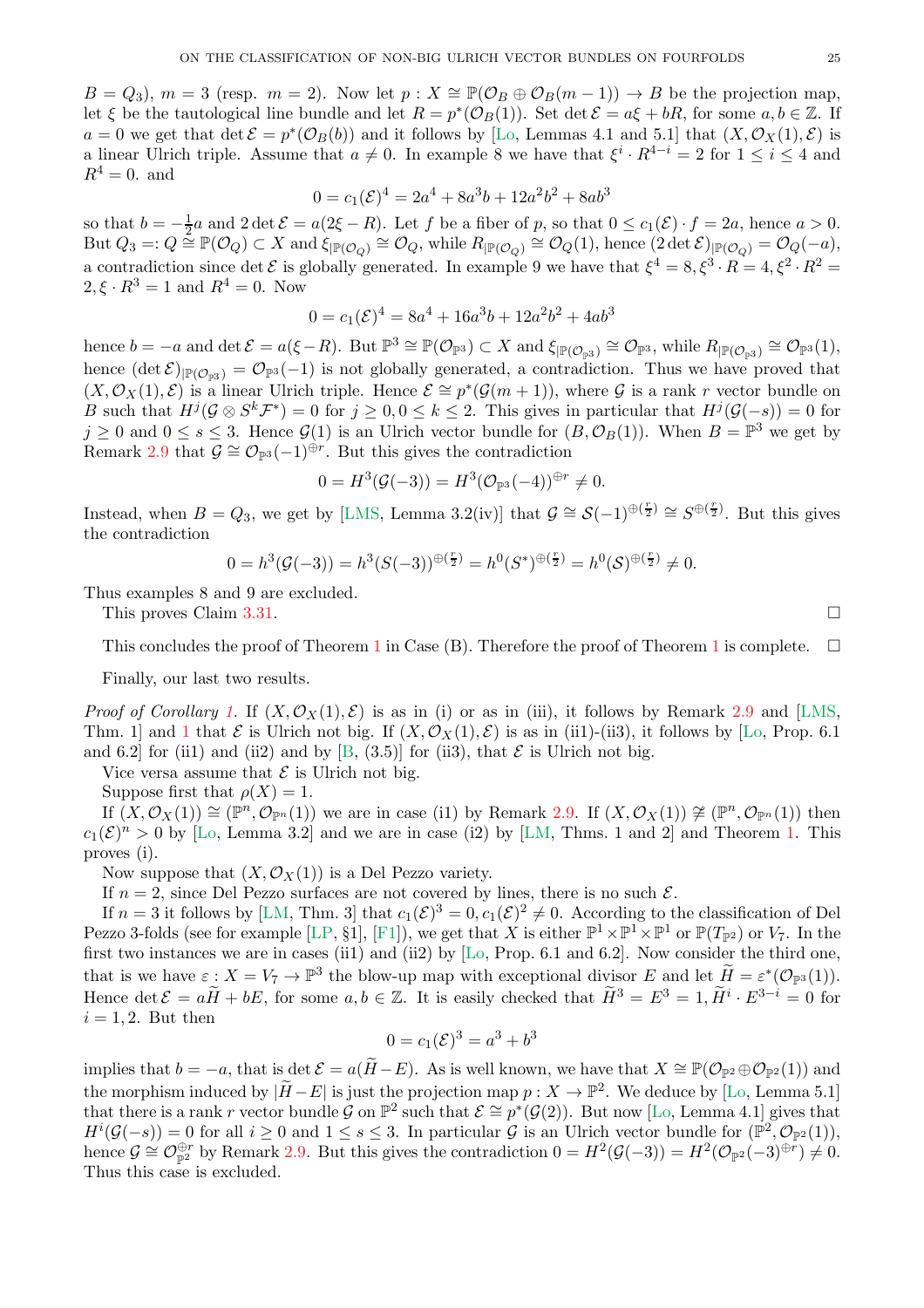$B = Q_3$), $m = 3$ (resp. $m = 2$). Now let $p : X \cong \mathbb{P}(\mathcal{O}_B \oplus \mathcal{O}_B(m-1)) \to B$ be the projection map, let $\xi$ be the tautological line bundle and let $R = p^*(\mathcal{O}_B(1))$. Set $\det \mathcal{E} = a\xi + bR$, for some $a, b \in \mathbb{Z}$. If $a = 0$ we get that $\det \mathcal{E} = p^*(\mathcal{O}_B(b))$ and it follows by [Lo, Lemmas 4.1 and 5.1] that $(X, \mathcal{O}_X(1), \mathcal{E})$ is a linear Ulrich triple. Assume that $a \neq 0$. In example 8 we have that $\xi^i \cdot R^{4-i} = 2$ for $1 \le i \le 4$ and $R^4 = 0$. and

$$0 = c_1(\mathcal{E})^4 = 2a^4 + 8a^3b + 12a^2b^2 + 8ab^3$$

so that $b = -\frac{1}{2}a$ and $2\det \mathcal{E} = a(2\xi - R)$. Let $f$ be a fiber of $p$, so that $0 \le c_1(\mathcal{E}) \cdot f = 2a$, hence $a > 0$. But $Q_3 =: Q \cong \mathbb{P}(\mathcal{O}_Q) \subset X$ and $\xi_{|\mathbb{P}(\mathcal{O}_Q)} \cong \mathcal{O}_Q$, while $R_{|\mathbb{P}(\mathcal{O}_Q)} \cong \mathcal{O}_Q(1)$, hence $(2\det \mathcal{E})_{|\mathbb{P}(\mathcal{O}_Q)} = \mathcal{O}_Q(-a)$, a contradiction since $\det \mathcal{E}$ is globally generated. In example 9 we have that $\xi^4 = 8, \xi^3 \cdot R = 4, \xi^2 \cdot R^2 = 2, \xi \cdot R^3 = 1$ and $R^4 = 0$. Now

$$0 = c_1(\mathcal{E})^4 = 8a^4 + 16a^3b + 12a^2b^2 + 4ab^3$$

hence $b = -a$ and $\det \mathcal{E} = a(\xi - R)$. But $\mathbb{P}^3 \cong \mathbb{P}(\mathcal{O}_{\mathbb{P}^3}) \subset X$ and $\xi_{|\mathbb{P}(\mathcal{O}_{\mathbb{P}^3})} \cong \mathcal{O}_{\mathbb{P}^3}$, while $R_{|\mathbb{P}(\mathcal{O}_{\mathbb{P}^3})} \cong \mathcal{O}_{\mathbb{P}^3}(1)$, hence $(\det \mathcal{E})_{|\mathbb{P}(\mathcal{O}_{\mathbb{P}^3})} = \mathcal{O}_{\mathbb{P}^3}(-1)$ is not globally generated, a contradiction. Thus we have proved that $(X, \mathcal{O}_X(1), \mathcal{E})$ is a linear Ulrich triple. Hence $\mathcal{E} \cong p^*(\mathcal{G}(m+1))$, where $\mathcal{G}$ is a rank $r$ vector bundle on $B$ such that $H^j(\mathcal{G} \otimes S^k\mathcal{F}^*) = 0$ for $j \ge 0, 0 \le k \le 2$. This gives in particular that $H^j(\mathcal{G}(-s)) = 0$ for $j \ge 0$ and $0 \le s \le 3$. Hence $\mathcal{G}(1)$ is an Ulrich vector bundle for $(B, \mathcal{O}_B(1))$. When $B = \mathbb{P}^3$ we get by Remark 2.9 that $\mathcal{G} \cong \mathcal{O}_{\mathbb{P}^3}(-1)^{\oplus r}$. But this gives the contradiction

$$0 = H^3(\mathcal{G}(-3)) = H^3(\mathcal{O}_{\mathbb{P}^3}(-4))^{\oplus r} \neq 0.$$

Instead, when $B = Q_3$, we get by [LMS, Lemma 3.2(iv)] that $\mathcal{G} \cong \mathcal{S}(-1)^{\oplus(\frac{r}{2})} \cong S^{\oplus(\frac{r}{2})}$. But this gives the contradiction

$$0 = h^3(\mathcal{G}(-3)) = h^3(S(-3))^{\oplus(\frac{r}{2})} = h^0(S^*)^{\oplus(\frac{r}{2})} = h^0(\mathcal{S})^{\oplus(\frac{r}{2})} \neq 0.$$

Thus examples 8 and 9 are excluded.

This proves Claim 3.31. □

This concludes the proof of Theorem 1 in Case (B). Therefore the proof of Theorem 1 is complete. □

Finally, our last two results.

*Proof of Corollary 1.* If $(X, \mathcal{O}_X(1), \mathcal{E})$ is as in (i) or as in (iii), it follows by Remark 2.9 and [LMS, Thm. 1] and 1 that $\mathcal{E}$ is Ulrich not big. If $(X, \mathcal{O}_X(1), \mathcal{E})$ is as in (ii1)-(ii3), it follows by [Lo, Prop. 6.1 and 6.2] for (ii1) and (ii2) and by [B, (3.5)] for (ii3), that $\mathcal{E}$ is Ulrich not big.

Vice versa assume that $\mathcal{E}$ is Ulrich not big.

Suppose first that $\rho(X) = 1$.

If $(X, \mathcal{O}_X(1)) \cong (\mathbb{P}^n, \mathcal{O}_{\mathbb{P}^n}(1))$ we are in case (i1) by Remark 2.9. If $(X, \mathcal{O}_X(1)) \not\cong (\mathbb{P}^n, \mathcal{O}_{\mathbb{P}^n}(1))$ then $c_1(\mathcal{E})^n > 0$ by [Lo, Lemma 3.2] and we are in case (i2) by [LM, Thms. 1 and 2] and Theorem 1. This proves (i).

Now suppose that $(X, \mathcal{O}_X(1))$ is a Del Pezzo variety.

If $n = 2$, since Del Pezzo surfaces are not covered by lines, there is no such $\mathcal{E}$.

If $n = 3$ it follows by [LM, Thm. 3] that $c_1(\mathcal{E})^3 = 0, c_1(\mathcal{E})^2 \neq 0$. According to the classification of Del Pezzo 3-folds (see for example [LP, §1], [F1]), we get that $X$ is either $\mathbb{P}^1 \times \mathbb{P}^1 \times \mathbb{P}^1$ or $\mathbb{P}(T_{\mathbb{P}^2})$ or $V_7$. In the first two instances we are in cases (ii1) and (ii2) by [Lo, Prop. 6.1 and 6.2]. Now consider the third one, that is we have $\varepsilon : X = V_7 \to \mathbb{P}^3$ the blow-up map with exceptional divisor $E$ and let $\widetilde{H} = \varepsilon^*(\mathcal{O}_{\mathbb{P}^3}(1))$. Hence $\det \mathcal{E} = a\widetilde{H} + bE$, for some $a, b \in \mathbb{Z}$. It is easily checked that $\widetilde{H}^3 = E^3 = 1, \widetilde{H}^i \cdot E^{3-i} = 0$ for $i = 1, 2$. But then

$$0 = c_1(\mathcal{E})^3 = a^3 + b^3$$

implies that $b = -a$, that is $\det \mathcal{E} = a(\widetilde{H} - E)$. As is well known, we have that $X \cong \mathbb{P}(\mathcal{O}_{\mathbb{P}^2} \oplus \mathcal{O}_{\mathbb{P}^2}(1))$ and the morphism induced by $|\widetilde{H} - E|$ is just the projection map $p : X \to \mathbb{P}^2$. We deduce by [Lo, Lemma 5.1] that there is a rank $r$ vector bundle $\mathcal{G}$ on $\mathbb{P}^2$ such that $\mathcal{E} \cong p^*(\mathcal{G}(2))$. But now [Lo, Lemma 4.1] gives that $H^i(\mathcal{G}(-s)) = 0$ for all $i \ge 0$ and $1 \le s \le 3$. In particular $\mathcal{G}$ is an Ulrich vector bundle for $(\mathbb{P}^2, \mathcal{O}_{\mathbb{P}^2}(1))$, hence $\mathcal{G} \cong \mathcal{O}_{\mathbb{P}^2}^{\oplus r}$ by Remark 2.9. But this gives the contradiction $0 = H^2(\mathcal{G}(-3)) = H^2(\mathcal{O}_{\mathbb{P}^2}(-3)^{\oplus r}) \neq 0$. Thus this case is excluded.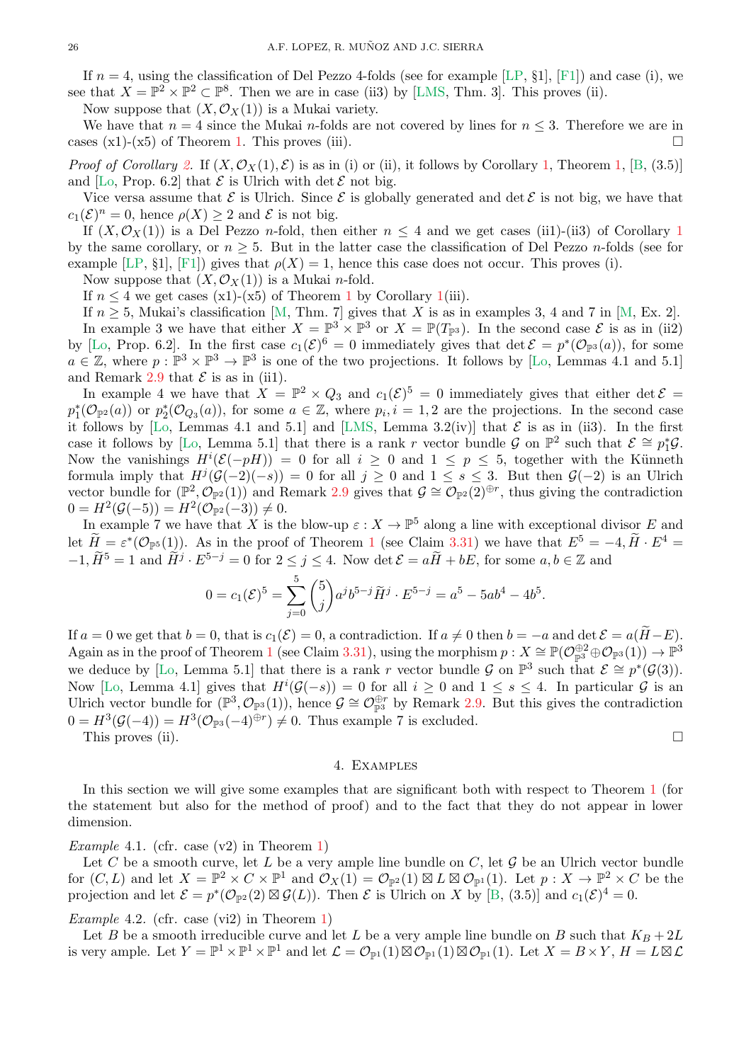If $n = 4$, using the classification of Del Pezzo 4-folds (see for example [LP, §1], [F1]) and case (i), we see that $X = \mathbb{P}^2 \times \mathbb{P}^2 \subset \mathbb{P}^8$. Then we are in case (ii3) by [LMS, Thm. 3]. This proves (ii).

Now suppose that $(X, \mathcal{O}_X(1))$ is a Mukai variety.

We have that $n = 4$ since the Mukai $n$-folds are not covered by lines for $n \le 3$. Therefore we are in cases (x1)-(x5) of Theorem 1. This proves (iii). □

*Proof of Corollary 2.* If $(X, \mathcal{O}_X(1), \mathcal{E})$ is as in (i) or (ii), it follows by Corollary 1, Theorem 1, [B, (3.5)] and [Lo, Prop. 6.2] that $\mathcal{E}$ is Ulrich with $\det \mathcal{E}$ not big.

Vice versa assume that $\mathcal{E}$ is Ulrich. Since $\mathcal{E}$ is globally generated and $\det \mathcal{E}$ is not big, we have that $c_1(\mathcal{E})^n = 0$, hence $\rho(X) \ge 2$ and $\mathcal{E}$ is not big.

If $(X, \mathcal{O}_X(1))$ is a Del Pezzo $n$-fold, then either $n \le 4$ and we get cases (ii1)-(ii3) of Corollary 1 by the same corollary, or $n \ge 5$. But in the latter case the classification of Del Pezzo $n$-folds (see for example [LP, §1], [F1]) gives that $\rho(X) = 1$, hence this case does not occur. This proves (i).

Now suppose that $(X, \mathcal{O}_X(1))$ is a Mukai $n$-fold.

If $n \le 4$ we get cases (x1)-(x5) of Theorem 1 by Corollary 1(iii).

If $n \ge 5$, Mukai's classification [M, Thm. 7] gives that $X$ is as in examples 3, 4 and 7 in [M, Ex. 2].

In example 3 we have that either $X = \mathbb{P}^3 \times \mathbb{P}^3$ or $X = \mathbb{P}(T_{\mathbb{P}^3})$. In the second case $\mathcal{E}$ is as in (ii2) by [Lo, Prop. 6.2]. In the first case $c_1(\mathcal{E})^6 = 0$ immediately gives that $\det \mathcal{E} = p^*(\mathcal{O}_{\mathbb{P}^3}(a))$, for some $a \in \mathbb{Z}$, where $p : \mathbb{P}^3 \times \mathbb{P}^3 \to \mathbb{P}^3$ is one of the two projections. It follows by [Lo, Lemmas 4.1 and 5.1] and Remark 2.9 that $\mathcal{E}$ is as in (ii1).

In example 4 we have that $X = \mathbb{P}^2 \times Q_3$ and $c_1(\mathcal{E})^5 = 0$ immediately gives that either $\det \mathcal{E} = p_1^*(\mathcal{O}_{\mathbb{P}^2}(a))$ or $p_2^*(\mathcal{O}_{Q_3}(a))$, for some $a \in \mathbb{Z}$, where $p_i, i = 1, 2$ are the projections. In the second case it follows by [Lo, Lemmas 4.1 and 5.1] and [LMS, Lemma 3.2(iv)] that $\mathcal{E}$ is as in (ii3). In the first case it follows by [Lo, Lemma 5.1] that there is a rank $r$ vector bundle $\mathcal{G}$ on $\mathbb{P}^2$ such that $\mathcal{E} \cong p_1^*\mathcal{G}$. Now the vanishings $H^i(\mathcal{E}(-pH)) = 0$ for all $i \ge 0$ and $1 \le p \le 5$, together with the Künneth formula imply that $H^j(\mathcal{G}(-2)(-s)) = 0$ for all $j \ge 0$ and $1 \le s \le 3$. But then $\mathcal{G}(-2)$ is an Ulrich vector bundle for $(\mathbb{P}^2, \mathcal{O}_{\mathbb{P}^2}(1))$ and Remark 2.9 gives that $\mathcal{G} \cong \mathcal{O}_{\mathbb{P}^2}(2)^{\oplus r}$, thus giving the contradiction $0 = H^2(\mathcal{G}(-5)) = H^2(\mathcal{O}_{\mathbb{P}^2}(-3)) \ne 0$.

In example 7 we have that $X$ is the blow-up $\varepsilon : X \to \mathbb{P}^5$ along a line with exceptional divisor $E$ and let $\widetilde{H} = \varepsilon^*(\mathcal{O}_{\mathbb{P}^5}(1))$. As in the proof of Theorem 1 (see Claim 3.31) we have that $E^5 = -4, \widetilde{H} \cdot E^4 = -1, \widetilde{H}^5 = 1$ and $\widetilde{H}^j \cdot E^{5-j} = 0$ for $2 \le j \le 4$. Now $\det \mathcal{E} = a\widetilde{H} + bE$, for some $a, b \in \mathbb{Z}$ and

$$0 = c_1(\mathcal{E})^5 = \sum_{j=0}^{5} \binom{5}{j} a^j b^{5-j} \widetilde{H}^j \cdot E^{5-j} = a^5 - 5ab^4 - 4b^5.$$

If $a = 0$ we get that $b = 0$, that is $c_1(\mathcal{E}) = 0$, a contradiction. If $a \ne 0$ then $b = -a$ and $\det \mathcal{E} = a(\widetilde{H} - E)$. Again as in the proof of Theorem 1 (see Claim 3.31), using the morphism $p : X \cong \mathbb{P}(\mathcal{O}_{\mathbb{P}^3}^{\oplus 2} \oplus \mathcal{O}_{\mathbb{P}^3}(1)) \to \mathbb{P}^3$ we deduce by [Lo, Lemma 5.1] that there is a rank $r$ vector bundle $\mathcal{G}$ on $\mathbb{P}^3$ such that $\mathcal{E} \cong p^*(\mathcal{G}(3))$. Now [Lo, Lemma 4.1] gives that $H^i(\mathcal{G}(-s)) = 0$ for all $i \ge 0$ and $1 \le s \le 4$. In particular $\mathcal{G}$ is an Ulrich vector bundle for $(\mathbb{P}^3, \mathcal{O}_{\mathbb{P}^3}(1))$, hence $\mathcal{G} \cong \mathcal{O}_{\mathbb{P}^3}^{\oplus r}$ by Remark 2.9. But this gives the contradiction $0 = H^3(\mathcal{G}(-4)) = H^3(\mathcal{O}_{\mathbb{P}^3}(-4)^{\oplus r}) \ne 0$. Thus example 7 is excluded.

This proves (ii). □

## 4. Examples

In this section we will give some examples that are significant both with respect to Theorem 1 (for the statement but also for the method of proof) and to the fact that they do not appear in lower dimension.

*Example* 4.1. (cfr. case (v2) in Theorem 1)

Let $C$ be a smooth curve, let $L$ be a very ample line bundle on $C$, let $\mathcal{G}$ be an Ulrich vector bundle for $(C, L)$ and let $X = \mathbb{P}^2 \times C \times \mathbb{P}^1$ and $\mathcal{O}_X(1) = \mathcal{O}_{\mathbb{P}^2}(1) \boxtimes L \boxtimes \mathcal{O}_{\mathbb{P}^1}(1)$. Let $p : X \to \mathbb{P}^2 \times C$ be the projection and let $\mathcal{E} = p^*(\mathcal{O}_{\mathbb{P}^2}(2) \boxtimes \mathcal{G}(L))$. Then $\mathcal{E}$ is Ulrich on $X$ by [B, (3.5)] and $c_1(\mathcal{E})^4 = 0$.

*Example* 4.2. (cfr. case (vi2) in Theorem 1)

Let $B$ be a smooth irreducible curve and let $L$ be a very ample line bundle on $B$ such that $K_B + 2L$ is very ample. Let $Y = \mathbb{P}^1 \times \mathbb{P}^1 \times \mathbb{P}^1$ and let $\mathcal{L} = \mathcal{O}_{\mathbb{P}^1}(1) \boxtimes \mathcal{O}_{\mathbb{P}^1}(1) \boxtimes \mathcal{O}_{\mathbb{P}^1}(1)$. Let $X = B \times Y$, $H = L \boxtimes \mathcal{L}$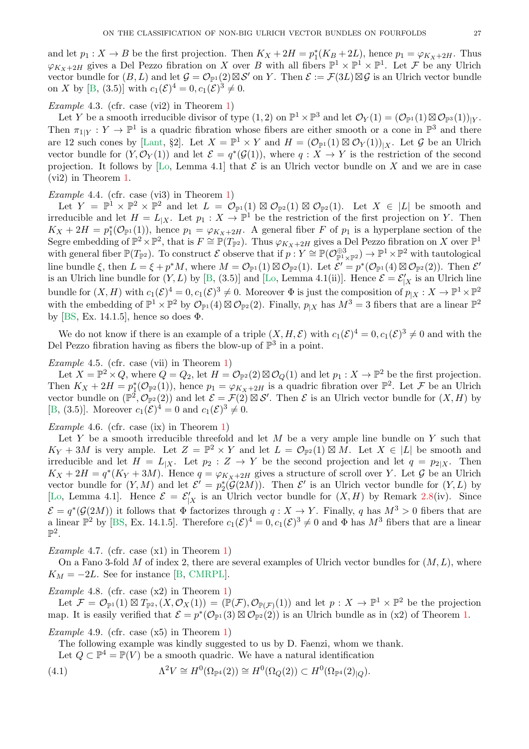and let $p_1 : X \to B$ be the first projection. Then $K_X + 2H = p_1^*(K_B + 2L)$, hence $p_1 = \varphi_{K_X+2H}$. Thus $\varphi_{K_X+2H}$ gives a Del Pezzo fibration on $X$ over $B$ with all fibers $\mathbb{P}^1 \times \mathbb{P}^1 \times \mathbb{P}^1$. Let $\mathcal{F}$ be any Ulrich vector bundle for $(B, L)$ and let $\mathcal{G} = \mathcal{O}_{\mathbb{P}^1}(2) \boxtimes \mathcal{S}'$ on $Y$. Then $\mathcal{E} := \mathcal{F}(3L) \boxtimes \mathcal{G}$ is an Ulrich vector bundle on $X$ by [B, (3.5)] with $c_1(\mathcal{E})^4 = 0, c_1(\mathcal{E})^3 \neq 0$.

*Example* 4.3. (cfr. case (vi2) in Theorem 1)

Let $Y$ be a smooth irreducible divisor of type $(1,2)$ on $\mathbb{P}^1 \times \mathbb{P}^3$ and let $\mathcal{O}_Y(1) = (\mathcal{O}_{\mathbb{P}^1}(1) \boxtimes \mathcal{O}_{\mathbb{P}^3}(1))_{|Y}$. Then $\pi_{1|Y} : Y \to \mathbb{P}^1$ is a quadric fibration whose fibers are either smooth or a cone in $\mathbb{P}^3$ and there are 12 such cones by [Lant, §2]. Let $X = \mathbb{P}^1 \times Y$ and $H = (\mathcal{O}_{\mathbb{P}^1}(1) \boxtimes \mathcal{O}_Y(1))_{|X}$. Let $\mathcal{G}$ be an Ulrich vector bundle for $(Y, \mathcal{O}_Y(1))$ and let $\mathcal{E} = q^*(\mathcal{G}(1))$, where $q : X \to Y$ is the restriction of the second projection. It follows by [Lo, Lemma 4.1] that $\mathcal{E}$ is an Ulrich vector bundle on $X$ and we are in case (vi2) in Theorem 1.

*Example* 4.4. (cfr. case (vi3) in Theorem 1)

Let $Y = \mathbb{P}^1 \times \mathbb{P}^2 \times \mathbb{P}^2$ and let $L = \mathcal{O}_{\mathbb{P}^1}(1) \boxtimes \mathcal{O}_{\mathbb{P}^2}(1) \boxtimes \mathcal{O}_{\mathbb{P}^2}(1)$. Let $X \in |L|$ be smooth and irreducible and let $H = L_{|X}$. Let $p_1 : X \to \mathbb{P}^1$ be the restriction of the first projection on $Y$. Then $K_X + 2H = p_1^*(\mathcal{O}_{\mathbb{P}^1}(1))$, hence $p_1 = \varphi_{K_X+2H}$. A general fiber $F$ of $p_1$ is a hyperplane section of the Segre embedding of $\mathbb{P}^2 \times \mathbb{P}^2$, that is $F \cong \mathbb{P}(T_{\mathbb{P}^2})$. Thus $\varphi_{K_X+2H}$ gives a Del Pezzo fibration on $X$ over $\mathbb{P}^1$ with general fiber $\mathbb{P}(T_{\mathbb{P}^2})$. To construct $\mathcal{E}$ observe that if $p : Y \cong \mathbb{P}(\mathcal{O}_{\mathbb{P}^1 \times \mathbb{P}^2}^{\oplus 3}) \to \mathbb{P}^1 \times \mathbb{P}^2$ with tautological line bundle $\xi$, then $L = \xi + p^*M$, where $M = \mathcal{O}_{\mathbb{P}^1}(1) \boxtimes \mathcal{O}_{\mathbb{P}^2}(1)$. Let $\mathcal{E}' = p^*(\mathcal{O}_{\mathbb{P}^1}(4) \boxtimes \mathcal{O}_{\mathbb{P}^2}(2))$. Then $\mathcal{E}'$ is an Ulrich line bundle for $(Y, L)$ by [B, (3.5)] and [Lo, Lemma 4.1(ii)]. Hence $\mathcal{E} = \mathcal{E}'_{|X}$ is an Ulrich line bundle for $(X, H)$ with $c_1(\mathcal{E})^4 = 0, c_1(\mathcal{E})^3 \neq 0$. Moreover $\Phi$ is just the composition of $p_{|X} : X \to \mathbb{P}^1 \times \mathbb{P}^2$ with the embedding of $\mathbb{P}^1 \times \mathbb{P}^2$ by $\mathcal{O}_{\mathbb{P}^1}(4) \boxtimes \mathcal{O}_{\mathbb{P}^2}(2)$. Finally, $p_{|X}$ has $M^3 = 3$ fibers that are a linear $\mathbb{P}^2$ by [BS, Ex. 14.1.5], hence so does $\Phi$.

We do not know if there is an example of a triple $(X, H, \mathcal{E})$ with $c_1(\mathcal{E})^4 = 0, c_1(\mathcal{E})^3 \neq 0$ and with the Del Pezzo fibration having as fibers the blow-up of $\mathbb{P}^3$ in a point.

*Example* 4.5. (cfr. case (vii) in Theorem 1)

Let $X = \mathbb{P}^2 \times Q$, where $Q = Q_2$, let $H = \mathcal{O}_{\mathbb{P}^2}(2) \boxtimes \mathcal{O}_Q(1)$ and let $p_1 : X \to \mathbb{P}^2$ be the first projection. Then $K_X + 2H = p_1^*(\mathcal{O}_{\mathbb{P}^2}(1))$, hence $p_1 = \varphi_{K_X+2H}$ is a quadric fibration over $\mathbb{P}^2$. Let $\mathcal{F}$ be an Ulrich vector bundle on $(\mathbb{P}^2, \mathcal{O}_{\mathbb{P}^2}(2))$ and let $\mathcal{E} = \mathcal{F}(2) \boxtimes \mathcal{S}'$. Then $\mathcal{E}$ is an Ulrich vector bundle for $(X, H)$ by [B, (3.5)]. Moreover $c_1(\mathcal{E})^4 = 0$ and $c_1(\mathcal{E})^3 \neq 0$.

*Example* 4.6. (cfr. case (ix) in Theorem 1)

Let $Y$ be a smooth irreducible threefold and let $M$ be a very ample line bundle on $Y$ such that $K_Y + 3M$ is very ample. Let $Z = \mathbb{P}^2 \times Y$ and let $L = \mathcal{O}_{\mathbb{P}^2}(1) \boxtimes M$. Let $X \in |L|$ be smooth and irreducible and let $H = L_{|X}$. Let $p_2 : Z \to Y$ be the second projection and let $q = p_{2|X}$. Then $K_X + 2H = q^*(K_Y + 3M)$. Hence $q = \varphi_{K_X+2H}$ gives a structure of scroll over $Y$. Let $\mathcal{G}$ be an Ulrich vector bundle for $(Y, M)$ and let $\mathcal{E}' = p_2^*(\mathcal{G}(2M))$. Then $\mathcal{E}'$ is an Ulrich vector bundle for $(Y, L)$ by [Lo, Lemma 4.1]. Hence $\mathcal{E} = \mathcal{E}'_{|X}$ is an Ulrich vector bundle for $(X, H)$ by Remark 2.8(iv). Since $\mathcal{E} = q^*(\mathcal{G}(2M))$ it follows that $\Phi$ factorizes through $q : X \to Y$. Finally, $q$ has $M^3 > 0$ fibers that are a linear $\mathbb{P}^2$ by [BS, Ex. 14.1.5]. Therefore $c_1(\mathcal{E})^4 = 0, c_1(\mathcal{E})^3 \neq 0$ and $\Phi$ has $M^3$ fibers that are a linear $\mathbb{P}^2$.

*Example* 4.7. (cfr. case (x1) in Theorem 1)

On a Fano 3-fold $M$ of index 2, there are several examples of Ulrich vector bundles for $(M, L)$, where $K_M = -2L$. See for instance [B, CMRPL].

*Example* 4.8. (cfr. case (x2) in Theorem 1)

Let $\mathcal{F} = \mathcal{O}_{\mathbb{P}^1}(1) \boxtimes T_{\mathbb{P}^2}, (X, \mathcal{O}_X(1)) = (\mathbb{P}(\mathcal{F}), \mathcal{O}_{\mathbb{P}(\mathcal{F})}(1))$ and let $p : X \to \mathbb{P}^1 \times \mathbb{P}^2$ be the projection map. It is easily verified that $\mathcal{E} = p^*(\mathcal{O}_{\mathbb{P}^1}(3) \boxtimes \mathcal{O}_{\mathbb{P}^2}(2))$ is an Ulrich bundle as in (x2) of Theorem 1.

*Example* 4.9. (cfr. case (x5) in Theorem 1)

The following example was kindly suggested to us by D. Faenzi, whom we thank.

Let $Q \subset \mathbb{P}^4 = \mathbb{P}(V)$ be a smooth quadric. We have a natural identification

$$\Lambda^2 V \cong H^0(\Omega_{\mathbb{P}^4}(2)) \cong H^0(\Omega_Q(2)) \subset H^0(\Omega_{\mathbb{P}^4}(2)_{|Q}). \tag{4.1}$$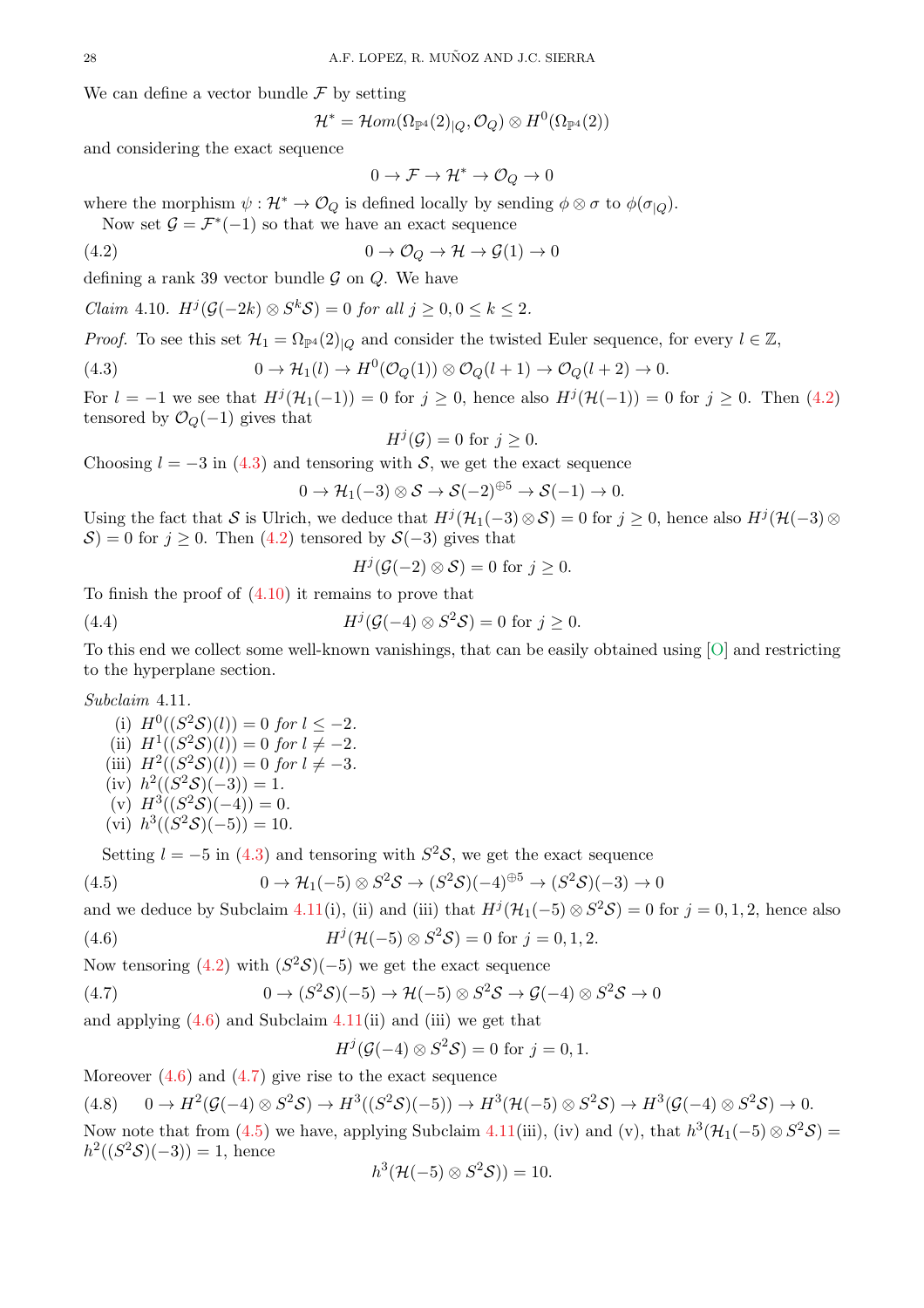We can define a vector bundle $\mathcal{F}$ by setting

$$\mathcal{H}^* = \mathcal{H}om(\Omega_{\mathbb{P}^4}(2)_{|Q}, \mathcal{O}_Q) \otimes H^0(\Omega_{\mathbb{P}^4}(2))$$

and considering the exact sequence

$$0 \to \mathcal{F} \to \mathcal{H}^* \to \mathcal{O}_Q \to 0$$

where the morphism $\psi : \mathcal{H}^* \to \mathcal{O}_Q$ is defined locally by sending $\phi \otimes \sigma$ to $\phi(\sigma_{|Q})$.

Now set $\mathcal{G} = \mathcal{F}^*(-1)$ so that we have an exact sequence

$$0 \to \mathcal{O}_Q \to \mathcal{H} \to \mathcal{G}(1) \to 0 \tag{4.2}$$

defining a rank 39 vector bundle $\mathcal{G}$ on $Q$. We have

*Claim* 4.10. *$H^j(\mathcal{G}(-2k) \otimes S^k\mathcal{S}) = 0$ for all $j \geq 0, 0 \leq k \leq 2$.*

*Proof.* To see this set $\mathcal{H}_1 = \Omega_{\mathbb{P}^4}(2)_{|Q}$ and consider the twisted Euler sequence, for every $l \in \mathbb{Z}$,

$$0 \to \mathcal{H}_1(l) \to H^0(\mathcal{O}_Q(1)) \otimes \mathcal{O}_Q(l+1) \to \mathcal{O}_Q(l+2) \to 0. \tag{4.3}$$

For $l = -1$ we see that $H^j(\mathcal{H}_1(-1)) = 0$ for $j \geq 0$, hence also $H^j(\mathcal{H}(-1)) = 0$ for $j \geq 0$. Then (4.2) tensored by $\mathcal{O}_Q(-1)$ gives that

$$H^j(\mathcal{G}) = 0 \text{ for } j \geq 0.$$

Choosing $l = -3$ in (4.3) and tensoring with $\mathcal{S}$, we get the exact sequence

$$0 \to \mathcal{H}_1(-3) \otimes \mathcal{S} \to \mathcal{S}(-2)^{\oplus 5} \to \mathcal{S}(-1) \to 0.$$

Using the fact that $\mathcal{S}$ is Ulrich, we deduce that $H^j(\mathcal{H}_1(-3) \otimes \mathcal{S}) = 0$ for $j \geq 0$, hence also $H^j(\mathcal{H}(-3) \otimes \mathcal{S}) = 0$ for $j \geq 0$. Then (4.2) tensored by $\mathcal{S}(-3)$ gives that

$$H^j(\mathcal{G}(-2) \otimes \mathcal{S}) = 0 \text{ for } j \geq 0.$$

To finish the proof of (4.10) it remains to prove that

$$H^j(\mathcal{G}(-4) \otimes S^2\mathcal{S}) = 0 \text{ for } j \geq 0. \tag{4.4}$$

To this end we collect some well-known vanishings, that can be easily obtained using [O] and restricting to the hyperplane section.

*Subclaim* 4.11.

- (i) $H^0((S^2\mathcal{S})(l)) = 0$ *for* $l \leq -2$.
- (ii) $H^1((S^2\mathcal{S})(l)) = 0$ *for* $l \neq -2$.
- (iii) $H^2((S^2\mathcal{S})(l)) = 0$ *for* $l \neq -3$.
- (iv) $h^2((S^2\mathcal{S})(-3)) = 1$.
- (v) $H^3((S^2\mathcal{S})(-4)) = 0$.
- (vi) $h^3((S^2\mathcal{S})(-5)) = 10$.

Setting $l = -5$ in (4.3) and tensoring with $S^2\mathcal{S}$, we get the exact sequence

$$0 \to \mathcal{H}_1(-5) \otimes S^2\mathcal{S} \to (S^2\mathcal{S})(-4)^{\oplus 5} \to (S^2\mathcal{S})(-3) \to 0 \tag{4.5}$$

and we deduce by Subclaim 4.11(i), (ii) and (iii) that $H^j(\mathcal{H}_1(-5) \otimes S^2\mathcal{S}) = 0$ for $j = 0, 1, 2$, hence also

$$H^j(\mathcal{H}(-5) \otimes S^2\mathcal{S}) = 0 \text{ for } j = 0, 1, 2. \tag{4.6}$$

Now tensoring (4.2) with $(S^2\mathcal{S})(-5)$ we get the exact sequence

$$0 \to (S^2\mathcal{S})(-5) \to \mathcal{H}(-5) \otimes S^2\mathcal{S} \to \mathcal{G}(-4) \otimes S^2\mathcal{S} \to 0 \tag{4.7}$$

and applying (4.6) and Subclaim 4.11(ii) and (iii) we get that

$$H^j(\mathcal{G}(-4) \otimes S^2\mathcal{S}) = 0 \text{ for } j = 0, 1.$$

Moreover (4.6) and (4.7) give rise to the exact sequence

$$0 \to H^2(\mathcal{G}(-4) \otimes S^2\mathcal{S}) \to H^3((S^2\mathcal{S})(-5)) \to H^3(\mathcal{H}(-5) \otimes S^2\mathcal{S}) \to H^3(\mathcal{G}(-4) \otimes S^2\mathcal{S}) \to 0. \tag{4.8}$$

Now note that from (4.5) we have, applying Subclaim 4.11(iii), (iv) and (v), that $h^3(\mathcal{H}_1(-5) \otimes S^2\mathcal{S}) = h^2((S^2\mathcal{S})(-3)) = 1$, hence

$$h^3(\mathcal{H}(-5) \otimes S^2\mathcal{S})) = 10.$$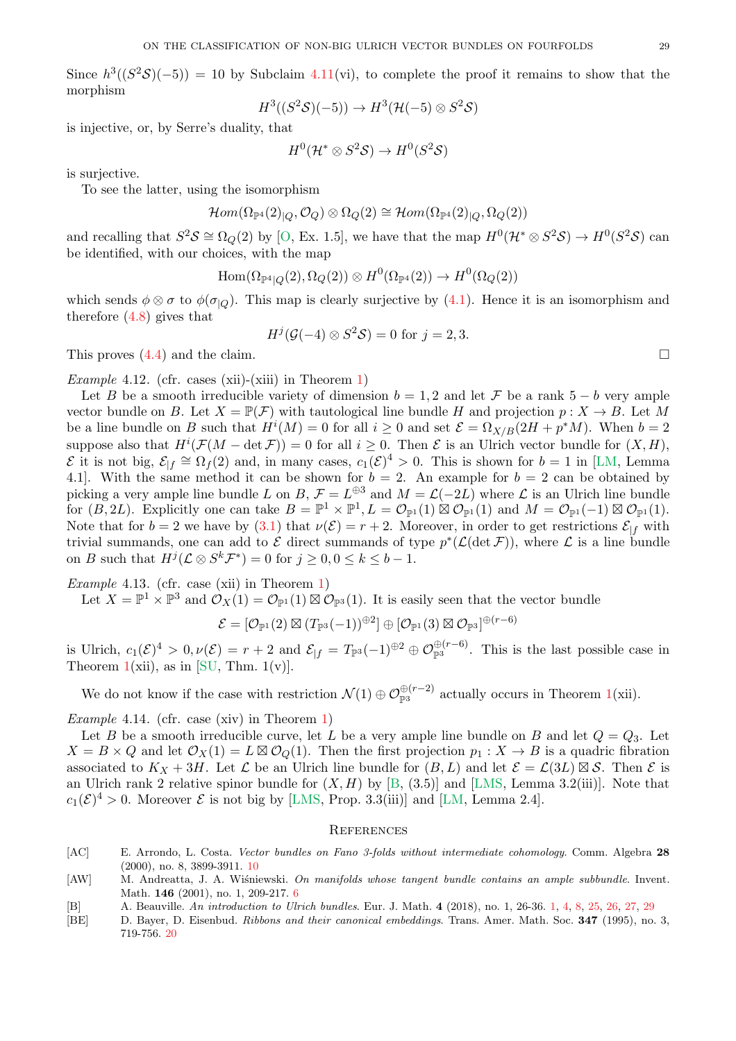Since $h^3((S^2\mathcal{S})(-5)) = 10$ by Subclaim 4.11(vi), to complete the proof it remains to show that the morphism

$$H^3((S^2\mathcal{S})(-5)) \to H^3(\mathcal{H}(-5) \otimes S^2\mathcal{S})$$

is injective, or, by Serre's duality, that

$$H^0(\mathcal{H}^* \otimes S^2\mathcal{S}) \to H^0(S^2\mathcal{S})$$

is surjective.

To see the latter, using the isomorphism

$$\mathcal{H}om(\Omega_{\mathbb{P}^4}(2)_{|Q}, \mathcal{O}_Q) \otimes \Omega_Q(2) \cong \mathcal{H}om(\Omega_{\mathbb{P}^4}(2)_{|Q}, \Omega_Q(2))$$

and recalling that $S^2\mathcal{S} \cong \Omega_Q(2)$ by [O, Ex. 1.5], we have that the map $H^0(\mathcal{H}^* \otimes S^2\mathcal{S}) \to H^0(S^2\mathcal{S})$ can be identified, with our choices, with the map

$$\operatorname{Hom}(\Omega_{\mathbb{P}^4|Q}(2), \Omega_Q(2)) \otimes H^0(\Omega_{\mathbb{P}^4}(2)) \to H^0(\Omega_Q(2))$$

which sends $\phi \otimes \sigma$ to $\phi(\sigma_{|Q})$. This map is clearly surjective by (4.1). Hence it is an isomorphism and therefore (4.8) gives that

$$H^j(\mathcal{G}(-4) \otimes S^2\mathcal{S}) = 0 \text{ for } j = 2, 3.$$

This proves (4.4) and the claim. □

*Example* 4.12. (cfr. cases (xii)-(xiii) in Theorem 1)

Let $B$ be a smooth irreducible variety of dimension $b = 1, 2$ and let $\mathcal{F}$ be a rank $5 - b$ very ample vector bundle on $B$. Let $X = \mathbb{P}(\mathcal{F})$ with tautological line bundle $H$ and projection $p : X \to B$. Let $M$ be a line bundle on $B$ such that $H^i(M) = 0$ for all $i \geq 0$ and set $\mathcal{E} = \Omega_{X/B}(2H + p^*M)$. When $b = 2$ suppose also that $H^i(\mathcal{F}(M - \det \mathcal{F})) = 0$ for all $i \geq 0$. Then $\mathcal{E}$ is an Ulrich vector bundle for $(X, H)$, $\mathcal{E}$ it is not big, $\mathcal{E}_{|f} \cong \Omega_f(2)$ and, in many cases, $c_1(\mathcal{E})^4 > 0$. This is shown for $b = 1$ in [LM, Lemma 4.1]. With the same method it can be shown for $b = 2$. An example for $b = 2$ can be obtained by picking a very ample line bundle $L$ on $B$, $\mathcal{F} = L^{\oplus 3}$ and $M = \mathcal{L}(-2L)$ where $\mathcal{L}$ is an Ulrich line bundle for $(B, 2L)$. Explicitly one can take $B = \mathbb{P}^1 \times \mathbb{P}^1, L = \mathcal{O}_{\mathbb{P}^1}(1) \boxtimes \mathcal{O}_{\mathbb{P}^1}(1)$ and $M = \mathcal{O}_{\mathbb{P}^1}(-1) \boxtimes \mathcal{O}_{\mathbb{P}^1}(1)$. Note that for $b = 2$ we have by (3.1) that $\nu(\mathcal{E}) = r + 2$. Moreover, in order to get restrictions $\mathcal{E}_{|f}$ with trivial summands, one can add to $\mathcal{E}$ direct summands of type $p^*(\mathcal{L}(\det \mathcal{F}))$, where $\mathcal{L}$ is a line bundle on $B$ such that $H^j(\mathcal{L} \otimes S^k\mathcal{F}^*) = 0$ for $j \geq 0, 0 \leq k \leq b - 1$.

*Example* 4.13. (cfr. case (xii) in Theorem 1)

Let $X = \mathbb{P}^1 \times \mathbb{P}^3$ and $\mathcal{O}_X(1) = \mathcal{O}_{\mathbb{P}^1}(1) \boxtimes \mathcal{O}_{\mathbb{P}^3}(1)$. It is easily seen that the vector bundle

$$\mathcal{E} = [\mathcal{O}_{\mathbb{P}^1}(2) \boxtimes (T_{\mathbb{P}^3}(-1))^{\oplus 2}] \oplus [\mathcal{O}_{\mathbb{P}^1}(3) \boxtimes \mathcal{O}_{\mathbb{P}^3}]^{\oplus (r-6)}$$

is Ulrich, $c_1(\mathcal{E})^4 > 0, \nu(\mathcal{E}) = r + 2$ and $\mathcal{E}_{|f} = T_{\mathbb{P}^3}(-1)^{\oplus 2} \oplus \mathcal{O}_{\mathbb{P}^3}^{\oplus (r-6)}$. This is the last possible case in Theorem 1(xii), as in [SU, Thm. 1(v)].

We do not know if the case with restriction $\mathcal{N}(1) \oplus \mathcal{O}_{\mathbb{P}^3}^{\oplus (r-2)}$ actually occurs in Theorem 1(xii).

*Example* 4.14. (cfr. case (xiv) in Theorem 1)

Let $B$ be a smooth irreducible curve, let $L$ be a very ample line bundle on $B$ and let $Q = Q_3$. Let $X = B \times Q$ and let $\mathcal{O}_X(1) = L \boxtimes \mathcal{O}_Q(1)$. Then the first projection $p_1 : X \to B$ is a quadric fibration associated to $K_X + 3H$. Let $\mathcal{L}$ be an Ulrich line bundle for $(B, L)$ and let $\mathcal{E} = \mathcal{L}(3L) \boxtimes \mathcal{S}$. Then $\mathcal{E}$ is an Ulrich rank 2 relative spinor bundle for $(X, H)$ by [B, (3.5)] and [LMS, Lemma 3.2(iii)]. Note that $c_1(\mathcal{E})^4 > 0$. Moreover $\mathcal{E}$ is not big by [LMS, Prop. 3.3(iii)] and [LM, Lemma 2.4].

## References

[AC] E. Arrondo, L. Costa. *Vector bundles on Fano 3-folds without intermediate cohomology*. Comm. Algebra **28** (2000), no. 8, 3899-3911. 10

[AW] M. Andreatta, J. A. Wiśniewski. *On manifolds whose tangent bundle contains an ample subbundle*. Invent. Math. **146** (2001), no. 1, 209-217. 6

[B] A. Beauville. *An introduction to Ulrich bundles*. Eur. J. Math. **4** (2018), no. 1, 26-36. 1, 4, 8, 25, 26, 27, 29

[BE] D. Bayer, D. Eisenbud. *Ribbons and their canonical embeddings*. Trans. Amer. Math. Soc. **347** (1995), no. 3, 719-756. 20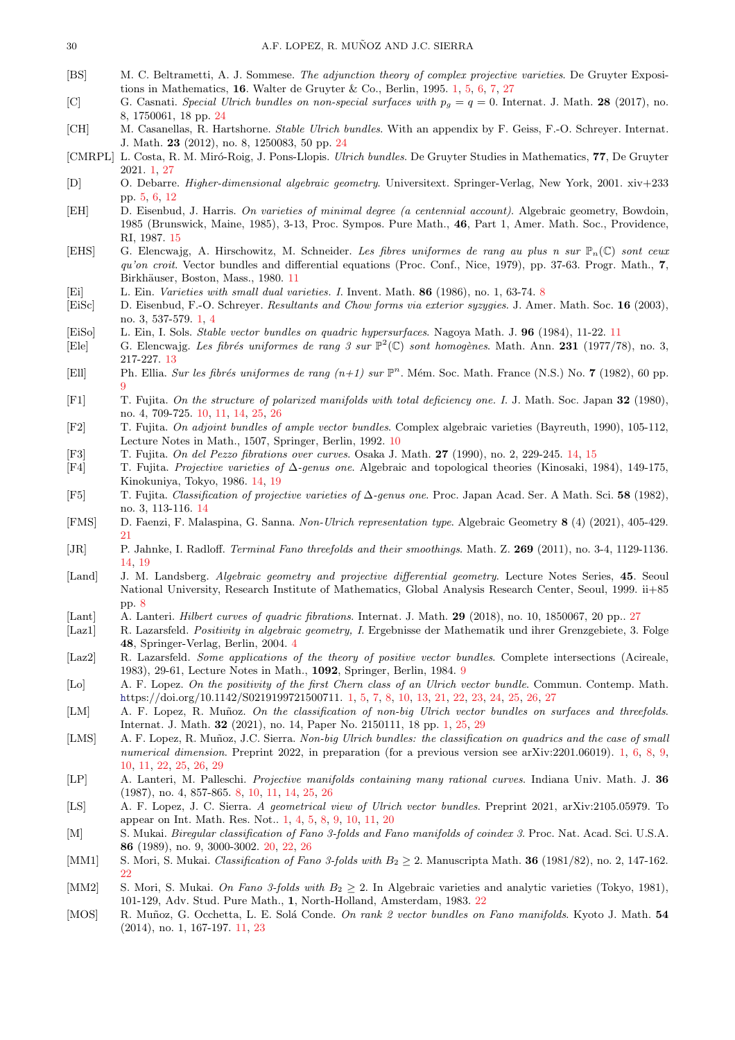- [BS] M. C. Beltrametti, A. J. Sommese. *The adjunction theory of complex projective varieties*. De Gruyter Expositions in Mathematics, **16**. Walter de Gruyter & Co., Berlin, 1995. 1, 5, 6, 7, 27
- [C] G. Casnati. *Special Ulrich bundles on non-special surfaces with $p_g = q = 0$*. Internat. J. Math. **28** (2017), no. 8, 1750061, 18 pp. 24
- [CH] M. Casanellas, R. Hartshorne. *Stable Ulrich bundles*. With an appendix by F. Geiss, F.-O. Schreyer. Internat. J. Math. **23** (2012), no. 8, 1250083, 50 pp. 24
- [CMRPL] L. Costa, R. M. Miró-Roig, J. Pons-Llopis. *Ulrich bundles*. De Gruyter Studies in Mathematics, **77**, De Gruyter 2021. 1, 27
- [D] O. Debarre. *Higher-dimensional algebraic geometry*. Universitext. Springer-Verlag, New York, 2001. xiv+233 pp. 5, 6, 12
- [EH] D. Eisenbud, J. Harris. *On varieties of minimal degree (a centennial account)*. Algebraic geometry, Bowdoin, 1985 (Brunswick, Maine, 1985), 3-13, Proc. Sympos. Pure Math., **46**, Part 1, Amer. Math. Soc., Providence, RI, 1987. 15
- [EHS] G. Elencwajg, A. Hirschowitz, M. Schneider. *Les fibres uniformes de rang au plus n sur $\mathbb{P}_n(\mathbb{C})$ sont ceux qu'on croit*. Vector bundles and differential equations (Proc. Conf., Nice, 1979), pp. 37-63. Progr. Math., **7**, Birkhäuser, Boston, Mass., 1980. 11
- [Ei] L. Ein. *Varieties with small dual varieties. I*. Invent. Math. **86** (1986), no. 1, 63-74. 8
- [EiSc] D. Eisenbud, F.-O. Schreyer. *Resultants and Chow forms via exterior syzygies*. J. Amer. Math. Soc. **16** (2003), no. 3, 537-579. 1, 4
- [EiSo] L. Ein, I. Sols. *Stable vector bundles on quadric hypersurfaces*. Nagoya Math. J. **96** (1984), 11-22. 11
- [Ele] G. Elencwajg. *Les fibrés uniformes de rang 3 sur $\mathbb{P}^2(\mathbb{C})$ sont homogènes*. Math. Ann. **231** (1977/78), no. 3, 217-227. 13
- [Ell] Ph. Ellia. *Sur les fibrés uniformes de rang (n+1) sur $\mathbb{P}^n$*. Mém. Soc. Math. France (N.S.) No. **7** (1982), 60 pp. 9
- [F1] T. Fujita. *On the structure of polarized manifolds with total deficiency one. I*. J. Math. Soc. Japan **32** (1980), no. 4, 709-725. 10, 11, 14, 25, 26
- [F2] T. Fujita. *On adjoint bundles of ample vector bundles*. Complex algebraic varieties (Bayreuth, 1990), 105-112, Lecture Notes in Math., 1507, Springer, Berlin, 1992. 10
- [F3] T. Fujita. *On del Pezzo fibrations over curves*. Osaka J. Math. **27** (1990), no. 2, 229-245. 14, 15
- [F4] T. Fujita. *Projective varieties of $\Delta$-genus one*. Algebraic and topological theories (Kinosaki, 1984), 149-175, Kinokuniya, Tokyo, 1986. 14, 19
- [F5] T. Fujita. *Classification of projective varieties of $\Delta$-genus one*. Proc. Japan Acad. Ser. A Math. Sci. **58** (1982), no. 3, 113-116. 14
- [FMS] D. Faenzi, F. Malaspina, G. Sanna. *Non-Ulrich representation type*. Algebraic Geometry **8** (4) (2021), 405-429. 21
- [JR] P. Jahnke, I. Radloff. *Terminal Fano threefolds and their smoothings*. Math. Z. **269** (2011), no. 3-4, 1129-1136. 14, 19
- [Land] J. M. Landsberg. *Algebraic geometry and projective differential geometry*. Lecture Notes Series, **45**. Seoul National University, Research Institute of Mathematics, Global Analysis Research Center, Seoul, 1999. ii+85 pp. 8
- [Lant] A. Lanteri. *Hilbert curves of quadric fibrations*. Internat. J. Math. **29** (2018), no. 10, 1850067, 20 pp.. 27
- [Laz1] R. Lazarsfeld. *Positivity in algebraic geometry, I*. Ergebnisse der Mathematik und ihrer Grenzgebiete, 3. Folge **48**, Springer-Verlag, Berlin, 2004. 4
- [Laz2] R. Lazarsfeld. *Some applications of the theory of positive vector bundles*. Complete intersections (Acireale, 1983), 29-61, Lecture Notes in Math., **1092**, Springer, Berlin, 1984. 9
- [Lo] A. F. Lopez. *On the positivity of the first Chern class of an Ulrich vector bundle*. Commun. Contemp. Math. https://doi.org/10.1142/S0219199721500711. 1, 5, 7, 8, 10, 13, 21, 22, 23, 24, 25, 26, 27
- [LM] A. F. Lopez, R. Muñoz. *On the classification of non-big Ulrich vector bundles on surfaces and threefolds*. Internat. J. Math. **32** (2021), no. 14, Paper No. 2150111, 18 pp. 1, 25, 29
- [LMS] A. F. Lopez, R. Muñoz, J.C. Sierra. *Non-big Ulrich bundles: the classification on quadrics and the case of small numerical dimension*. Preprint 2022, in preparation (for a previous version see arXiv:2201.06019). 1, 6, 8, 9, 10, 11, 22, 25, 26, 29
- [LP] A. Lanteri, M. Palleschi. *Projective manifolds containing many rational curves*. Indiana Univ. Math. J. **36** (1987), no. 4, 857-865. 8, 10, 11, 14, 25, 26
- [LS] A. F. Lopez, J. C. Sierra. *A geometrical view of Ulrich vector bundles*. Preprint 2021, arXiv:2105.05979. To appear on Int. Math. Res. Not.. 1, 4, 5, 8, 9, 10, 11, 20
- [M] S. Mukai. *Biregular classification of Fano 3-folds and Fano manifolds of coindex 3*. Proc. Nat. Acad. Sci. U.S.A. **86** (1989), no. 9, 3000-3002. 20, 22, 26
- [MM1] S. Mori, S. Mukai. *Classification of Fano 3-folds with $B_2 \geq 2$*. Manuscripta Math. **36** (1981/82), no. 2, 147-162. 22
- [MM2] S. Mori, S. Mukai. *On Fano 3-folds with $B_2 \geq 2$*. In Algebraic varieties and analytic varieties (Tokyo, 1981), 101-129, Adv. Stud. Pure Math., **1**, North-Holland, Amsterdam, 1983. 22
- [MOS] R. Muñoz, G. Occhetta, L. E. Solá Conde. *On rank 2 vector bundles on Fano manifolds*. Kyoto J. Math. **54** (2014), no. 1, 167-197. 11, 23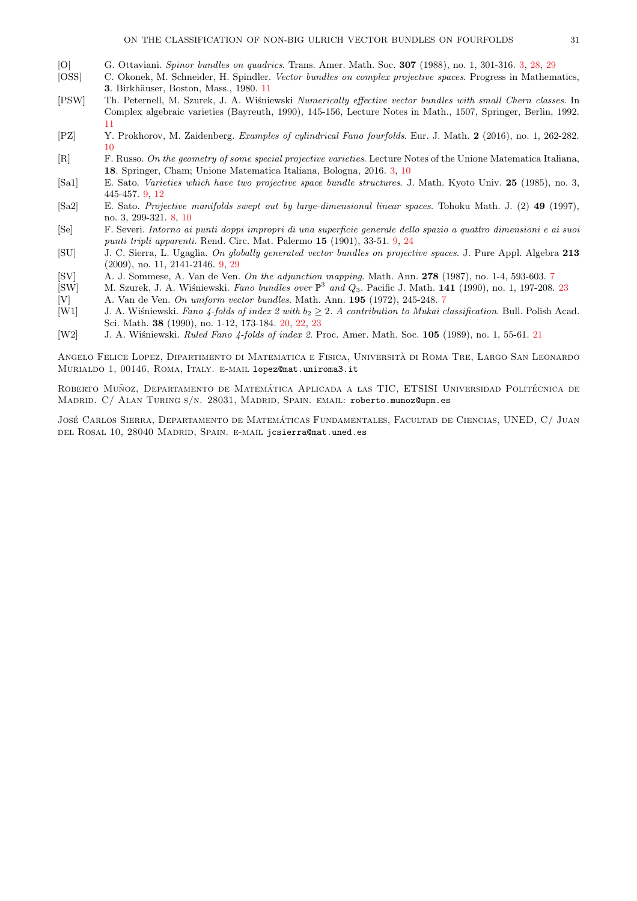[O] G. Ottaviani. *Spinor bundles on quadrics*. Trans. Amer. Math. Soc. **307** (1988), no. 1, 301-316. 3, 28, 29

[OSS] C. Okonek, M. Schneider, H. Spindler. *Vector bundles on complex projective spaces*. Progress in Mathematics, **3**. Birkhäuser, Boston, Mass., 1980. 11

[PSW] Th. Peternell, M. Szurek, J. A. Wiśniewski *Numerically effective vector bundles with small Chern classes*. In Complex algebraic varieties (Bayreuth, 1990), 145-156, Lecture Notes in Math., 1507, Springer, Berlin, 1992. 11

[PZ] Y. Prokhorov, M. Zaidenberg. *Examples of cylindrical Fano fourfolds*. Eur. J. Math. **2** (2016), no. 1, 262-282. 10

[R] F. Russo. *On the geometry of some special projective varieties*. Lecture Notes of the Unione Matematica Italiana, **18**. Springer, Cham; Unione Matematica Italiana, Bologna, 2016. 3, 10

[Sa1] E. Sato. *Varieties which have two projective space bundle structures*. J. Math. Kyoto Univ. **25** (1985), no. 3, 445-457. 9, 12

[Sa2] E. Sato. *Projective manifolds swept out by large-dimensional linear spaces*. Tohoku Math. J. (2) **49** (1997), no. 3, 299-321. 8, 10

[Se] F. Severi. *Intorno ai punti doppi impropri di una superficie generale dello spazio a quattro dimensioni e ai suoi punti tripli apparenti*. Rend. Circ. Mat. Palermo **15** (1901), 33-51. 9, 24

[SU] J. C. Sierra, L. Ugaglia. *On globally generated vector bundles on projective spaces*. J. Pure Appl. Algebra **213** (2009), no. 11, 2141-2146. 9, 29

[SV] A. J. Sommese, A. Van de Ven. *On the adjunction mapping*. Math. Ann. **278** (1987), no. 1-4, 593-603. 7

[SW] M. Szurek, J. A. Wiśniewski. *Fano bundles over $\mathbb{P}^3$ and $Q_3$*. Pacific J. Math. **141** (1990), no. 1, 197-208. 23

[V] A. Van de Ven. *On uniform vector bundles*. Math. Ann. **195** (1972), 245-248. 7

[W1] J. A. Wiśniewski. *Fano 4-folds of index 2 with $b_2 \geq 2$. A contribution to Mukai classification*. Bull. Polish Acad. Sci. Math. **38** (1990), no. 1-12, 173-184. 20, 22, 23

[W2] J. A. Wiśniewski. *Ruled Fano 4-folds of index 2*. Proc. Amer. Math. Soc. **105** (1989), no. 1, 55-61. 21

Angelo Felice Lopez, Dipartimento di Matematica e Fisica, Università di Roma Tre, Largo San Leonardo Murialdo 1, 00146, Roma, Italy. e-mail lopez@mat.uniroma3.it

Roberto Muñoz, Departamento de Matemática Aplicada a las TIC, ETSISI Universidad Politécnica de Madrid. C/ Alan Turing s/n. 28031, Madrid, Spain. email: roberto.munoz@upm.es

José Carlos Sierra, Departamento de Matemáticas Fundamentales, Facultad de Ciencias, UNED, C/ Juan del Rosal 10, 28040 Madrid, Spain. e-mail jcsierra@mat.uned.es